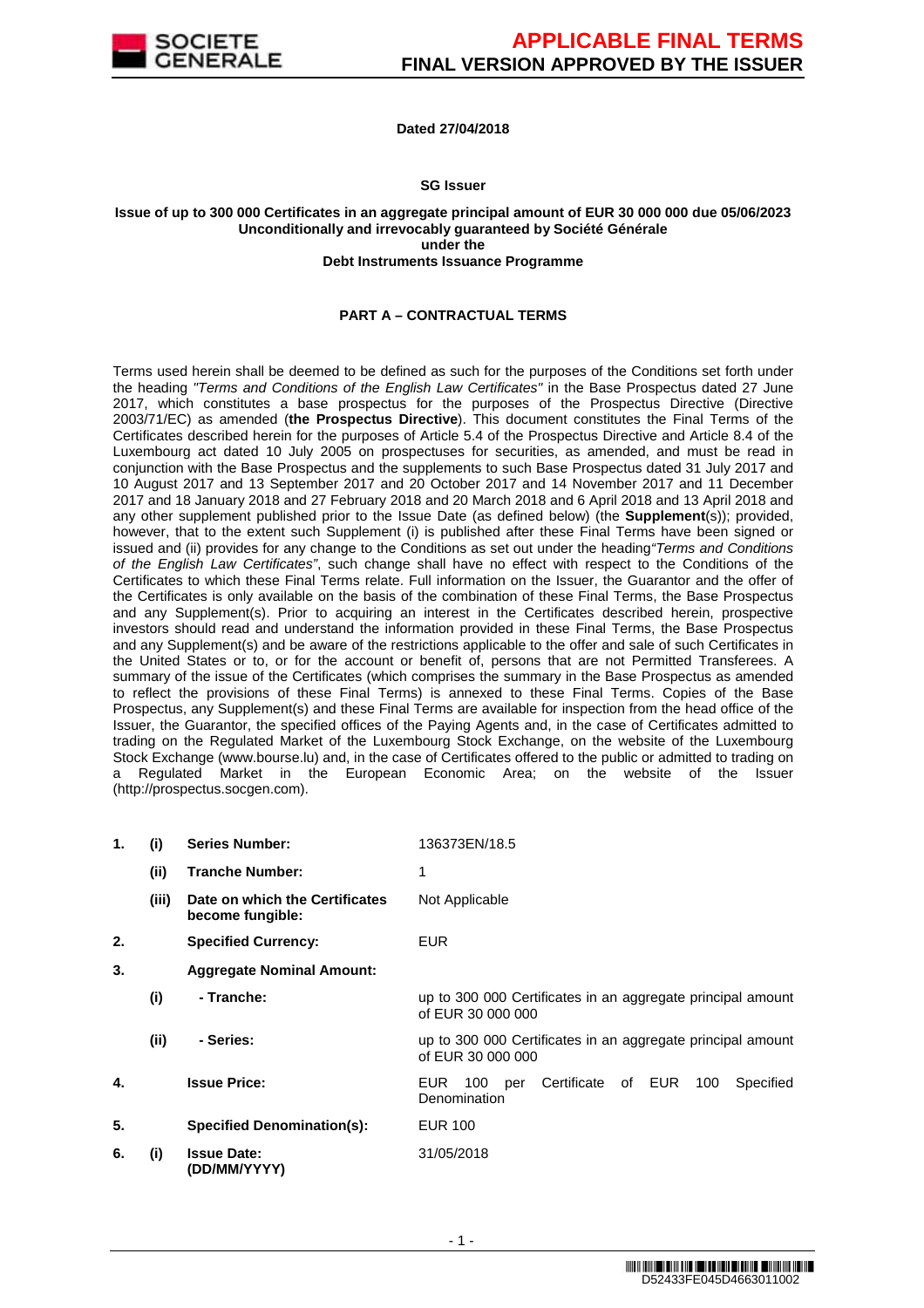# APPLICABLE FINAL TERMS

## FINAL VERSION APPROVED BY THE ISSUER

**Dated 27/04/2018**

**SG Issuer**

**Issue of up to 300 000 Certificates in an aggregate principal amount of EUR 30 000 000 due 05/06/2023**
**Unconditionally and irrevocably guaranteed by Société Générale**
**under the**
**Debt Instruments Issuance Programme**

**PART A – CONTRACTUAL TERMS**

Terms used herein shall be deemed to be defined as such for the purposes of the Conditions set forth under the heading *"Terms and Conditions of the English Law Certificates"* in the Base Prospectus dated 27 June 2017, which constitutes a base prospectus for the purposes of the Prospectus Directive (Directive 2003/71/EC) as amended (**the Prospectus Directive**). This document constitutes the Final Terms of the Certificates described herein for the purposes of Article 5.4 of the Prospectus Directive and Article 8.4 of the Luxembourg act dated 10 July 2005 on prospectuses for securities, as amended, and must be read in conjunction with the Base Prospectus and the supplements to such Base Prospectus dated 31 July 2017 and 10 August 2017 and 13 September 2017 and 20 October 2017 and 14 November 2017 and 11 December 2017 and 18 January 2018 and 27 February 2018 and 20 March 2018 and 6 April 2018 and 13 April 2018 and any other supplement published prior to the Issue Date (as defined below) (the **Supplement**(s)); provided, however, that to the extent such Supplement (i) is published after these Final Terms have been signed or issued and (ii) provides for any change to the Conditions as set out under the heading *"Terms and Conditions of the English Law Certificates"*, such change shall have no effect with respect to the Conditions of the Certificates to which these Final Terms relate. Full information on the Issuer, the Guarantor and the offer of the Certificates is only available on the basis of the combination of these Final Terms, the Base Prospectus and any Supplement(s). Prior to acquiring an interest in the Certificates described herein, prospective investors should read and understand the information provided in these Final Terms, the Base Prospectus and any Supplement(s) and be aware of the restrictions applicable to the offer and sale of such Certificates in the United States or to, or for the account or benefit of, persons that are not Permitted Transferees. A summary of the issue of the Certificates (which comprises the summary in the Base Prospectus as amended to reflect the provisions of these Final Terms) is annexed to these Final Terms. Copies of the Base Prospectus, any Supplement(s) and these Final Terms are available for inspection from the head office of the Issuer, the Guarantor, the specified offices of the Paying Agents and, in the case of Certificates admitted to trading on the Regulated Market of the Luxembourg Stock Exchange, on the website of the Luxembourg Stock Exchange (www.bourse.lu) and, in the case of Certificates offered to the public or admitted to trading on a Regulated Market in the European Economic Area; on the website of the Issuer (http://prospectus.socgen.com).

| | | | |
|---|---|---|---|
| **1.** | **(i)** | **Series Number:** | 136373EN/18.5 |
| | **(ii)** | **Tranche Number:** | 1 |
| | **(iii)** | **Date on which the Certificates become fungible:** | Not Applicable |
| **2.** | | **Specified Currency:** | EUR |
| **3.** | | **Aggregate Nominal Amount:** | |
| | **(i)** | **- Tranche:** | up to 300 000 Certificates in an aggregate principal amount of EUR 30 000 000 |
| | **(ii)** | **- Series:** | up to 300 000 Certificates in an aggregate principal amount of EUR 30 000 000 |
| **4.** | | **Issue Price:** | EUR 100 per Certificate of EUR 100 Specified Denomination |
| **5.** | | **Specified Denomination(s):** | EUR 100 |
| **6.** | **(i)** | **Issue Date: (DD/MM/YYYY)** | 31/05/2018 |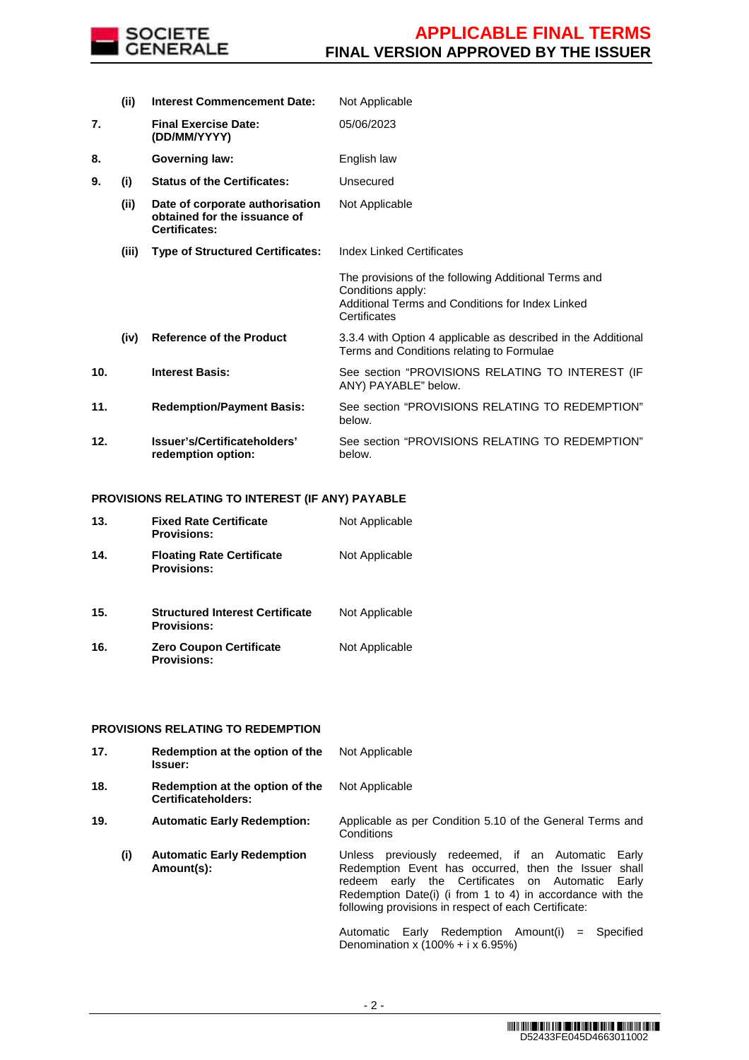| | | | |
|---|---|---|---|
| | **(ii)** | **Interest Commencement Date:** | Not Applicable |
| **7.** | | **Final Exercise Date: (DD/MM/YYYY)** | 05/06/2023 |
| **8.** | | **Governing law:** | English law |
| **9.** | **(i)** | **Status of the Certificates:** | Unsecured |
| | **(ii)** | **Date of corporate authorisation obtained for the issuance of Certificates:** | Not Applicable |
| | **(iii)** | **Type of Structured Certificates:** | Index Linked Certificates<br><br>The provisions of the following Additional Terms and Conditions apply:<br>Additional Terms and Conditions for Index Linked Certificates |
| | **(iv)** | **Reference of the Product** | 3.3.4 with Option 4 applicable as described in the Additional Terms and Conditions relating to Formulae |
| **10.** | | **Interest Basis:** | See section "PROVISIONS RELATING TO INTEREST (IF ANY) PAYABLE" below. |
| **11.** | | **Redemption/Payment Basis:** | See section "PROVISIONS RELATING TO REDEMPTION" below. |
| **12.** | | **Issuer's/Certificateholders' redemption option:** | See section "PROVISIONS RELATING TO REDEMPTION" below. |

**PROVISIONS RELATING TO INTEREST (IF ANY) PAYABLE**

| | | | |
|---|---|---|---|
| **13.** | | **Fixed Rate Certificate Provisions:** | Not Applicable |
| **14.** | | **Floating Rate Certificate Provisions:** | Not Applicable |
| **15.** | | **Structured Interest Certificate Provisions:** | Not Applicable |
| **16.** | | **Zero Coupon Certificate Provisions:** | Not Applicable |

**PROVISIONS RELATING TO REDEMPTION**

| | | | |
|---|---|---|---|
| **17.** | | **Redemption at the option of the Issuer:** | Not Applicable |
| **18.** | | **Redemption at the option of the Certificateholders:** | Not Applicable |
| **19.** | | **Automatic Early Redemption:** | Applicable as per Condition 5.10 of the General Terms and Conditions |
| | **(i)** | **Automatic Early Redemption Amount(s):** | Unless previously redeemed, if an Automatic Early Redemption Event has occurred, then the Issuer shall redeem early the Certificates on Automatic Early Redemption Date(i) (i from 1 to 4) in accordance with the following provisions in respect of each Certificate:<br><br>Automatic Early Redemption Amount(i) = Specified Denomination x (100% + i x 6.95%) |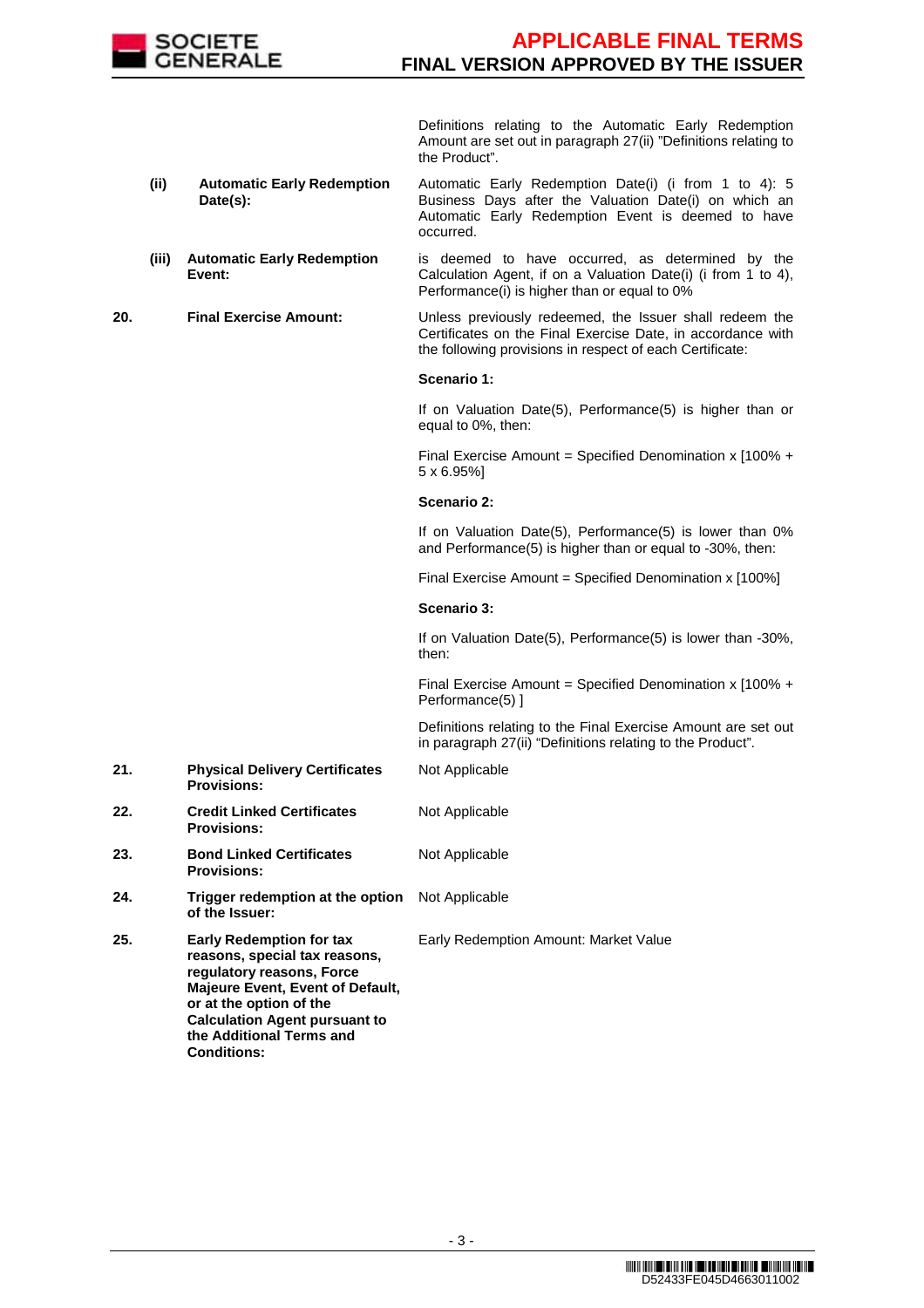| | | |
|---|---|---|
| | | Definitions relating to the Automatic Early Redemption Amount are set out in paragraph 27(ii) "Definitions relating to the Product". |
| | **(ii) Automatic Early Redemption Date(s):** | Automatic Early Redemption Date(i) (i from 1 to 4): 5 Business Days after the Valuation Date(i) on which an Automatic Early Redemption Event is deemed to have occurred. |
| | **(iii) Automatic Early Redemption Event:** | is deemed to have occurred, as determined by the Calculation Agent, if on a Valuation Date(i) (i from 1 to 4), Performance(i) is higher than or equal to 0% |
| **20.** | **Final Exercise Amount:** | Unless previously redeemed, the Issuer shall redeem the Certificates on the Final Exercise Date, in accordance with the following provisions in respect of each Certificate:<br><br>**Scenario 1:**<br><br>If on Valuation Date(5), Performance(5) is higher than or equal to 0%, then:<br><br>Final Exercise Amount = Specified Denomination x [100% + 5 x 6.95%]<br><br>**Scenario 2:**<br><br>If on Valuation Date(5), Performance(5) is lower than 0% and Performance(5) is higher than or equal to -30%, then:<br><br>Final Exercise Amount = Specified Denomination x [100%]<br><br>**Scenario 3:**<br><br>If on Valuation Date(5), Performance(5) is lower than -30%, then:<br><br>Final Exercise Amount = Specified Denomination x [100% + Performance(5) ]<br><br>Definitions relating to the Final Exercise Amount are set out in paragraph 27(ii) "Definitions relating to the Product". |
| **21.** | **Physical Delivery Certificates Provisions:** | Not Applicable |
| **22.** | **Credit Linked Certificates Provisions:** | Not Applicable |
| **23.** | **Bond Linked Certificates Provisions:** | Not Applicable |
| **24.** | **Trigger redemption at the option of the Issuer:** | Not Applicable |
| **25.** | **Early Redemption for tax reasons, special tax reasons, regulatory reasons, Force Majeure Event, Event of Default, or at the option of the Calculation Agent pursuant to the Additional Terms and Conditions:** | Early Redemption Amount: Market Value |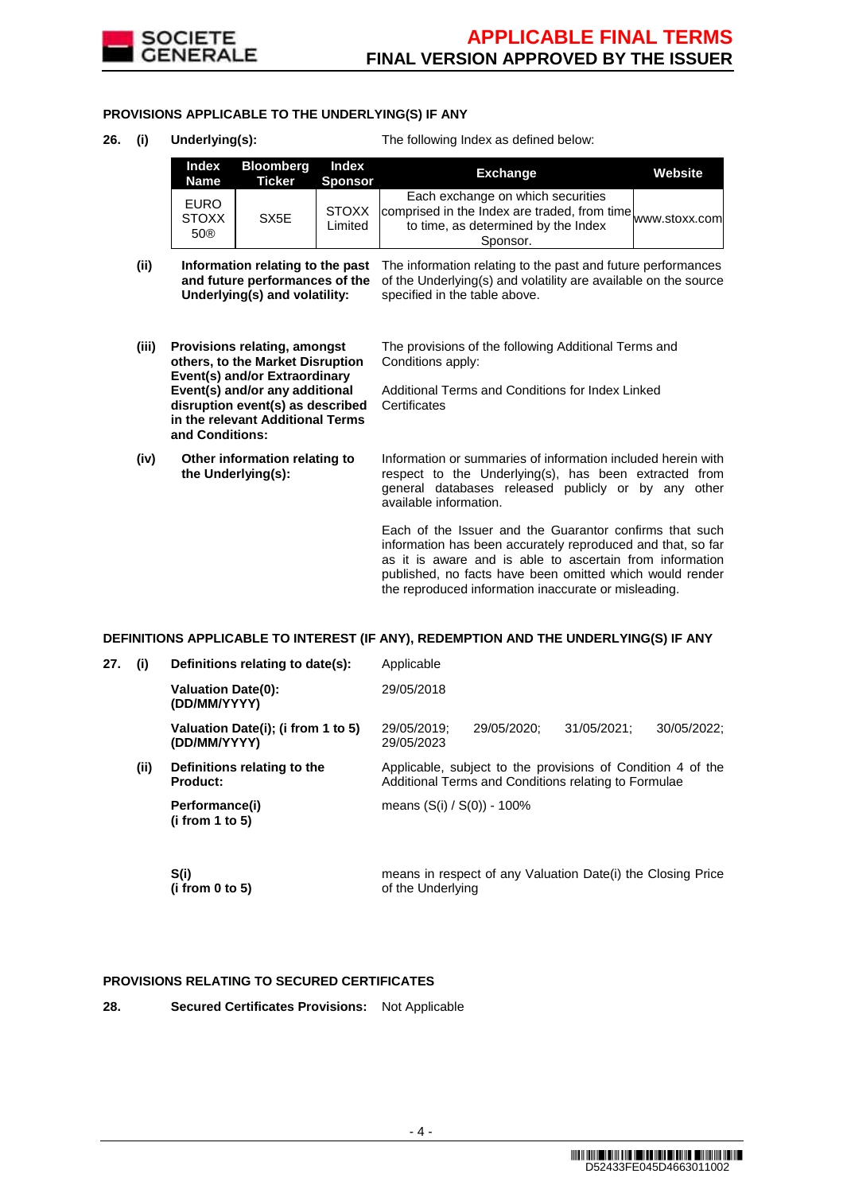**PROVISIONS APPLICABLE TO THE UNDERLYING(S) IF ANY**

**26. (i) Underlying(s):** The following Index as defined below:

| Index Name | Bloomberg Ticker | Index Sponsor | Exchange | Website |
|---|---|---|---|---|
| EURO STOXX 50® | SX5E | STOXX Limited | Each exchange on which securities comprised in the Index are traded, from time to time, as determined by the Index Sponsor. | www.stoxx.com |

**(ii) Information relating to the past and future performances of the Underlying(s) and volatility:** The information relating to the past and future performances of the Underlying(s) and volatility are available on the source specified in the table above.

**(iii) Provisions relating, amongst others, to the Market Disruption Event(s) and/or Extraordinary Event(s) and/or any additional disruption event(s) as described in the relevant Additional Terms and Conditions:** The provisions of the following Additional Terms and Conditions apply:

Additional Terms and Conditions for Index Linked Certificates

**(iv) Other information relating to the Underlying(s):** Information or summaries of information included herein with respect to the Underlying(s), has been extracted from general databases released publicly or by any other available information.

Each of the Issuer and the Guarantor confirms that such information has been accurately reproduced and that, so far as it is aware and is able to ascertain from information published, no facts have been omitted which would render the reproduced information inaccurate or misleading.

**DEFINITIONS APPLICABLE TO INTEREST (IF ANY), REDEMPTION AND THE UNDERLYING(S) IF ANY**

**27. (i) Definitions relating to date(s):** Applicable

**Valuation Date(0): (DD/MM/YYYY)** 29/05/2018

**Valuation Date(i); (i from 1 to 5) (DD/MM/YYYY)** 29/05/2019; 29/05/2020; 31/05/2021; 30/05/2022; 29/05/2023

**(ii) Definitions relating to the Product:** Applicable, subject to the provisions of Condition 4 of the Additional Terms and Conditions relating to Formulae

**Performance(i) (i from 1 to 5)** means (S(i) / S(0)) - 100%

**S(i) (i from 0 to 5)** means in respect of any Valuation Date(i) the Closing Price of the Underlying

**PROVISIONS RELATING TO SECURED CERTIFICATES**

**28. Secured Certificates Provisions:** Not Applicable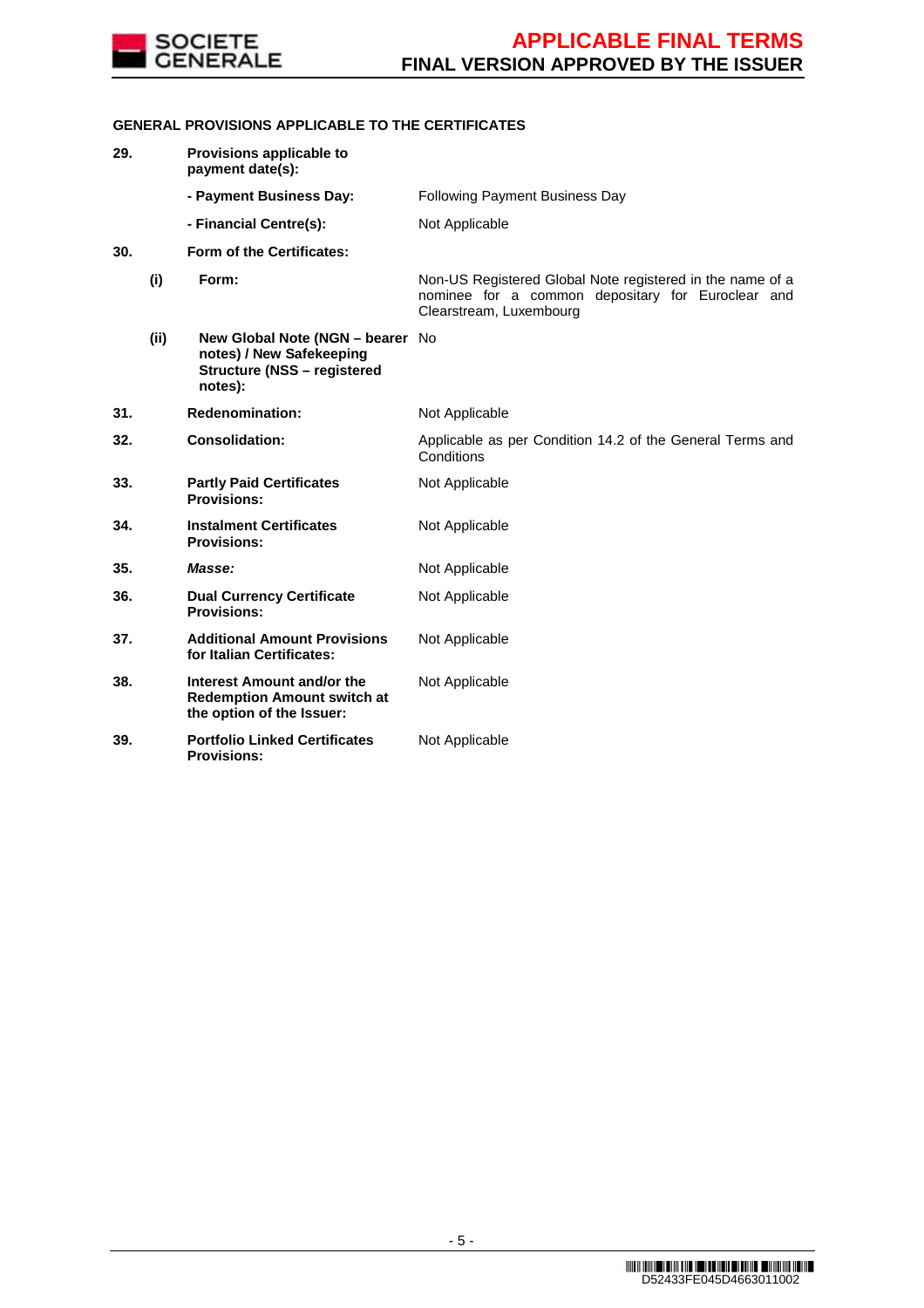**GENERAL PROVISIONS APPLICABLE TO THE CERTIFICATES**

| | | | |
|---|---|---|---|
| **29.** | | **Provisions applicable to payment date(s):** | |
| | | **- Payment Business Day:** | Following Payment Business Day |
| | | **- Financial Centre(s):** | Not Applicable |
| **30.** | | **Form of the Certificates:** | |
| | **(i)** | **Form:** | Non-US Registered Global Note registered in the name of a nominee for a common depositary for Euroclear and Clearstream, Luxembourg |
| | **(ii)** | **New Global Note (NGN – bearer notes) / New Safekeeping Structure (NSS – registered notes):** | No |
| **31.** | | **Redenomination:** | Not Applicable |
| **32.** | | **Consolidation:** | Applicable as per Condition 14.2 of the General Terms and Conditions |
| **33.** | | **Partly Paid Certificates Provisions:** | Not Applicable |
| **34.** | | **Instalment Certificates Provisions:** | Not Applicable |
| **35.** | | ***Masse:*** | Not Applicable |
| **36.** | | **Dual Currency Certificate Provisions:** | Not Applicable |
| **37.** | | **Additional Amount Provisions for Italian Certificates:** | Not Applicable |
| **38.** | | **Interest Amount and/or the Redemption Amount switch at the option of the Issuer:** | Not Applicable |
| **39.** | | **Portfolio Linked Certificates Provisions:** | Not Applicable |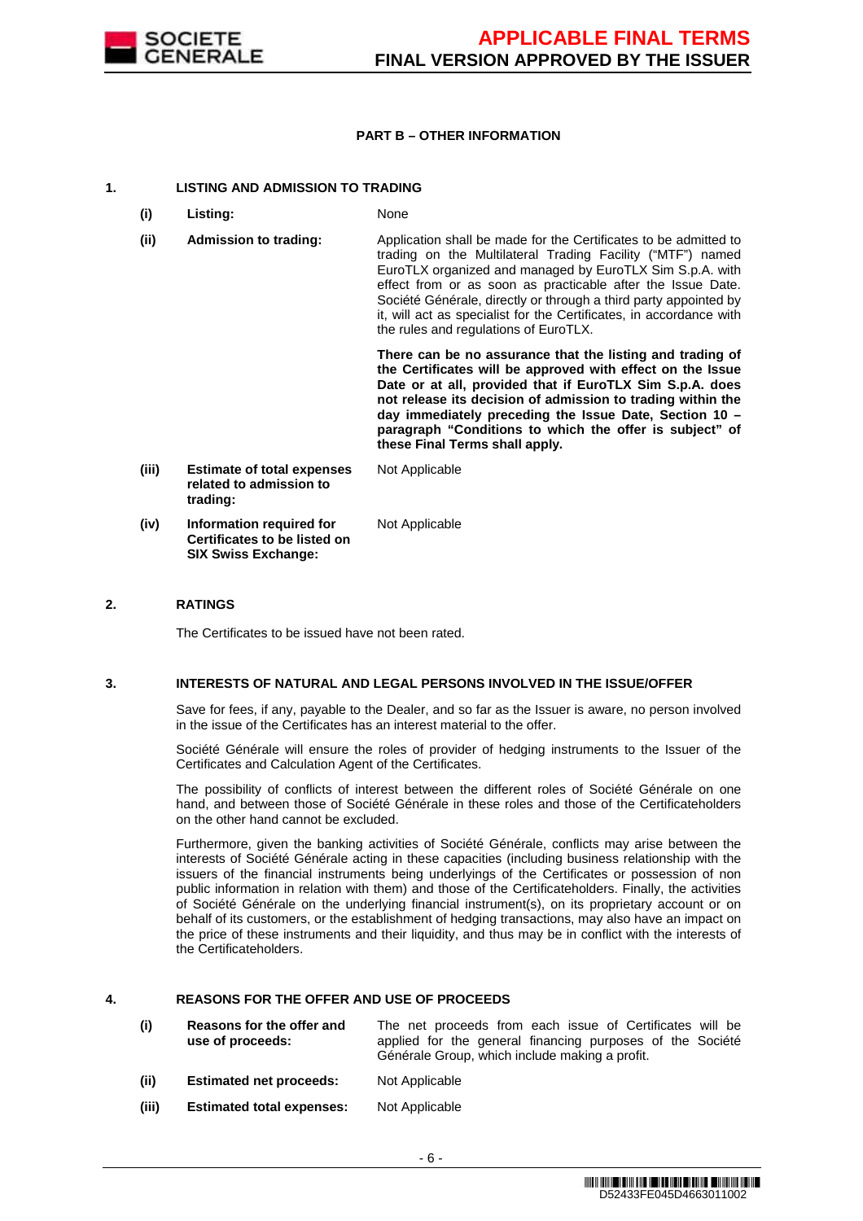## PART B – OTHER INFORMATION

### 1. LISTING AND ADMISSION TO TRADING

| | | |
|---|---|---|
| **(i)** | **Listing:** | None |
| **(ii)** | **Admission to trading:** | Application shall be made for the Certificates to be admitted to trading on the Multilateral Trading Facility ("MTF") named EuroTLX organized and managed by EuroTLX Sim S.p.A. with effect from or as soon as practicable after the Issue Date. Société Générale, directly or through a third party appointed by it, will act as specialist for the Certificates, in accordance with the rules and regulations of EuroTLX.<br><br>**There can be no assurance that the listing and trading of the Certificates will be approved with effect on the Issue Date or at all, provided that if EuroTLX Sim S.p.A. does not release its decision of admission to trading within the day immediately preceding the Issue Date, Section 10 – paragraph "Conditions to which the offer is subject" of these Final Terms shall apply.** |
| **(iii)** | **Estimate of total expenses related to admission to trading:** | Not Applicable |
| **(iv)** | **Information required for Certificates to be listed on SIX Swiss Exchange:** | Not Applicable |

### 2. RATINGS

The Certificates to be issued have not been rated.

### 3. INTERESTS OF NATURAL AND LEGAL PERSONS INVOLVED IN THE ISSUE/OFFER

Save for fees, if any, payable to the Dealer, and so far as the Issuer is aware, no person involved in the issue of the Certificates has an interest material to the offer.

Société Générale will ensure the roles of provider of hedging instruments to the Issuer of the Certificates and Calculation Agent of the Certificates.

The possibility of conflicts of interest between the different roles of Société Générale on one hand, and between those of Société Générale in these roles and those of the Certificateholders on the other hand cannot be excluded.

Furthermore, given the banking activities of Société Générale, conflicts may arise between the interests of Société Générale acting in these capacities (including business relationship with the issuers of the financial instruments being underlyings of the Certificates or possession of non public information in relation with them) and those of the Certificateholders. Finally, the activities of Société Générale on the underlying financial instrument(s), on its proprietary account or on behalf of its customers, or the establishment of hedging transactions, may also have an impact on the price of these instruments and their liquidity, and thus may be in conflict with the interests of the Certificateholders.

### 4. REASONS FOR THE OFFER AND USE OF PROCEEDS

| | | |
|---|---|---|
| **(i)** | **Reasons for the offer and use of proceeds:** | The net proceeds from each issue of Certificates will be applied for the general financing purposes of the Société Générale Group, which include making a profit. |
| **(ii)** | **Estimated net proceeds:** | Not Applicable |
| **(iii)** | **Estimated total expenses:** | Not Applicable |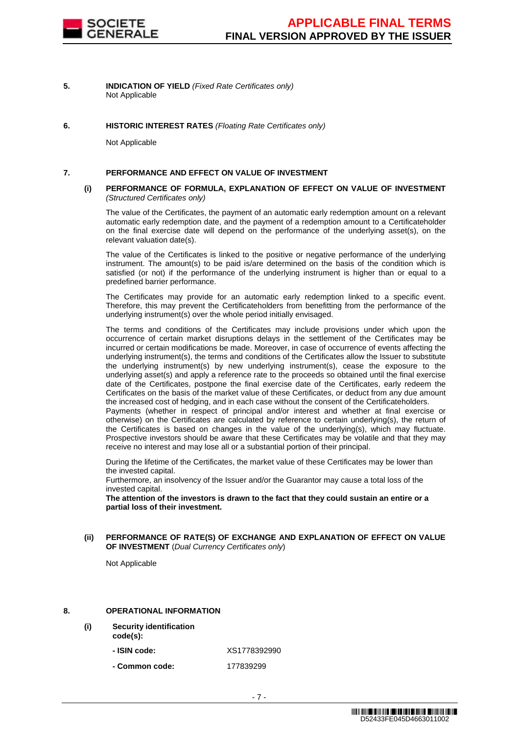**5. INDICATION OF YIELD** *(Fixed Rate Certificates only)*

Not Applicable

**6. HISTORIC INTEREST RATES** *(Floating Rate Certificates only)*

Not Applicable

**7. PERFORMANCE AND EFFECT ON VALUE OF INVESTMENT**

**(i) PERFORMANCE OF FORMULA, EXPLANATION OF EFFECT ON VALUE OF INVESTMENT** *(Structured Certificates only)*

The value of the Certificates, the payment of an automatic early redemption amount on a relevant automatic early redemption date, and the payment of a redemption amount to a Certificateholder on the final exercise date will depend on the performance of the underlying asset(s), on the relevant valuation date(s).

The value of the Certificates is linked to the positive or negative performance of the underlying instrument. The amount(s) to be paid is/are determined on the basis of the condition which is satisfied (or not) if the performance of the underlying instrument is higher than or equal to a predefined barrier performance.

The Certificates may provide for an automatic early redemption linked to a specific event. Therefore, this may prevent the Certificateholders from benefitting from the performance of the underlying instrument(s) over the whole period initially envisaged.

The terms and conditions of the Certificates may include provisions under which upon the occurrence of certain market disruptions delays in the settlement of the Certificates may be incurred or certain modifications be made. Moreover, in case of occurrence of events affecting the underlying instrument(s), the terms and conditions of the Certificates allow the Issuer to substitute the underlying instrument(s) by new underlying instrument(s), cease the exposure to the underlying asset(s) and apply a reference rate to the proceeds so obtained until the final exercise date of the Certificates, postpone the final exercise date of the Certificates, early redeem the Certificates on the basis of the market value of these Certificates, or deduct from any due amount the increased cost of hedging, and in each case without the consent of the Certificateholders.
Payments (whether in respect of principal and/or interest and whether at final exercise or otherwise) on the Certificates are calculated by reference to certain underlying(s), the return of the Certificates is based on changes in the value of the underlying(s), which may fluctuate. Prospective investors should be aware that these Certificates may be volatile and that they may receive no interest and may lose all or a substantial portion of their principal.

During the lifetime of the Certificates, the market value of these Certificates may be lower than the invested capital.
Furthermore, an insolvency of the Issuer and/or the Guarantor may cause a total loss of the invested capital.
**The attention of the investors is drawn to the fact that they could sustain an entire or a partial loss of their investment.**

**(ii) PERFORMANCE OF RATE(S) OF EXCHANGE AND EXPLANATION OF EFFECT ON VALUE OF INVESTMENT** (*Dual Currency Certificates only*)

Not Applicable

**8. OPERATIONAL INFORMATION**

**(i) Security identification code(s):**

| | |
|---|---|
| **- ISIN code:** | XS1778392990 |
| **- Common code:** | 177839299 |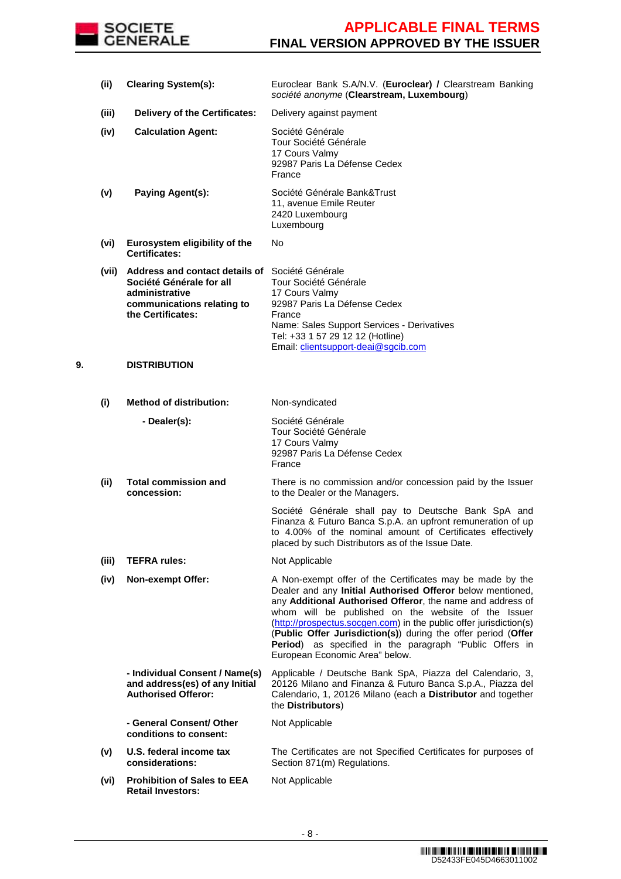| | | |
|---|---|---|
| **(ii)** | **Clearing System(s):** | Euroclear Bank S.A/N.V. (**Euroclear) /** Clearstream Banking *société anonyme* (**Clearstream, Luxembourg**) |
| **(iii)** | **Delivery of the Certificates:** | Delivery against payment |
| **(iv)** | **Calculation Agent:** | Société Générale<br>Tour Société Générale<br>17 Cours Valmy<br>92987 Paris La Défense Cedex<br>France |
| **(v)** | **Paying Agent(s):** | Société Générale Bank&Trust<br>11, avenue Emile Reuter<br>2420 Luxembourg<br>Luxembourg |
| **(vi)** | **Eurosystem eligibility of the Certificates:** | No |
| **(vii)** | **Address and contact details of Société Générale for all administrative communications relating to the Certificates:** | Société Générale<br>Tour Société Générale<br>17 Cours Valmy<br>92987 Paris La Défense Cedex<br>France<br>Name: Sales Support Services - Derivatives<br>Tel: +33 1 57 29 12 12 (Hotline)<br>Email: clientsupport-deai@sgcib.com |

**9. DISTRIBUTION**

| | | |
|---|---|---|
| **(i)** | **Method of distribution:** | Non-syndicated |
| | **- Dealer(s):** | Société Générale<br>Tour Société Générale<br>17 Cours Valmy<br>92987 Paris La Défense Cedex<br>France |
| **(ii)** | **Total commission and concession:** | There is no commission and/or concession paid by the Issuer to the Dealer or the Managers.<br><br>Société Générale shall pay to Deutsche Bank SpA and Finanza & Futuro Banca S.p.A. an upfront remuneration of up to 4.00% of the nominal amount of Certificates effectively placed by such Distributors as of the Issue Date. |
| **(iii)** | **TEFRA rules:** | Not Applicable |
| **(iv)** | **Non-exempt Offer:** | A Non-exempt offer of the Certificates may be made by the Dealer and any **Initial Authorised Offeror** below mentioned, any **Additional Authorised Offeror**, the name and address of whom will be published on the website of the Issuer (http://prospectus.socgen.com) in the public offer jurisdiction(s) (**Public Offer Jurisdiction(s)**) during the offer period (**Offer Period**) as specified in the paragraph "Public Offers in European Economic Area" below. |
| | **- Individual Consent / Name(s) and address(es) of any Initial Authorised Offeror:** | Applicable / Deutsche Bank SpA, Piazza del Calendario, 3, 20126 Milano and Finanza & Futuro Banca S.p.A., Piazza del Calendario, 1, 20126 Milano (each a **Distributor** and together the **Distributors**) |
| | **- General Consent/ Other conditions to consent:** | Not Applicable |
| **(v)** | **U.S. federal income tax considerations:** | The Certificates are not Specified Certificates for purposes of Section 871(m) Regulations. |
| **(vi)** | **Prohibition of Sales to EEA Retail Investors:** | Not Applicable |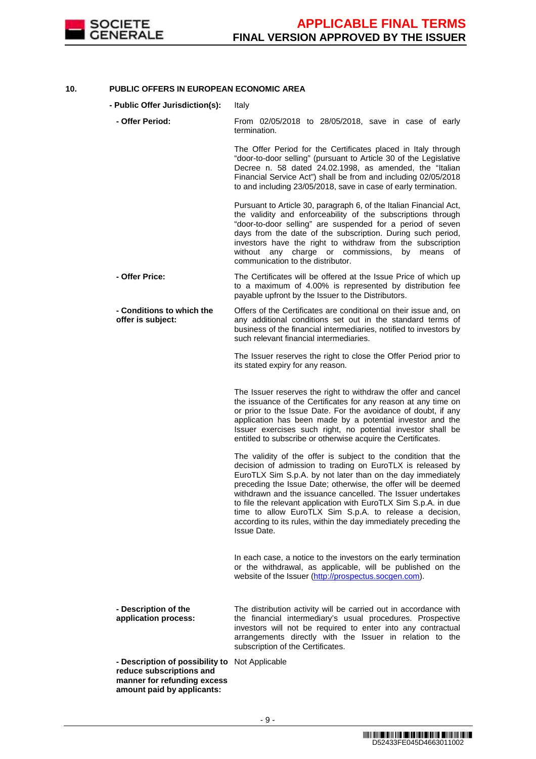## 10. PUBLIC OFFERS IN EUROPEAN ECONOMIC AREA

**- Public Offer Jurisdiction(s):** Italy

**- Offer Period:** From 02/05/2018 to 28/05/2018, save in case of early termination.

The Offer Period for the Certificates placed in Italy through "door-to-door selling" (pursuant to Article 30 of the Legislative Decree n. 58 dated 24.02.1998, as amended, the "Italian Financial Service Act") shall be from and including 02/05/2018 to and including 23/05/2018, save in case of early termination.

Pursuant to Article 30, paragraph 6, of the Italian Financial Act, the validity and enforceability of the subscriptions through "door-to-door selling" are suspended for a period of seven days from the date of the subscription. During such period, investors have the right to withdraw from the subscription without any charge or commissions, by means of communication to the distributor.

**- Offer Price:** The Certificates will be offered at the Issue Price of which up to a maximum of 4.00% is represented by distribution fee payable upfront by the Issuer to the Distributors.

**- Conditions to which the offer is subject:** Offers of the Certificates are conditional on their issue and, on any additional conditions set out in the standard terms of business of the financial intermediaries, notified to investors by such relevant financial intermediaries.

The Issuer reserves the right to close the Offer Period prior to its stated expiry for any reason.

The Issuer reserves the right to withdraw the offer and cancel the issuance of the Certificates for any reason at any time on or prior to the Issue Date. For the avoidance of doubt, if any application has been made by a potential investor and the Issuer exercises such right, no potential investor shall be entitled to subscribe or otherwise acquire the Certificates.

The validity of the offer is subject to the condition that the decision of admission to trading on EuroTLX is released by EuroTLX Sim S.p.A. by not later than on the day immediately preceding the Issue Date; otherwise, the offer will be deemed withdrawn and the issuance cancelled. The Issuer undertakes to file the relevant application with EuroTLX Sim S.p.A. in due time to allow EuroTLX Sim S.p.A. to release a decision, according to its rules, within the day immediately preceding the Issue Date.

In each case, a notice to the investors on the early termination or the withdrawal, as applicable, will be published on the website of the Issuer (http://prospectus.socgen.com).

**- Description of the application process:** The distribution activity will be carried out in accordance with the financial intermediary's usual procedures. Prospective investors will not be required to enter into any contractual arrangements directly with the Issuer in relation to the subscription of the Certificates.

**- Description of possibility to reduce subscriptions and manner for refunding excess amount paid by applicants:** Not Applicable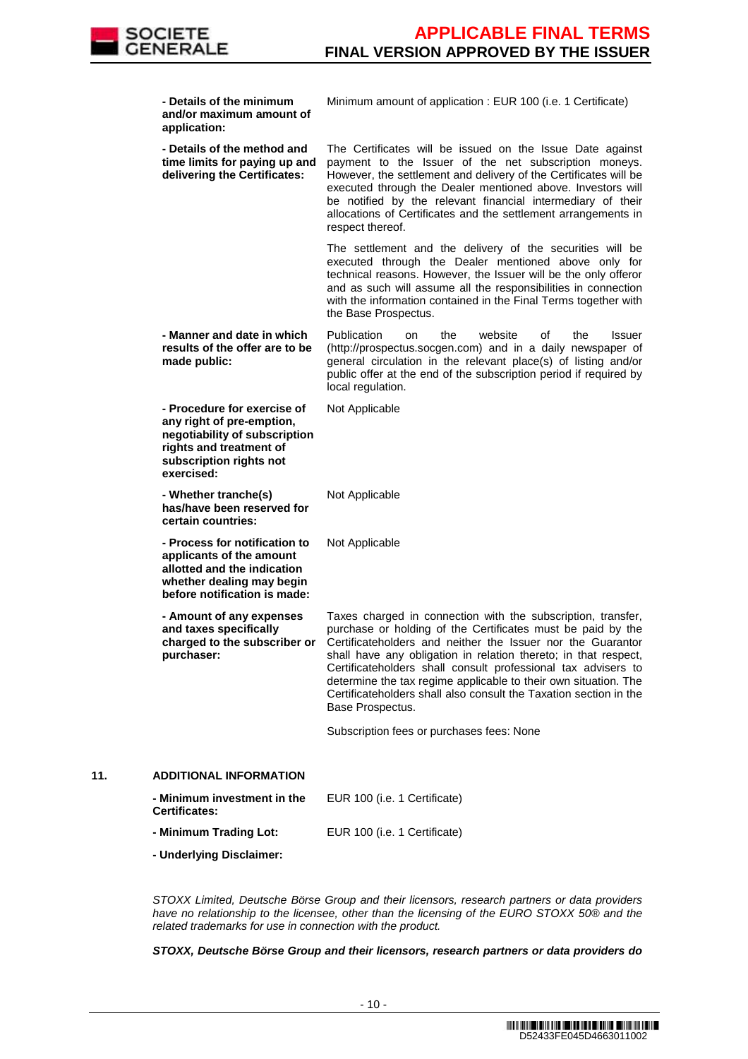| | |
|---|---|
| **- Details of the minimum and/or maximum amount of application:** | Minimum amount of application : EUR 100 (i.e. 1 Certificate) |
| **- Details of the method and time limits for paying up and delivering the Certificates:** | The Certificates will be issued on the Issue Date against payment to the Issuer of the net subscription moneys. However, the settlement and delivery of the Certificates will be executed through the Dealer mentioned above. Investors will be notified by the relevant financial intermediary of their allocations of Certificates and the settlement arrangements in respect thereof.<br><br>The settlement and the delivery of the securities will be executed through the Dealer mentioned above only for technical reasons. However, the Issuer will be the only offeror and as such will assume all the responsibilities in connection with the information contained in the Final Terms together with the Base Prospectus. |
| **- Manner and date in which results of the offer are to be made public:** | Publication on the website of the Issuer (http://prospectus.socgen.com) and in a daily newspaper of general circulation in the relevant place(s) of listing and/or public offer at the end of the subscription period if required by local regulation. |
| **- Procedure for exercise of any right of pre-emption, negotiability of subscription rights and treatment of subscription rights not exercised:** | Not Applicable |
| **- Whether tranche(s) has/have been reserved for certain countries:** | Not Applicable |
| **- Process for notification to applicants of the amount allotted and the indication whether dealing may begin before notification is made:** | Not Applicable |
| **- Amount of any expenses and taxes specifically charged to the subscriber or purchaser:** | Taxes charged in connection with the subscription, transfer, purchase or holding of the Certificates must be paid by the Certificateholders and neither the Issuer nor the Guarantor shall have any obligation in relation thereto; in that respect, Certificateholders shall consult professional tax advisers to determine the tax regime applicable to their own situation. The Certificateholders shall also consult the Taxation section in the Base Prospectus.<br><br>Subscription fees or purchases fees: None |

## 11. ADDITIONAL INFORMATION

| | |
|---|---|
| **- Minimum investment in the Certificates:** | EUR 100 (i.e. 1 Certificate) |
| **- Minimum Trading Lot:** | EUR 100 (i.e. 1 Certificate) |

**- Underlying Disclaimer:**

*STOXX Limited, Deutsche Börse Group and their licensors, research partners or data providers have no relationship to the licensee, other than the licensing of the EURO STOXX 50® and the related trademarks for use in connection with the product.*

***STOXX, Deutsche Börse Group and their licensors, research partners or data providers do***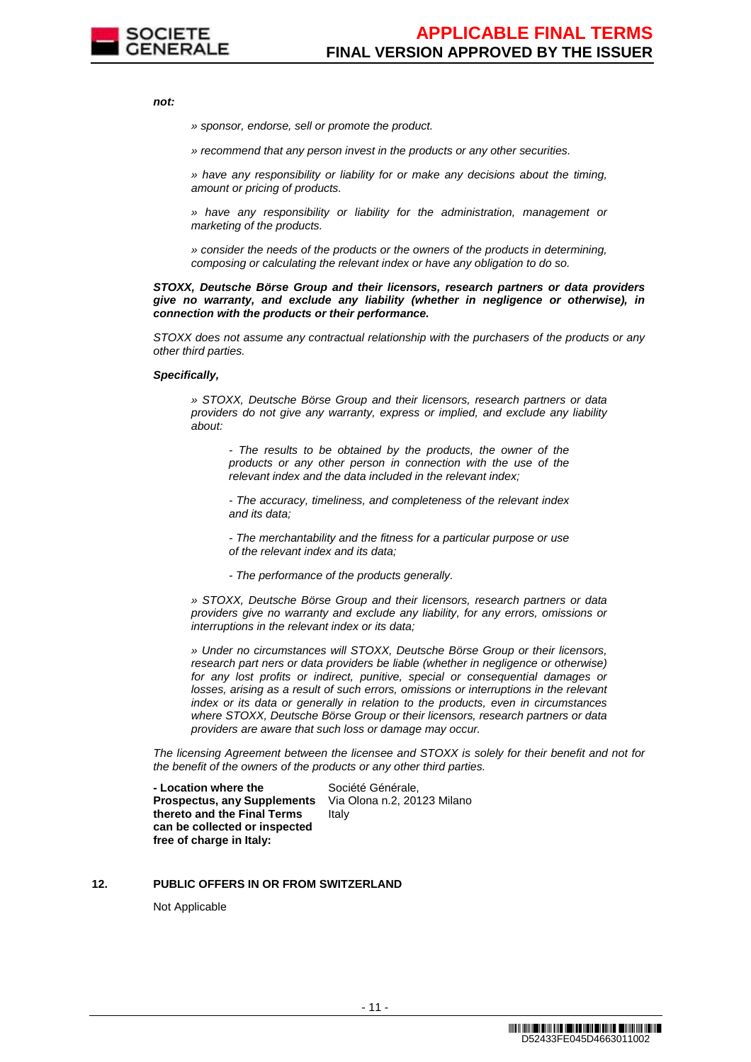***not:***

*» sponsor, endorse, sell or promote the product.*

*» recommend that any person invest in the products or any other securities.*

*» have any responsibility or liability for or make any decisions about the timing, amount or pricing of products.*

*» have any responsibility or liability for the administration, management or marketing of the products.*

*» consider the needs of the products or the owners of the products in determining, composing or calculating the relevant index or have any obligation to do so.*

***STOXX, Deutsche Börse Group and their licensors, research partners or data providers give no warranty, and exclude any liability (whether in negligence or otherwise), in connection with the products or their performance.***

*STOXX does not assume any contractual relationship with the purchasers of the products or any other third parties.*

***Specifically,***

*» STOXX, Deutsche Börse Group and their licensors, research partners or data providers do not give any warranty, express or implied, and exclude any liability about:*

*- The results to be obtained by the products, the owner of the products or any other person in connection with the use of the relevant index and the data included in the relevant index;*

*- The accuracy, timeliness, and completeness of the relevant index and its data;*

*- The merchantability and the fitness for a particular purpose or use of the relevant index and its data;*

*- The performance of the products generally.*

*» STOXX, Deutsche Börse Group and their licensors, research partners or data providers give no warranty and exclude any liability, for any errors, omissions or interruptions in the relevant index or its data;*

*» Under no circumstances will STOXX, Deutsche Börse Group or their licensors, research part ners or data providers be liable (whether in negligence or otherwise) for any lost profits or indirect, punitive, special or consequential damages or losses, arising as a result of such errors, omissions or interruptions in the relevant index or its data or generally in relation to the products, even in circumstances where STOXX, Deutsche Börse Group or their licensors, research partners or data providers are aware that such loss or damage may occur.*

*The licensing Agreement between the licensee and STOXX is solely for their benefit and not for the benefit of the owners of the products or any other third parties.*

| | |
|---|---|
| **- Location where the Prospectus, any Supplements thereto and the Final Terms can be collected or inspected free of charge in Italy:** | Société Générale, Via Olona n.2, 20123 Milano Italy |

**12. PUBLIC OFFERS IN OR FROM SWITZERLAND**

Not Applicable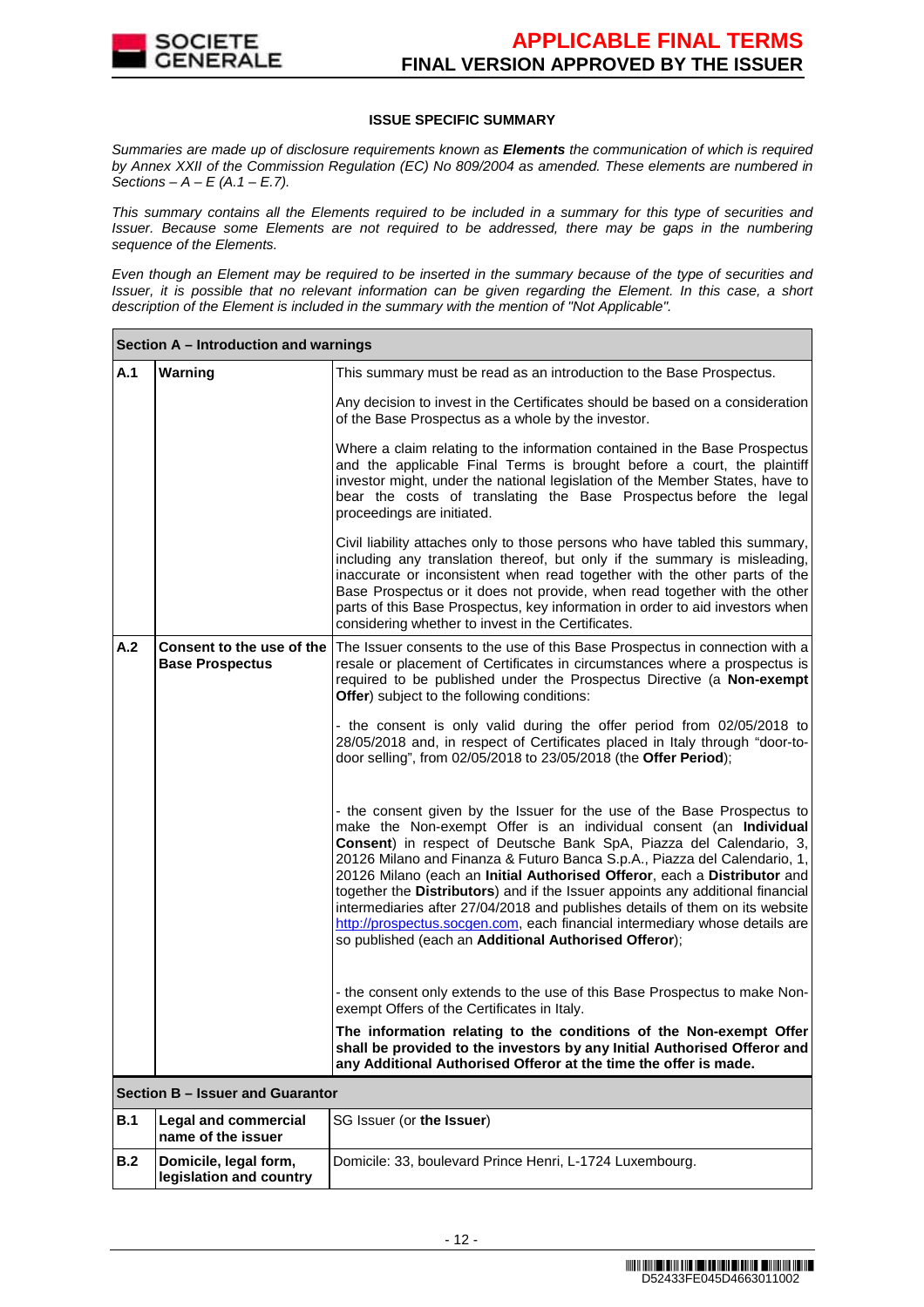### ISSUE SPECIFIC SUMMARY

*Summaries are made up of disclosure requirements known as **Elements** the communication of which is required by Annex XXII of the Commission Regulation (EC) No 809/2004 as amended. These elements are numbered in Sections – A – E (A.1 – E.7).*

*This summary contains all the Elements required to be included in a summary for this type of securities and Issuer. Because some Elements are not required to be addressed, there may be gaps in the numbering sequence of the Elements.*

*Even though an Element may be required to be inserted in the summary because of the type of securities and Issuer, it is possible that no relevant information can be given regarding the Element. In this case, a short description of the Element is included in the summary with the mention of "Not Applicable".*

| **Section A – Introduction and warnings** | | |
|---|---|---|
| **A.1** | **Warning** | This summary must be read as an introduction to the Base Prospectus.<br><br>Any decision to invest in the Certificates should be based on a consideration of the Base Prospectus as a whole by the investor.<br><br>Where a claim relating to the information contained in the Base Prospectus and the applicable Final Terms is brought before a court, the plaintiff investor might, under the national legislation of the Member States, have to bear the costs of translating the Base Prospectus before the legal proceedings are initiated.<br><br>Civil liability attaches only to those persons who have tabled this summary, including any translation thereof, but only if the summary is misleading, inaccurate or inconsistent when read together with the other parts of the Base Prospectus or it does not provide, when read together with the other parts of this Base Prospectus, key information in order to aid investors when considering whether to invest in the Certificates. |
| **A.2** | **Consent to the use of the Base Prospectus** | The Issuer consents to the use of this Base Prospectus in connection with a resale or placement of Certificates in circumstances where a prospectus is required to be published under the Prospectus Directive (a **Non-exempt Offer**) subject to the following conditions:<br><br>- the consent is only valid during the offer period from 02/05/2018 to 28/05/2018 and, in respect of Certificates placed in Italy through "door-to-door selling", from 02/05/2018 to 23/05/2018 (the **Offer Period**);<br><br>- the consent given by the Issuer for the use of the Base Prospectus to make the Non-exempt Offer is an individual consent (an **Individual Consent**) in respect of Deutsche Bank SpA, Piazza del Calendario, 3, 20126 Milano and Finanza & Futuro Banca S.p.A., Piazza del Calendario, 1, 20126 Milano (each an **Initial Authorised Offeror**, each a **Distributor** and together the **Distributors**) and if the Issuer appoints any additional financial intermediaries after 27/04/2018 and publishes details of them on its website http://prospectus.socgen.com, each financial intermediary whose details are so published (each an **Additional Authorised Offeror**);<br><br>- the consent only extends to the use of this Base Prospectus to make Non-exempt Offers of the Certificates in Italy.<br><br>**The information relating to the conditions of the Non-exempt Offer shall be provided to the investors by any Initial Authorised Offeror and any Additional Authorised Offeror at the time the offer is made.** |
| **Section B – Issuer and Guarantor** | | |
| **B.1** | **Legal and commercial name of the issuer** | SG Issuer (or **the Issuer**) |
| **B.2** | **Domicile, legal form, legislation and country** | Domicile: 33, boulevard Prince Henri, L-1724 Luxembourg. |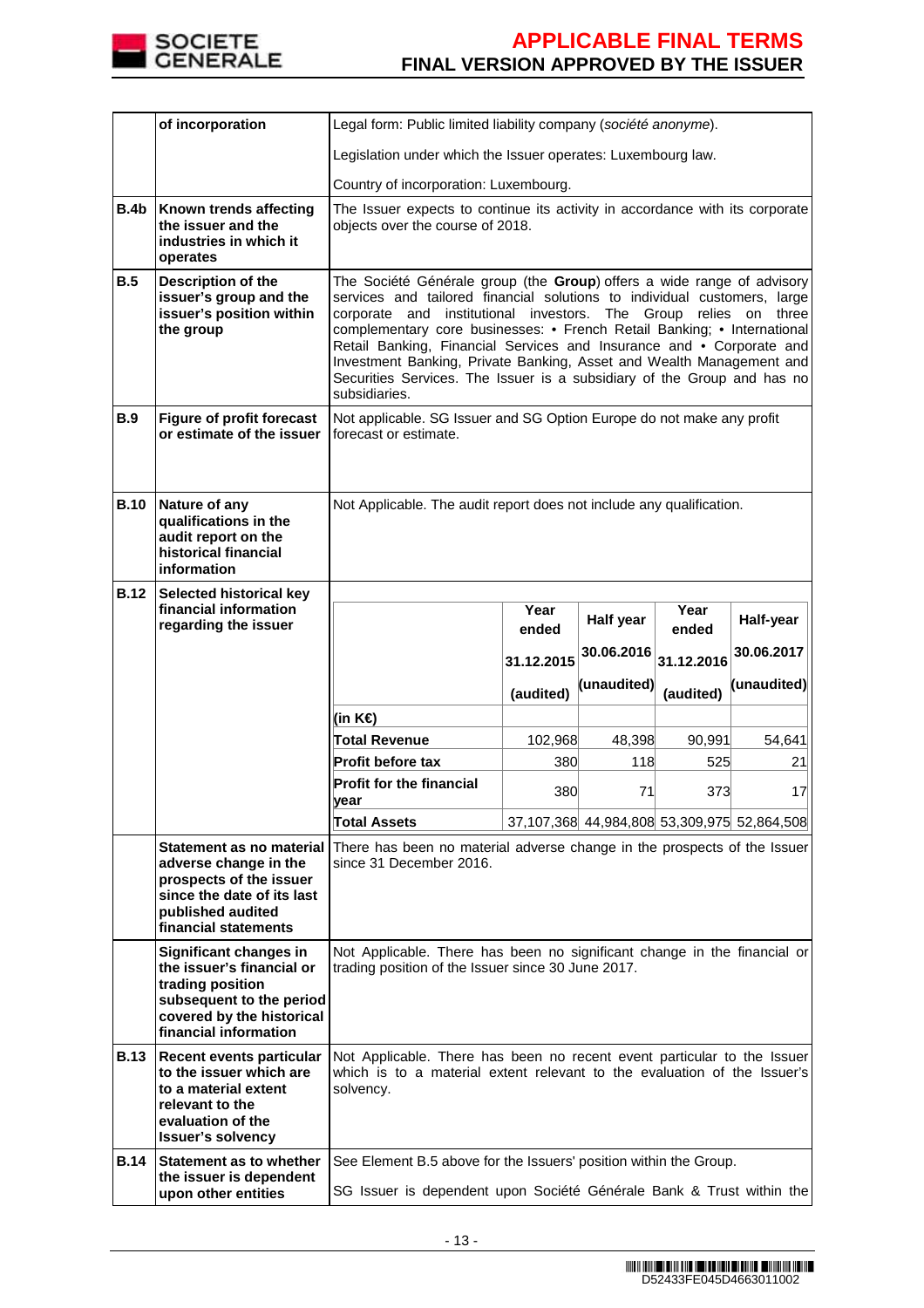| | | |
|---|---|---|
| | **of incorporation** | Legal form: Public limited liability company (*société anonyme*).<br><br>Legislation under which the Issuer operates: Luxembourg law.<br><br>Country of incorporation: Luxembourg. |
| **B.4b** | **Known trends affecting the issuer and the industries in which it operates** | The Issuer expects to continue its activity in accordance with its corporate objects over the course of 2018. |
| **B.5** | **Description of the issuer's group and the issuer's position within the group** | The Société Générale group (the **Group**) offers a wide range of advisory services and tailored financial solutions to individual customers, large corporate and institutional investors. The Group relies on three complementary core businesses: • French Retail Banking; • International Retail Banking, Financial Services and Insurance and • Corporate and Investment Banking, Private Banking, Asset and Wealth Management and Securities Services. The Issuer is a subsidiary of the Group and has no subsidiaries. |
| **B.9** | **Figure of profit forecast or estimate of the issuer** | Not applicable. SG Issuer and SG Option Europe do not make any profit forecast or estimate. |
| **B.10** | **Nature of any qualifications in the audit report on the historical financial information** | Not Applicable. The audit report does not include any qualification. |
| **B.12** | **Selected historical key financial information regarding the issuer** | *(see table below)* |
| | **Statement as no material adverse change in the prospects of the issuer since the date of its last published audited financial statements** | There has been no material adverse change in the prospects of the Issuer since 31 December 2016. |
| | **Significant changes in the issuer's financial or trading position subsequent to the period covered by the historical financial information** | Not Applicable. There has been no significant change in the financial or trading position of the Issuer since 30 June 2017. |
| **B.13** | **Recent events particular to the issuer which are to a material extent relevant to the evaluation of the Issuer's solvency** | Not Applicable. There has been no recent event particular to the Issuer which is to a material extent relevant to the evaluation of the Issuer's solvency. |
| **B.14** | **Statement as to whether the issuer is dependent upon other entities** | See Element B.5 above for the Issuers' position within the Group.<br><br>SG Issuer is dependent upon Société Générale Bank & Trust within the |

B.12 – Selected historical key financial information regarding the issuer:

| | Year ended 31.12.2015 (audited) | Half year 30.06.2016 (unaudited) | Year ended 31.12.2016 (audited) | Half-year 30.06.2017 (unaudited) |
|---|---|---|---|---|
| **(in K€)** | | | | |
| **Total Revenue** | 102,968 | 48,398 | 90,991 | 54,641 |
| **Profit before tax** | 380 | 118 | 525 | 21 |
| **Profit for the financial year** | 380 | 71 | 373 | 17 |
| **Total Assets** | 37,107,368 | 44,984,808 | 53,309,975 | 52,864,508 |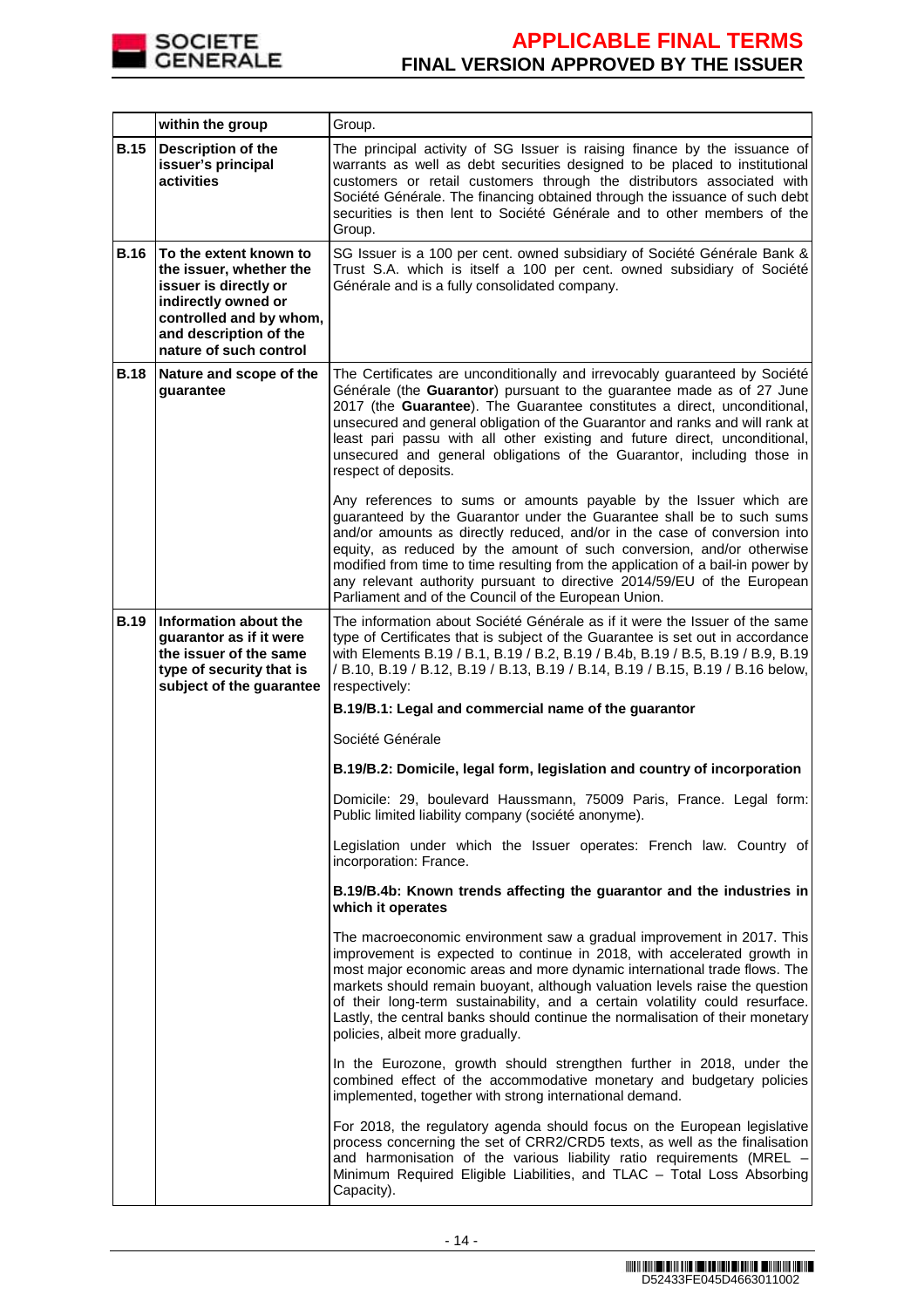| | | |
|---|---|---|
| | **within the group** | Group. |
| **B.15** | **Description of the issuer's principal activities** | The principal activity of SG Issuer is raising finance by the issuance of warrants as well as debt securities designed to be placed to institutional customers or retail customers through the distributors associated with Société Générale. The financing obtained through the issuance of such debt securities is then lent to Société Générale and to other members of the Group. |
| **B.16** | **To the extent known to the issuer, whether the issuer is directly or indirectly owned or controlled and by whom, and description of the nature of such control** | SG Issuer is a 100 per cent. owned subsidiary of Société Générale Bank & Trust S.A. which is itself a 100 per cent. owned subsidiary of Société Générale and is a fully consolidated company. |
| **B.18** | **Nature and scope of the guarantee** | The Certificates are unconditionally and irrevocably guaranteed by Société Générale (the **Guarantor**) pursuant to the guarantee made as of 27 June 2017 (the **Guarantee**). The Guarantee constitutes a direct, unconditional, unsecured and general obligation of the Guarantor and ranks and will rank at least pari passu with all other existing and future direct, unconditional, unsecured and general obligations of the Guarantor, including those in respect of deposits.<br><br>Any references to sums or amounts payable by the Issuer which are guaranteed by the Guarantor under the Guarantee shall be to such sums and/or amounts as directly reduced, and/or in the case of conversion into equity, as reduced by the amount of such conversion, and/or otherwise modified from time to time resulting from the application of a bail-in power by any relevant authority pursuant to directive 2014/59/EU of the European Parliament and of the Council of the European Union. |
| **B.19** | **Information about the guarantor as if it were the issuer of the same type of security that is subject of the guarantee** | The information about Société Générale as if it were the Issuer of the same type of Certificates that is subject of the Guarantee is set out in accordance with Elements B.19 / B.1, B.19 / B.2, B.19 / B.4b, B.19 / B.5, B.19 / B.9, B.19 / B.10, B.19 / B.12, B.19 / B.13, B.19 / B.14, B.19 / B.15, B.19 / B.16 below, respectively:<br><br>**B.19/B.1: Legal and commercial name of the guarantor**<br><br>Société Générale<br><br>**B.19/B.2: Domicile, legal form, legislation and country of incorporation**<br><br>Domicile: 29, boulevard Haussmann, 75009 Paris, France. Legal form: Public limited liability company (société anonyme).<br><br>Legislation under which the Issuer operates: French law. Country of incorporation: France.<br><br>**B.19/B.4b: Known trends affecting the guarantor and the industries in which it operates**<br><br>The macroeconomic environment saw a gradual improvement in 2017. This improvement is expected to continue in 2018, with accelerated growth in most major economic areas and more dynamic international trade flows. The markets should remain buoyant, although valuation levels raise the question of their long-term sustainability, and a certain volatility could resurface. Lastly, the central banks should continue the normalisation of their monetary policies, albeit more gradually.<br><br>In the Eurozone, growth should strengthen further in 2018, under the combined effect of the accommodative monetary and budgetary policies implemented, together with strong international demand.<br><br>For 2018, the regulatory agenda should focus on the European legislative process concerning the set of CRR2/CRD5 texts, as well as the finalisation and harmonisation of the various liability ratio requirements (MREL – Minimum Required Eligible Liabilities, and TLAC – Total Loss Absorbing Capacity). |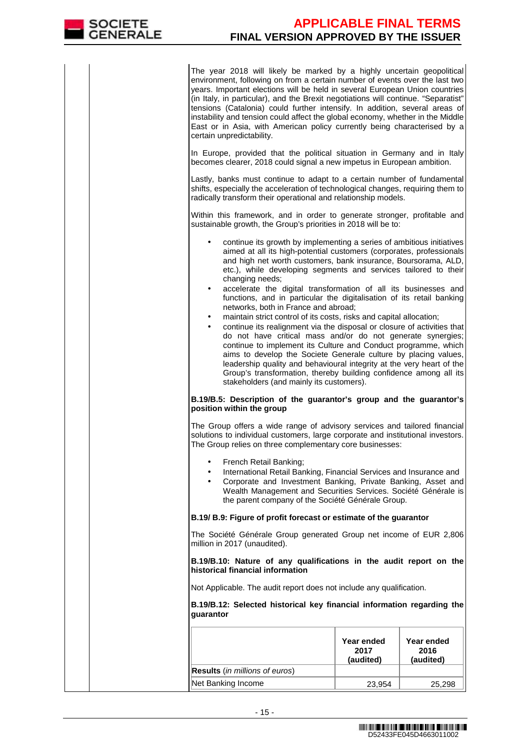The year 2018 will likely be marked by a highly uncertain geopolitical environment, following on from a certain number of events over the last two years. Important elections will be held in several European Union countries (in Italy, in particular), and the Brexit negotiations will continue. "Separatist" tensions (Catalonia) could further intensify. In addition, several areas of instability and tension could affect the global economy, whether in the Middle East or in Asia, with American policy currently being characterised by a certain unpredictability.

In Europe, provided that the political situation in Germany and in Italy becomes clearer, 2018 could signal a new impetus in European ambition.

Lastly, banks must continue to adapt to a certain number of fundamental shifts, especially the acceleration of technological changes, requiring them to radically transform their operational and relationship models.

Within this framework, and in order to generate stronger, profitable and sustainable growth, the Group's priorities in 2018 will be to:

- continue its growth by implementing a series of ambitious initiatives aimed at all its high-potential customers (corporates, professionals and high net worth customers, bank insurance, Boursorama, ALD, etc.), while developing segments and services tailored to their changing needs;
- accelerate the digital transformation of all its businesses and functions, and in particular the digitalisation of its retail banking networks, both in France and abroad;
- maintain strict control of its costs, risks and capital allocation;
- continue its realignment via the disposal or closure of activities that do not have critical mass and/or do not generate synergies; continue to implement its Culture and Conduct programme, which aims to develop the Societe Generale culture by placing values, leadership quality and behavioural integrity at the very heart of the Group's transformation, thereby building confidence among all its stakeholders (and mainly its customers).

**B.19/B.5: Description of the guarantor's group and the guarantor's position within the group**

The Group offers a wide range of advisory services and tailored financial solutions to individual customers, large corporate and institutional investors. The Group relies on three complementary core businesses:

- French Retail Banking;
- International Retail Banking, Financial Services and Insurance and
- Corporate and Investment Banking, Private Banking, Asset and Wealth Management and Securities Services. Société Générale is the parent company of the Société Générale Group.

**B.19/ B.9: Figure of profit forecast or estimate of the guarantor**

The Société Générale Group generated Group net income of EUR 2,806 million in 2017 (unaudited).

**B.19/B.10: Nature of any qualifications in the audit report on the historical financial information**

Not Applicable. The audit report does not include any qualification.

**B.19/B.12: Selected historical key financial information regarding the guarantor**

| | Year ended 2017 (audited) | Year ended 2016 (audited) |
|---|---|---|
| **Results** (*in millions of euros*) | | |
| Net Banking Income | 23,954 | 25,298 |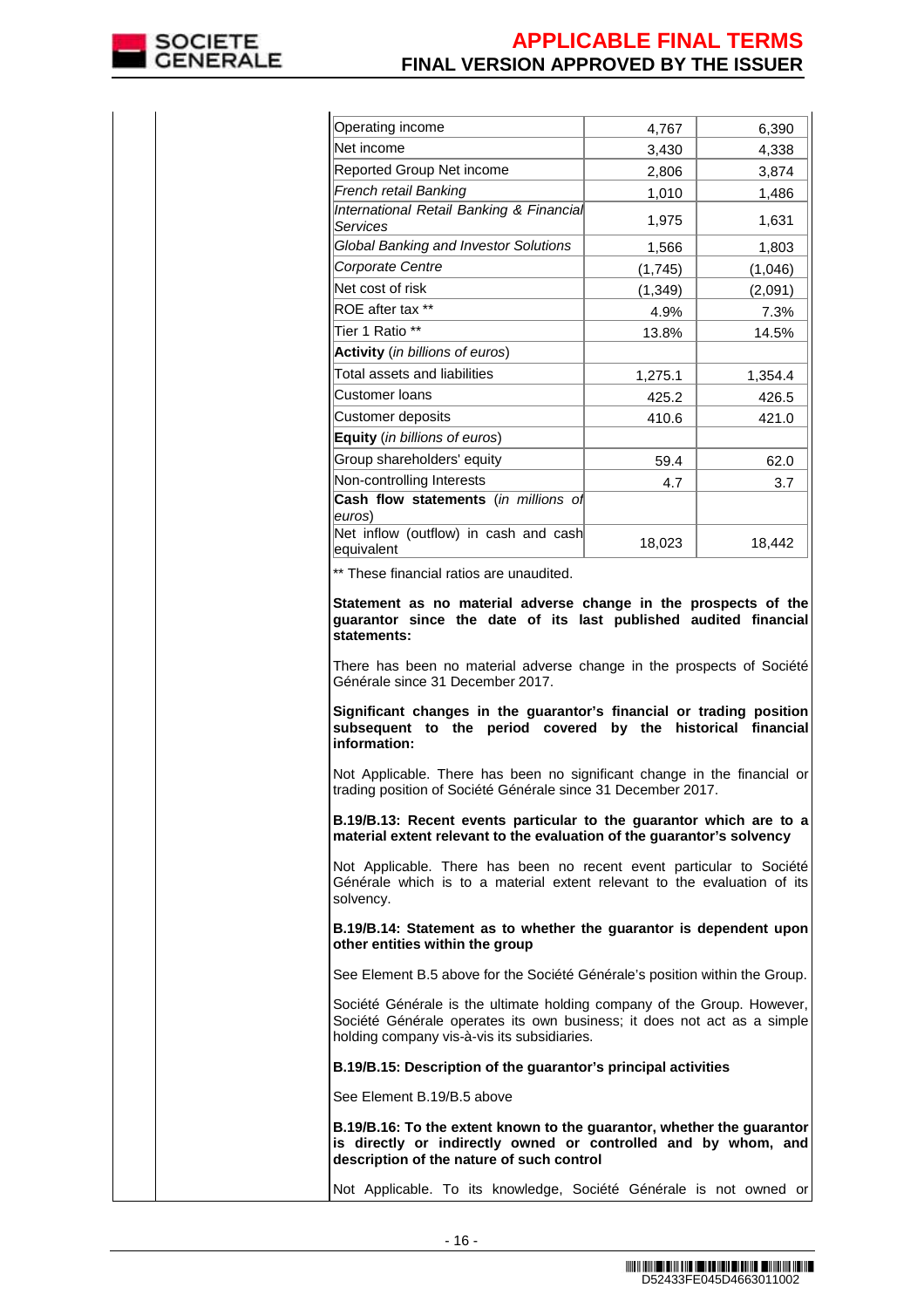| | | |
|---|---|---|
| Operating income | 4,767 | 6,390 |
| Net income | 3,430 | 4,338 |
| Reported Group Net income | 2,806 | 3,874 |
| *French retail Banking* | 1,010 | 1,486 |
| *International Retail Banking & Financial Services* | 1,975 | 1,631 |
| *Global Banking and Investor Solutions* | 1,566 | 1,803 |
| *Corporate Centre* | (1,745) | (1,046) |
| Net cost of risk | (1,349) | (2,091) |
| ROE after tax ** | 4.9% | 7.3% |
| Tier 1 Ratio ** | 13.8% | 14.5% |
| **Activity** (*in billions of euros*) | | |
| Total assets and liabilities | 1,275.1 | 1,354.4 |
| Customer loans | 425.2 | 426.5 |
| Customer deposits | 410.6 | 421.0 |
| **Equity** (*in billions of euros*) | | |
| Group shareholders' equity | 59.4 | 62.0 |
| Non-controlling Interests | 4.7 | 3.7 |
| **Cash flow statements** (*in millions of euros*) | | |
| Net inflow (outflow) in cash and cash equivalent | 18,023 | 18,442 |

** These financial ratios are unaudited.

**Statement as no material adverse change in the prospects of the guarantor since the date of its last published audited financial statements:**

There has been no material adverse change in the prospects of Société Générale since 31 December 2017.

**Significant changes in the guarantor's financial or trading position subsequent to the period covered by the historical financial information:**

Not Applicable. There has been no significant change in the financial or trading position of Société Générale since 31 December 2017.

**B.19/B.13: Recent events particular to the guarantor which are to a material extent relevant to the evaluation of the guarantor's solvency**

Not Applicable. There has been no recent event particular to Société Générale which is to a material extent relevant to the evaluation of its solvency.

**B.19/B.14: Statement as to whether the guarantor is dependent upon other entities within the group**

See Element B.5 above for the Société Générale's position within the Group.

Société Générale is the ultimate holding company of the Group. However, Société Générale operates its own business; it does not act as a simple holding company vis-à-vis its subsidiaries.

**B.19/B.15: Description of the guarantor's principal activities**

See Element B.19/B.5 above

**B.19/B.16: To the extent known to the guarantor, whether the guarantor is directly or indirectly owned or controlled and by whom, and description of the nature of such control**

Not Applicable. To its knowledge, Société Générale is not owned or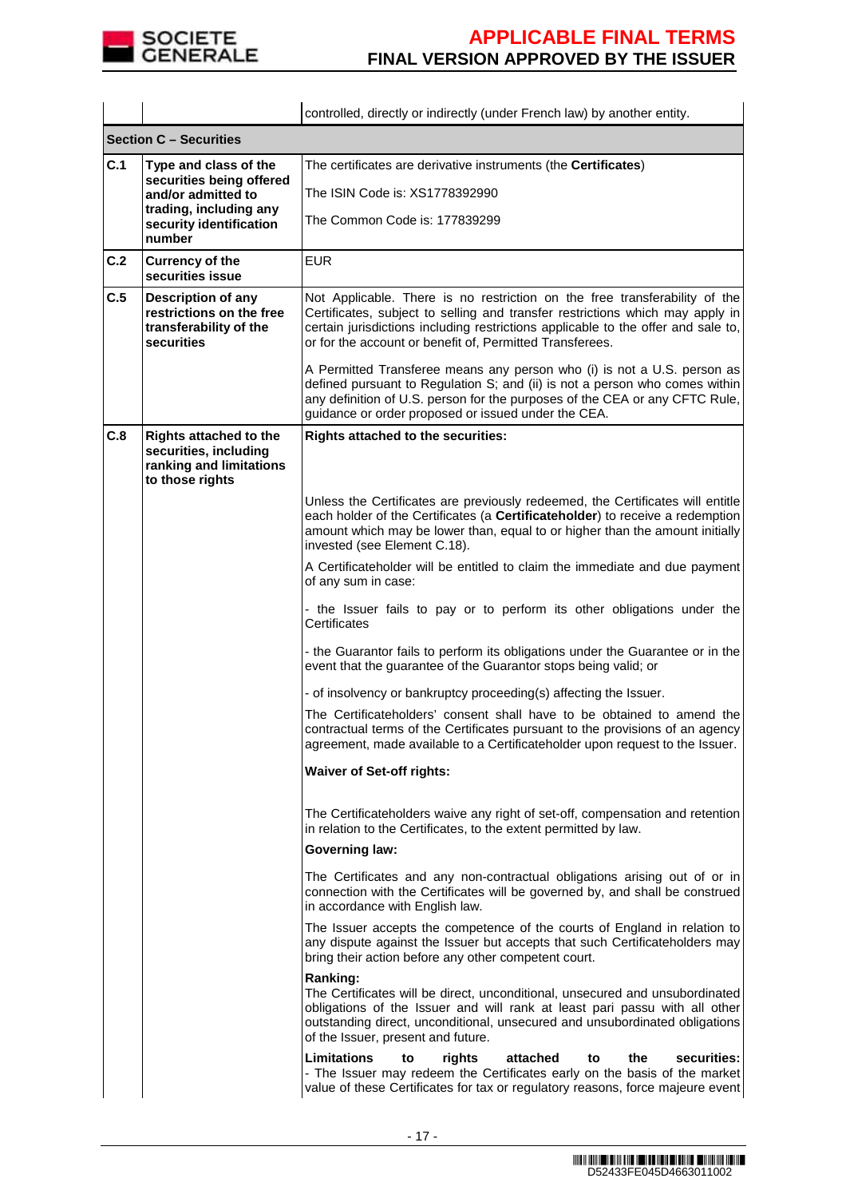| | | controlled, directly or indirectly (under French law) by another entity. |
|---|---|---|
| **Section C – Securities** | | |
| **C.1** | **Type and class of the securities being offered and/or admitted to trading, including any security identification number** | The certificates are derivative instruments (the **Certificates**)<br><br>The ISIN Code is: XS1778392990<br><br>The Common Code is: 177839299 |
| **C.2** | **Currency of the securities issue** | EUR |
| **C.5** | **Description of any restrictions on the free transferability of the securities** | Not Applicable. There is no restriction on the free transferability of the Certificates, subject to selling and transfer restrictions which may apply in certain jurisdictions including restrictions applicable to the offer and sale to, or for the account or benefit of, Permitted Transferees.<br><br>A Permitted Transferee means any person who (i) is not a U.S. person as defined pursuant to Regulation S; and (ii) is not a person who comes within any definition of U.S. person for the purposes of the CEA or any CFTC Rule, guidance or order proposed or issued under the CEA. |
| **C.8** | **Rights attached to the securities, including ranking and limitations to those rights** | **Rights attached to the securities:**<br><br>Unless the Certificates are previously redeemed, the Certificates will entitle each holder of the Certificates (a **Certificateholder**) to receive a redemption amount which may be lower than, equal to or higher than the amount initially invested (see Element C.18).<br><br>A Certificateholder will be entitled to claim the immediate and due payment of any sum in case:<br><br>- the Issuer fails to pay or to perform its other obligations under the Certificates<br><br>- the Guarantor fails to perform its obligations under the Guarantee or in the event that the guarantee of the Guarantor stops being valid; or<br><br>- of insolvency or bankruptcy proceeding(s) affecting the Issuer.<br><br>The Certificateholders' consent shall have to be obtained to amend the contractual terms of the Certificates pursuant to the provisions of an agency agreement, made available to a Certificateholder upon request to the Issuer.<br><br>**Waiver of Set-off rights:**<br><br>The Certificateholders waive any right of set-off, compensation and retention in relation to the Certificates, to the extent permitted by law.<br><br>**Governing law:**<br><br>The Certificates and any non-contractual obligations arising out of or in connection with the Certificates will be governed by, and shall be construed in accordance with English law.<br><br>The Issuer accepts the competence of the courts of England in relation to any dispute against the Issuer but accepts that such Certificateholders may bring their action before any other competent court.<br><br>**Ranking:**<br>The Certificates will be direct, unconditional, unsecured and unsubordinated obligations of the Issuer and will rank at least pari passu with all other outstanding direct, unconditional, unsecured and unsubordinated obligations of the Issuer, present and future.<br><br>**Limitations to rights attached to the securities:**<br>- The Issuer may redeem the Certificates early on the basis of the market value of these Certificates for tax or regulatory reasons, force majeure event |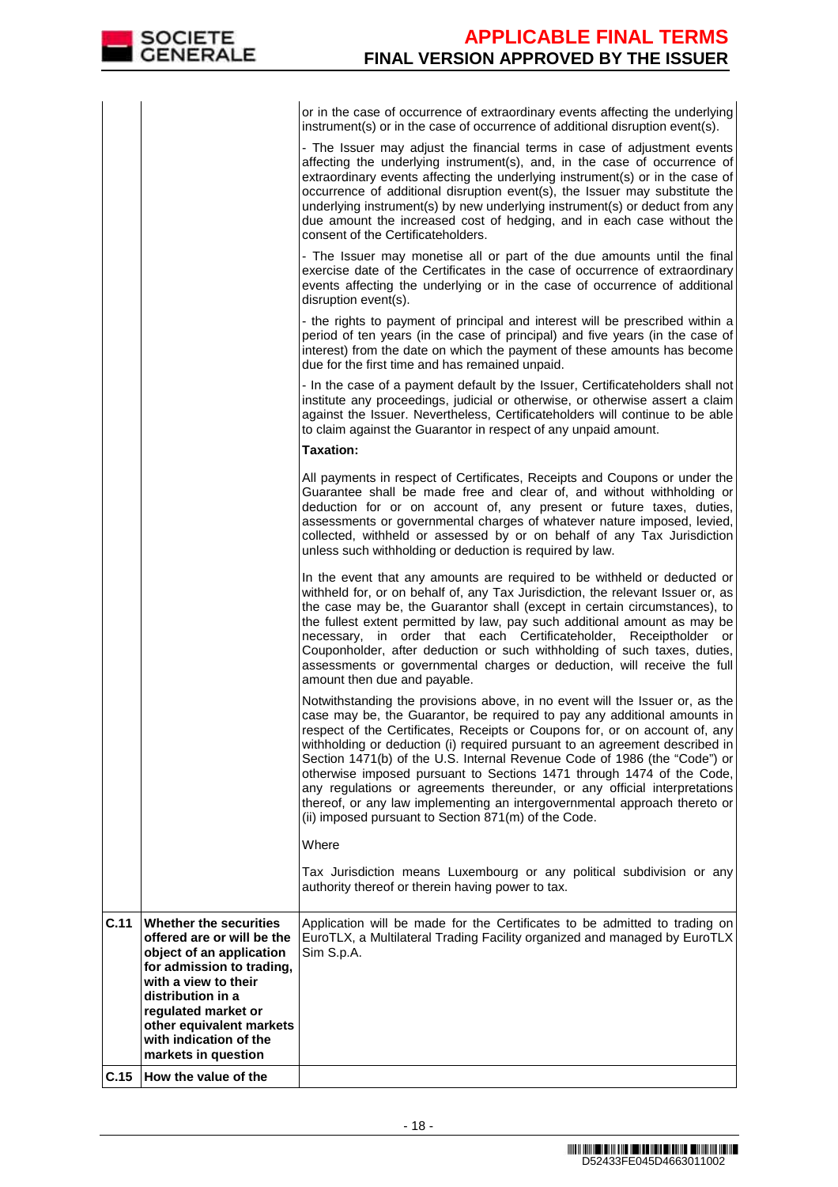| | | |
|---|---|---|
| | | or in the case of occurrence of extraordinary events affecting the underlying instrument(s) or in the case of occurrence of additional disruption event(s).<br><br>- The Issuer may adjust the financial terms in case of adjustment events affecting the underlying instrument(s), and, in the case of occurrence of extraordinary events affecting the underlying instrument(s) or in the case of occurrence of additional disruption event(s), the Issuer may substitute the underlying instrument(s) by new underlying instrument(s) or deduct from any due amount the increased cost of hedging, and in each case without the consent of the Certificateholders.<br><br>- The Issuer may monetise all or part of the due amounts until the final exercise date of the Certificates in the case of occurrence of extraordinary events affecting the underlying or in the case of occurrence of additional disruption event(s).<br><br>- the rights to payment of principal and interest will be prescribed within a period of ten years (in the case of principal) and five years (in the case of interest) from the date on which the payment of these amounts has become due for the first time and has remained unpaid.<br><br>- In the case of a payment default by the Issuer, Certificateholders shall not institute any proceedings, judicial or otherwise, or otherwise assert a claim against the Issuer. Nevertheless, Certificateholders will continue to be able to claim against the Guarantor in respect of any unpaid amount.<br><br>**Taxation:**<br><br>All payments in respect of Certificates, Receipts and Coupons or under the Guarantee shall be made free and clear of, and without withholding or deduction for or on account of, any present or future taxes, duties, assessments or governmental charges of whatever nature imposed, levied, collected, withheld or assessed by or on behalf of any Tax Jurisdiction unless such withholding or deduction is required by law.<br><br>In the event that any amounts are required to be withheld or deducted or withheld for, or on behalf of, any Tax Jurisdiction, the relevant Issuer or, as the case may be, the Guarantor shall (except in certain circumstances), to the fullest extent permitted by law, pay such additional amount as may be necessary, in order that each Certificateholder, Receiptholder or Couponholder, after deduction or such withholding of such taxes, duties, assessments or governmental charges or deduction, will receive the full amount then due and payable.<br><br>Notwithstanding the provisions above, in no event will the Issuer or, as the case may be, the Guarantor, be required to pay any additional amounts in respect of the Certificates, Receipts or Coupons for, or on account of, any withholding or deduction (i) required pursuant to an agreement described in Section 1471(b) of the U.S. Internal Revenue Code of 1986 (the "Code") or otherwise imposed pursuant to Sections 1471 through 1474 of the Code, any regulations or agreements thereunder, or any official interpretations thereof, or any law implementing an intergovernmental approach thereto or (ii) imposed pursuant to Section 871(m) of the Code.<br><br>Where<br><br>Tax Jurisdiction means Luxembourg or any political subdivision or any authority thereof or therein having power to tax. |
| **C.11** | **Whether the securities offered are or will be the object of an application for admission to trading, with a view to their distribution in a regulated market or other equivalent markets with indication of the markets in question** | Application will be made for the Certificates to be admitted to trading on EuroTLX, a Multilateral Trading Facility organized and managed by EuroTLX Sim S.p.A. |
| **C.15** | **How the value of the** | |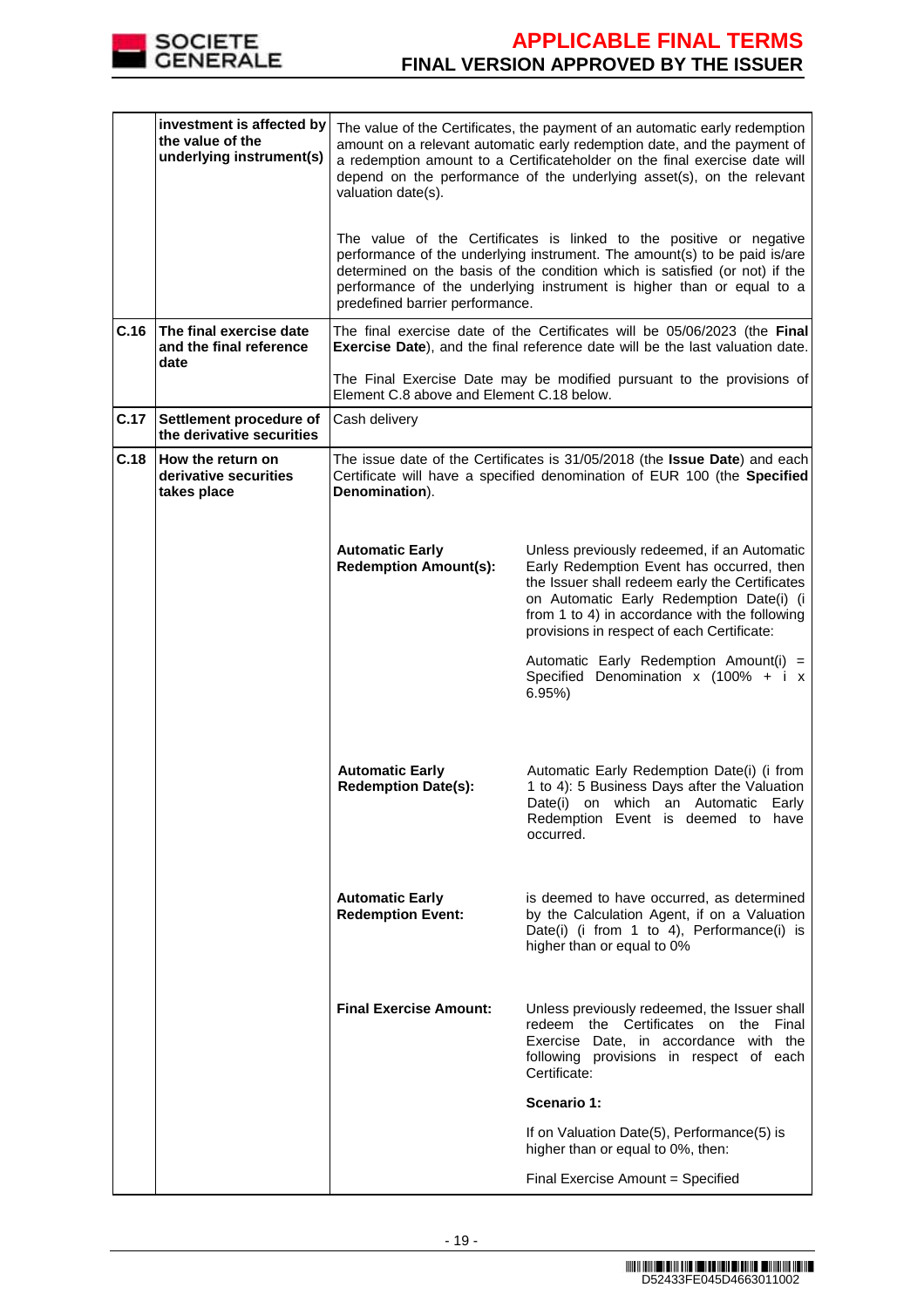| | | | |
|---|---|---|---|
| | **investment is affected by the value of the underlying instrument(s)** | The value of the Certificates, the payment of an automatic early redemption amount on a relevant automatic early redemption date, and the payment of a redemption amount to a Certificateholder on the final exercise date will depend on the performance of the underlying asset(s), on the relevant valuation date(s).<br><br>The value of the Certificates is linked to the positive or negative performance of the underlying instrument. The amount(s) to be paid is/are determined on the basis of the condition which is satisfied (or not) if the performance of the underlying instrument is higher than or equal to a predefined barrier performance. | |
| **C.16** | **The final exercise date and the final reference date** | The final exercise date of the Certificates will be 05/06/2023 (the **Final Exercise Date**), and the final reference date will be the last valuation date.<br><br>The Final Exercise Date may be modified pursuant to the provisions of Element C.8 above and Element C.18 below. | |
| **C.17** | **Settlement procedure of the derivative securities** | Cash delivery | |
| **C.18** | **How the return on derivative securities takes place** | The issue date of the Certificates is 31/05/2018 (the **Issue Date**) and each Certificate will have a specified denomination of EUR 100 (the **Specified Denomination**). | |
| | | **Automatic Early Redemption Amount(s):** | Unless previously redeemed, if an Automatic Early Redemption Event has occurred, then the Issuer shall redeem early the Certificates on Automatic Early Redemption Date(i) (i from 1 to 4) in accordance with the following provisions in respect of each Certificate:<br><br>Automatic Early Redemption Amount(i) = Specified Denomination x (100% + i x 6.95%) |
| | | **Automatic Early Redemption Date(s):** | Automatic Early Redemption Date(i) (i from 1 to 4): 5 Business Days after the Valuation Date(i) on which an Automatic Early Redemption Event is deemed to have occurred. |
| | | **Automatic Early Redemption Event:** | is deemed to have occurred, as determined by the Calculation Agent, if on a Valuation Date(i) (i from 1 to 4), Performance(i) is higher than or equal to 0% |
| | | **Final Exercise Amount:** | Unless previously redeemed, the Issuer shall redeem the Certificates on the Final Exercise Date, in accordance with the following provisions in respect of each Certificate:<br><br>**Scenario 1:**<br><br>If on Valuation Date(5), Performance(5) is higher than or equal to 0%, then:<br><br>Final Exercise Amount = Specified |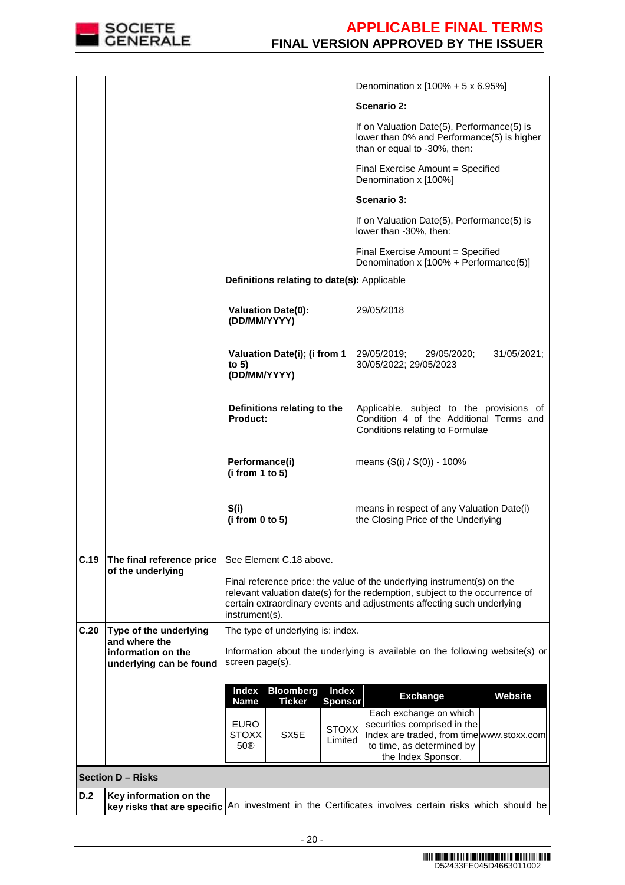| | | | |
|---|---|---|---|
| | | | Denomination x [100% + 5 x 6.95%]<br><br>**Scenario 2:**<br><br>If on Valuation Date(5), Performance(5) is lower than 0% and Performance(5) is higher than or equal to -30%, then:<br><br>Final Exercise Amount = Specified Denomination x [100%]<br><br>**Scenario 3:**<br><br>If on Valuation Date(5), Performance(5) is lower than -30%, then:<br><br>Final Exercise Amount = Specified Denomination x [100% + Performance(5)] |
| | | **Definitions relating to date(s):** Applicable | |
| | | **Valuation Date(0): (DD/MM/YYYY)** | 29/05/2018 |
| | | **Valuation Date(i); (i from 1 to 5) (DD/MM/YYYY)** | 29/05/2019; 29/05/2020; 31/05/2021; 30/05/2022; 29/05/2023 |
| | | **Definitions relating to the Product:** | Applicable, subject to the provisions of Condition 4 of the Additional Terms and Conditions relating to Formulae |
| | | **Performance(i) (i from 1 to 5)** | means (S(i) / S(0)) - 100% |
| | | **S(i) (i from 0 to 5)** | means in respect of any Valuation Date(i) the Closing Price of the Underlying |
| **C.19** | **The final reference price of the underlying** | See Element C.18 above.<br><br>Final reference price: the value of the underlying instrument(s) on the relevant valuation date(s) for the redemption, subject to the occurrence of certain extraordinary events and adjustments affecting such underlying instrument(s). | |
| **C.20** | **Type of the underlying and where the information on the underlying can be found** | The type of underlying is: index.<br><br>Information about the underlying is available on the following website(s) or screen page(s). | |

| Index Name | Bloomberg Ticker | Index Sponsor | Exchange | Website |
|---|---|---|---|---|
| EURO STOXX 50® | SX5E | STOXX Limited | Each exchange on which securities comprised in the Index are traded, from time to time, as determined by the Index Sponsor. | www.stoxx.com |

**Section D – Risks**

| | | |
|---|---|---|
| **D.2** | **Key information on the key risks that are specific** | An investment in the Certificates involves certain risks which should be |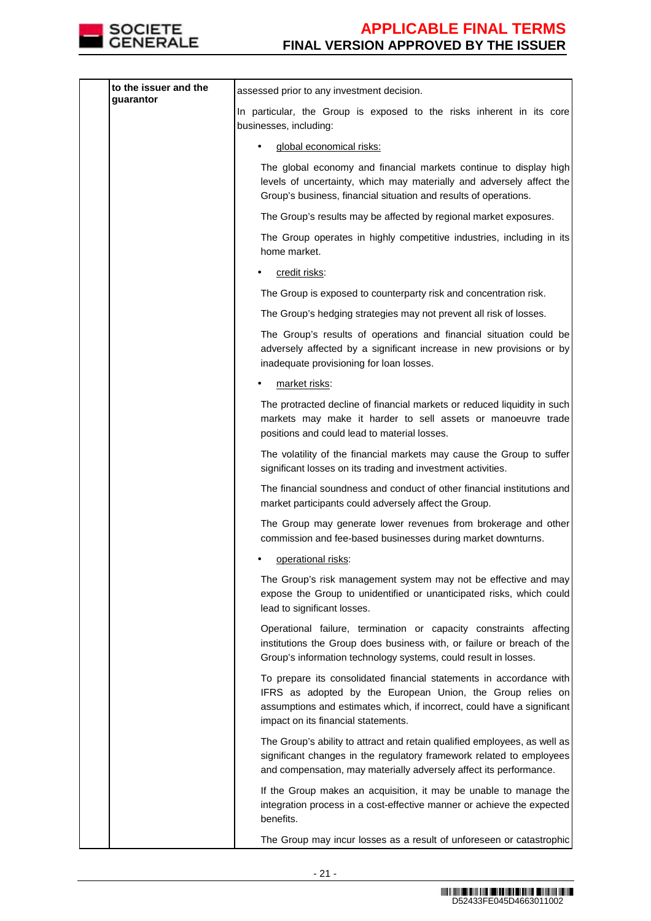| | to the issuer and the guarantor | assessed prior to any investment decision.<br><br>In particular, the Group is exposed to the risks inherent in its core businesses, including:<br><br>• global economical risks:<br><br>The global economy and financial markets continue to display high levels of uncertainty, which may materially and adversely affect the Group's business, financial situation and results of operations.<br><br>The Group's results may be affected by regional market exposures.<br><br>The Group operates in highly competitive industries, including in its home market.<br><br>• credit risks:<br><br>The Group is exposed to counterparty risk and concentration risk.<br><br>The Group's hedging strategies may not prevent all risk of losses.<br><br>The Group's results of operations and financial situation could be adversely affected by a significant increase in new provisions or by inadequate provisioning for loan losses.<br><br>• market risks:<br><br>The protracted decline of financial markets or reduced liquidity in such markets may make it harder to sell assets or manoeuvre trade positions and could lead to material losses.<br><br>The volatility of the financial markets may cause the Group to suffer significant losses on its trading and investment activities.<br><br>The financial soundness and conduct of other financial institutions and market participants could adversely affect the Group.<br><br>The Group may generate lower revenues from brokerage and other commission and fee-based businesses during market downturns.<br><br>• operational risks:<br><br>The Group's risk management system may not be effective and may expose the Group to unidentified or unanticipated risks, which could lead to significant losses.<br><br>Operational failure, termination or capacity constraints affecting institutions the Group does business with, or failure or breach of the Group's information technology systems, could result in losses.<br><br>To prepare its consolidated financial statements in accordance with IFRS as adopted by the European Union, the Group relies on assumptions and estimates which, if incorrect, could have a significant impact on its financial statements.<br><br>The Group's ability to attract and retain qualified employees, as well as significant changes in the regulatory framework related to employees and compensation, may materially adversely affect its performance.<br><br>If the Group makes an acquisition, it may be unable to manage the integration process in a cost-effective manner or achieve the expected benefits.<br><br>The Group may incur losses as a result of unforeseen or catastrophic |
|---|---|---|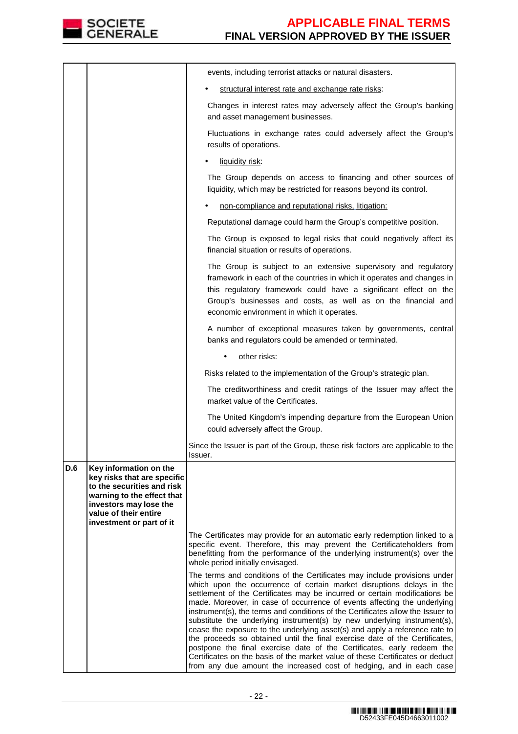| | | |
|---|---|---|
| | | events, including terrorist attacks or natural disasters.<br><br>• structural interest rate and exchange rate risks:<br><br>Changes in interest rates may adversely affect the Group's banking and asset management businesses.<br><br>Fluctuations in exchange rates could adversely affect the Group's results of operations.<br><br>• liquidity risk:<br><br>The Group depends on access to financing and other sources of liquidity, which may be restricted for reasons beyond its control.<br><br>• non-compliance and reputational risks, litigation:<br><br>Reputational damage could harm the Group's competitive position.<br><br>The Group is exposed to legal risks that could negatively affect its financial situation or results of operations.<br><br>The Group is subject to an extensive supervisory and regulatory framework in each of the countries in which it operates and changes in this regulatory framework could have a significant effect on the Group's businesses and costs, as well as on the financial and economic environment in which it operates.<br><br>A number of exceptional measures taken by governments, central banks and regulators could be amended or terminated.<br><br>• other risks:<br><br>Risks related to the implementation of the Group's strategic plan.<br><br>The creditworthiness and credit ratings of the Issuer may affect the market value of the Certificates.<br><br>The United Kingdom's impending departure from the European Union could adversely affect the Group.<br><br>Since the Issuer is part of the Group, these risk factors are applicable to the Issuer. |
| **D.6** | **Key information on the key risks that are specific to the securities and risk warning to the effect that investors may lose the value of their entire investment or part of it** | |
| | | The Certificates may provide for an automatic early redemption linked to a specific event. Therefore, this may prevent the Certificateholders from benefitting from the performance of the underlying instrument(s) over the whole period initially envisaged.<br><br>The terms and conditions of the Certificates may include provisions under which upon the occurrence of certain market disruptions delays in the settlement of the Certificates may be incurred or certain modifications be made. Moreover, in case of occurrence of events affecting the underlying instrument(s), the terms and conditions of the Certificates allow the Issuer to substitute the underlying instrument(s) by new underlying instrument(s), cease the exposure to the underlying asset(s) and apply a reference rate to the proceeds so obtained until the final exercise date of the Certificates, postpone the final exercise date of the Certificates, early redeem the Certificates on the basis of the market value of these Certificates or deduct from any due amount the increased cost of hedging, and in each case |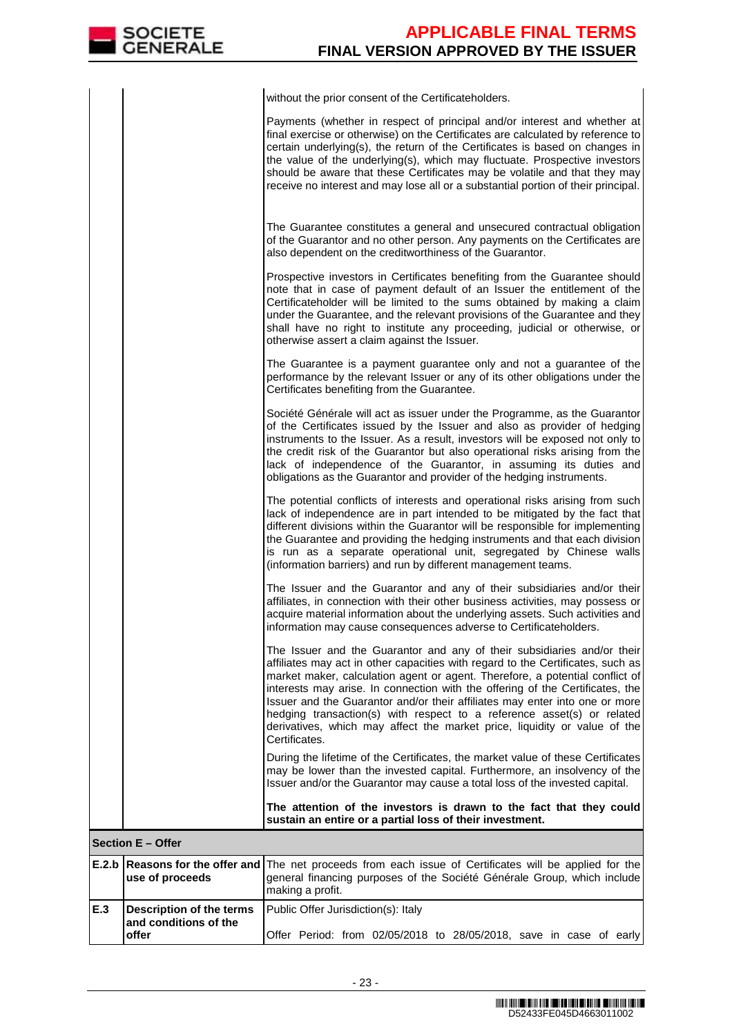| | | |
|---|---|---|
| | | without the prior consent of the Certificateholders.<br><br>Payments (whether in respect of principal and/or interest and whether at final exercise or otherwise) on the Certificates are calculated by reference to certain underlying(s), the return of the Certificates is based on changes in the value of the underlying(s), which may fluctuate. Prospective investors should be aware that these Certificates may be volatile and that they may receive no interest and may lose all or a substantial portion of their principal.<br><br>The Guarantee constitutes a general and unsecured contractual obligation of the Guarantor and no other person. Any payments on the Certificates are also dependent on the creditworthiness of the Guarantor.<br><br>Prospective investors in Certificates benefiting from the Guarantee should note that in case of payment default of an Issuer the entitlement of the Certificateholder will be limited to the sums obtained by making a claim under the Guarantee, and the relevant provisions of the Guarantee and they shall have no right to institute any proceeding, judicial or otherwise, or otherwise assert a claim against the Issuer.<br><br>The Guarantee is a payment guarantee only and not a guarantee of the performance by the relevant Issuer or any of its other obligations under the Certificates benefiting from the Guarantee.<br><br>Société Générale will act as issuer under the Programme, as the Guarantor of the Certificates issued by the Issuer and also as provider of hedging instruments to the Issuer. As a result, investors will be exposed not only to the credit risk of the Guarantor but also operational risks arising from the lack of independence of the Guarantor, in assuming its duties and obligations as the Guarantor and provider of the hedging instruments.<br><br>The potential conflicts of interests and operational risks arising from such lack of independence are in part intended to be mitigated by the fact that different divisions within the Guarantor will be responsible for implementing the Guarantee and providing the hedging instruments and that each division is run as a separate operational unit, segregated by Chinese walls (information barriers) and run by different management teams.<br><br>The Issuer and the Guarantor and any of their subsidiaries and/or their affiliates, in connection with their other business activities, may possess or acquire material information about the underlying assets. Such activities and information may cause consequences adverse to Certificateholders.<br><br>The Issuer and the Guarantor and any of their subsidiaries and/or their affiliates may act in other capacities with regard to the Certificates, such as market maker, calculation agent or agent. Therefore, a potential conflict of interests may arise. In connection with the offering of the Certificates, the Issuer and the Guarantor and/or their affiliates may enter into one or more hedging transaction(s) with respect to a reference asset(s) or related derivatives, which may affect the market price, liquidity or value of the Certificates.<br><br>During the lifetime of the Certificates, the market value of these Certificates may be lower than the invested capital. Furthermore, an insolvency of the Issuer and/or the Guarantor may cause a total loss of the invested capital.<br><br>**The attention of the investors is drawn to the fact that they could sustain an entire or a partial loss of their investment.** |
| **Section E – Offer** | | |
| **E.2.b** | **Reasons for the offer and use of proceeds** | The net proceeds from each issue of Certificates will be applied for the general financing purposes of the Société Générale Group, which include making a profit. |
| **E.3** | **Description of the terms and conditions of the offer** | Public Offer Jurisdiction(s): Italy<br><br>Offer Period: from 02/05/2018 to 28/05/2018, save in case of early |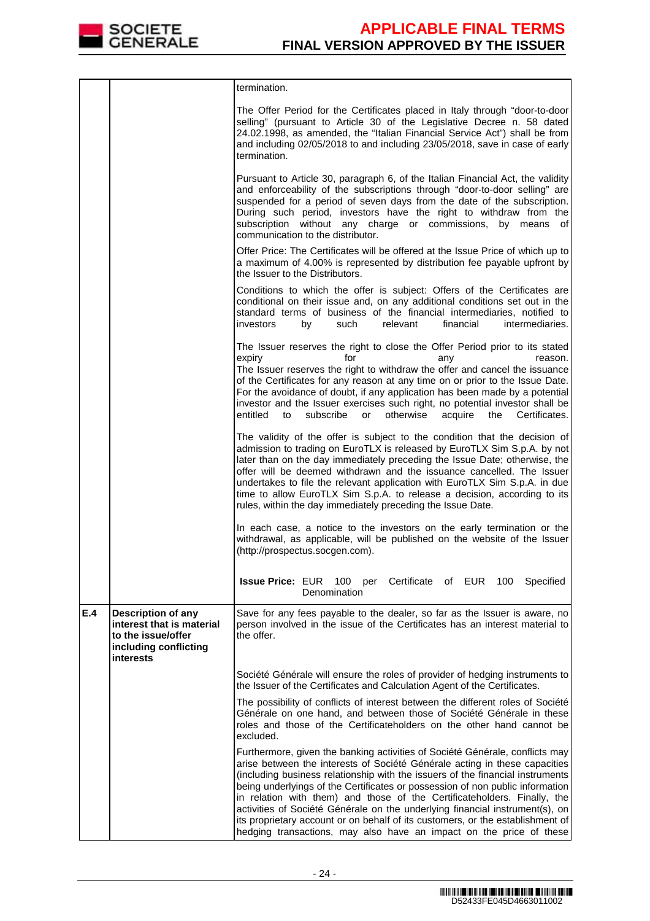| | | |
|---|---|---|
| | | termination.<br><br>The Offer Period for the Certificates placed in Italy through "door-to-door selling" (pursuant to Article 30 of the Legislative Decree n. 58 dated 24.02.1998, as amended, the "Italian Financial Service Act") shall be from and including 02/05/2018 to and including 23/05/2018, save in case of early termination.<br><br>Pursuant to Article 30, paragraph 6, of the Italian Financial Act, the validity and enforceability of the subscriptions through "door-to-door selling" are suspended for a period of seven days from the date of the subscription. During such period, investors have the right to withdraw from the subscription without any charge or commissions, by means of communication to the distributor.<br><br>Offer Price: The Certificates will be offered at the Issue Price of which up to a maximum of 4.00% is represented by distribution fee payable upfront by the Issuer to the Distributors.<br><br>Conditions to which the offer is subject: Offers of the Certificates are conditional on their issue and, on any additional conditions set out in the standard terms of business of the financial intermediaries, notified to investors by such relevant financial intermediaries.<br><br>The Issuer reserves the right to close the Offer Period prior to its stated expiry for any reason.<br>The Issuer reserves the right to withdraw the offer and cancel the issuance of the Certificates for any reason at any time on or prior to the Issue Date. For the avoidance of doubt, if any application has been made by a potential investor and the Issuer exercises such right, no potential investor shall be entitled to subscribe or otherwise acquire the Certificates.<br><br>The validity of the offer is subject to the condition that the decision of admission to trading on EuroTLX is released by EuroTLX Sim S.p.A. by not later than on the day immediately preceding the Issue Date; otherwise, the offer will be deemed withdrawn and the issuance cancelled. The Issuer undertakes to file the relevant application with EuroTLX Sim S.p.A. in due time to allow EuroTLX Sim S.p.A. to release a decision, according to its rules, within the day immediately preceding the Issue Date.<br><br>In each case, a notice to the investors on the early termination or the withdrawal, as applicable, will be published on the website of the Issuer (http://prospectus.socgen.com).<br><br>**Issue Price:** EUR 100 per Certificate of EUR 100 Specified Denomination |
| **E.4** | **Description of any interest that is material to the issue/offer including conflicting interests** | Save for any fees payable to the dealer, so far as the Issuer is aware, no person involved in the issue of the Certificates has an interest material to the offer.<br><br>Société Générale will ensure the roles of provider of hedging instruments to the Issuer of the Certificates and Calculation Agent of the Certificates.<br><br>The possibility of conflicts of interest between the different roles of Société Générale on one hand, and between those of Société Générale in these roles and those of the Certificateholders on the other hand cannot be excluded.<br><br>Furthermore, given the banking activities of Société Générale, conflicts may arise between the interests of Société Générale acting in these capacities (including business relationship with the issuers of the financial instruments being underlyings of the Certificates or possession of non public information in relation with them) and those of the Certificateholders. Finally, the activities of Société Générale on the underlying financial instrument(s), on its proprietary account or on behalf of its customers, or the establishment of hedging transactions, may also have an impact on the price of these |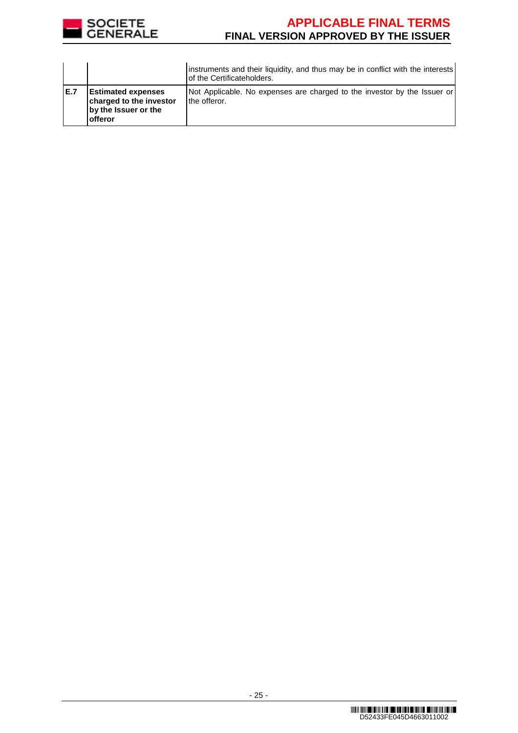| | | |
|---|---|---|
| | | instruments and their liquidity, and thus may be in conflict with the interests of the Certificateholders. |
| **E.7** | **Estimated expenses charged to the investor by the Issuer or the offeror** | Not Applicable. No expenses are charged to the investor by the Issuer or the offeror. |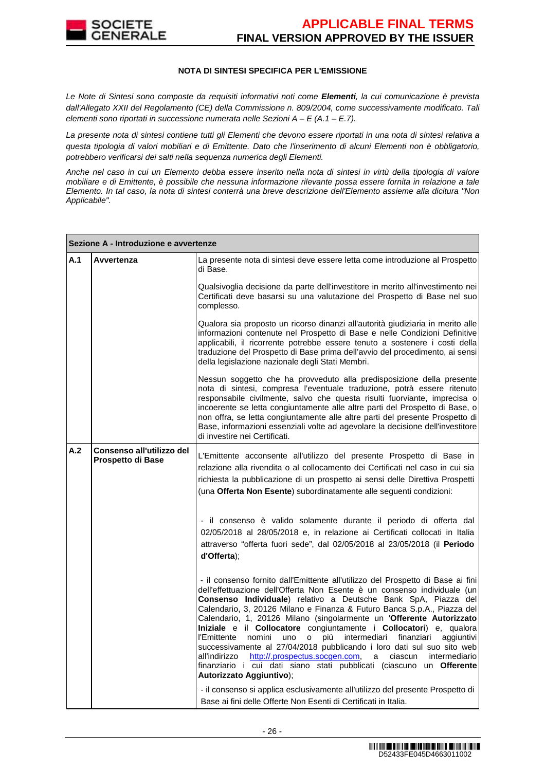**NOTA DI SINTESI SPECIFICA PER L'EMISSIONE**

*Le Note di Sintesi sono composte da requisiti informativi noti come **Elementi**, la cui comunicazione è prevista dall'Allegato XXII del Regolamento (CE) della Commissione n. 809/2004, come successivamente modificato. Tali elementi sono riportati in successione numerata nelle Sezioni A – E (A.1 – E.7).*

*La presente nota di sintesi contiene tutti gli Elementi che devono essere riportati in una nota di sintesi relativa a questa tipologia di valori mobiliari e di Emittente. Dato che l'inserimento di alcuni Elementi non è obbligatorio, potrebbero verificarsi dei salti nella sequenza numerica degli Elementi.*

*Anche nel caso in cui un Elemento debba essere inserito nella nota di sintesi in virtù della tipologia di valore mobiliare e di Emittente, è possibile che nessuna informazione rilevante possa essere fornita in relazione a tale Elemento. In tal caso, la nota di sintesi conterrà una breve descrizione dell'Elemento assieme alla dicitura "Non Applicabile".*

| **Sezione A - Introduzione e avvertenze** | | |
|---|---|---|
| **A.1** | **Avvertenza** | La presente nota di sintesi deve essere letta come introduzione al Prospetto di Base.<br><br>Qualsivoglia decisione da parte dell'investitore in merito all'investimento nei Certificati deve basarsi su una valutazione del Prospetto di Base nel suo complesso.<br><br>Qualora sia proposto un ricorso dinanzi all'autorità giudiziaria in merito alle informazioni contenute nel Prospetto di Base e nelle Condizioni Definitive applicabili, il ricorrente potrebbe essere tenuto a sostenere i costi della traduzione del Prospetto di Base prima dell'avvio del procedimento, ai sensi della legislazione nazionale degli Stati Membri.<br><br>Nessun soggetto che ha provveduto alla predisposizione della presente nota di sintesi, compresa l'eventuale traduzione, potrà essere ritenuto responsabile civilmente, salvo che questa risulti fuorviante, imprecisa o incoerente se letta congiuntamente alle altre parti del Prospetto di Base, o non offra, se letta congiuntamente alle altre parti del presente Prospetto di Base, informazioni essenziali volte ad agevolare la decisione dell'investitore di investire nei Certificati. |
| **A.2** | **Consenso all'utilizzo del Prospetto di Base** | L'Emittente acconsente all'utilizzo del presente Prospetto di Base in relazione alla rivendita o al collocamento dei Certificati nel caso in cui sia richiesta la pubblicazione di un prospetto ai sensi delle Direttiva Prospetti (una **Offerta Non Esente**) subordinatamente alle seguenti condizioni:<br><br>- il consenso è valido solamente durante il periodo di offerta dal 02/05/2018 al 28/05/2018 e, in relazione ai Certificati collocati in Italia attraverso "offerta fuori sede", dal 02/05/2018 al 23/05/2018 (il **Periodo d'Offerta**);<br><br>- il consenso fornito dall'Emittente all'utilizzo del Prospetto di Base ai fini dell'effettuazione dell'Offerta Non Esente è un consenso individuale (un **Consenso Individuale**) relativo a Deutsche Bank SpA, Piazza del Calendario, 3, 20126 Milano e Finanza & Futuro Banca S.p.A., Piazza del Calendario, 1, 20126 Milano (singolarmente un '**Offerente Autorizzato Iniziale** e il **Collocatore** congiuntamente i **Collocatori**) e, qualora l'Emittente nomini uno o più intermediari finanziari aggiuntivi successivamente al 27/04/2018 pubblicando i loro dati sul suo sito web all'indirizzo http://.prospectus.socgen.com, a ciascun intermediario finanziario i cui dati siano stati pubblicati (ciascuno un **Offerente Autorizzato Aggiuntivo**);<br><br>- il consenso si applica esclusivamente all'utilizzo del presente Prospetto di Base ai fini delle Offerte Non Esenti di Certificati in Italia. |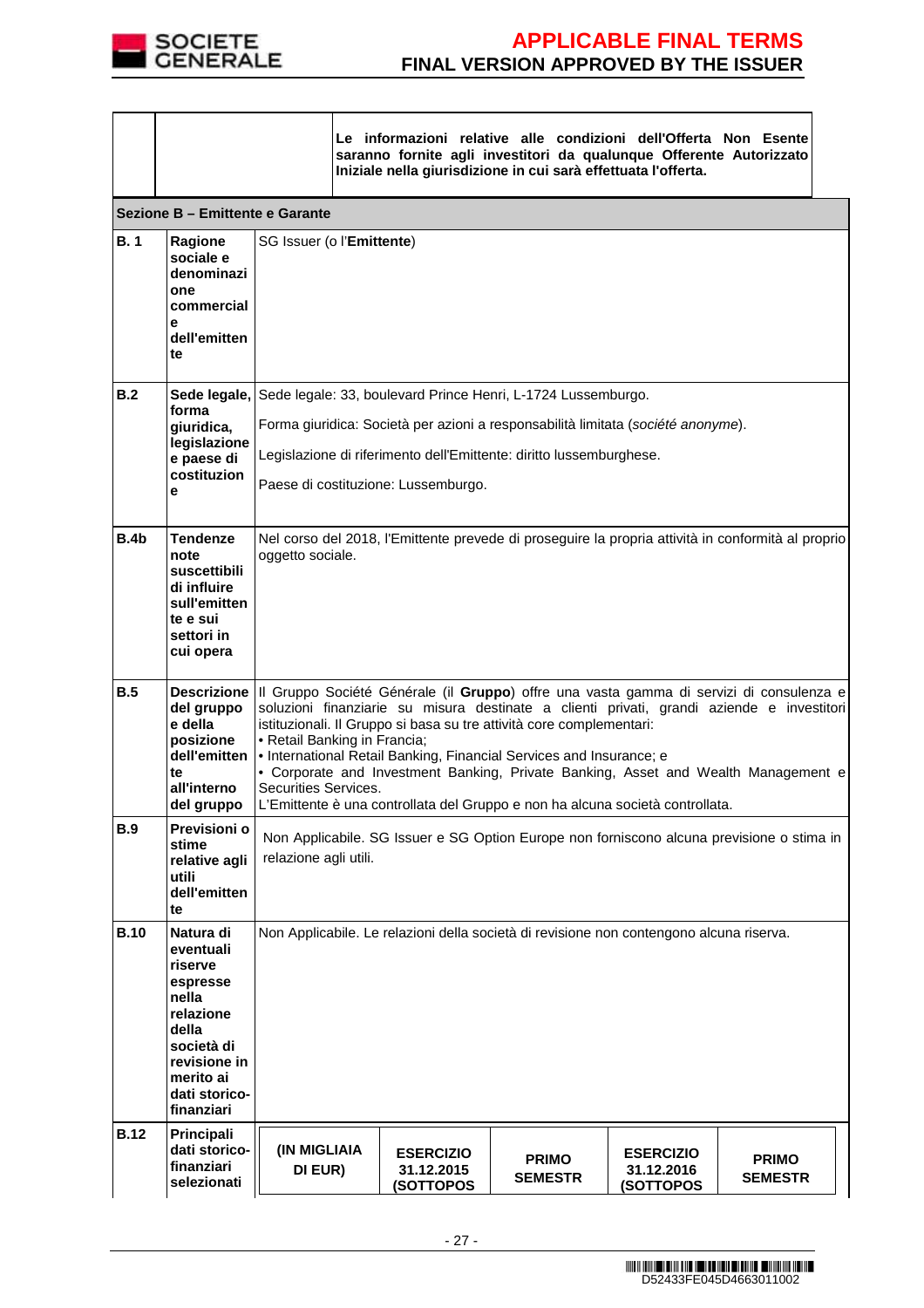| | | Le informazioni relative alle condizioni dell'Offerta Non Esente saranno fornite agli investitori da qualunque Offerente Autorizzato Iniziale nella giurisdizione in cui sarà effettuata l'offerta. |
|---|---|---|

| Sezione B – Emittente e Garante | | |
|---|---|---|
| **B. 1** | **Ragione sociale e denominazione commerciale dell'emittente** | SG Issuer (o l'**Emittente**) |
| **B.2** | **Sede legale, forma giuridica, legislazione e paese di costituzione** | Sede legale: 33, boulevard Prince Henri, L-1724 Lussemburgo.<br><br>Forma giuridica: Società per azioni a responsabilità limitata (*société anonyme*).<br><br>Legislazione di riferimento dell'Emittente: diritto lussemburghese.<br><br>Paese di costituzione: Lussemburgo. |
| **B.4b** | **Tendenze note suscettibili di influire sull'emittente e sui settori in cui opera** | Nel corso del 2018, l'Emittente prevede di proseguire la propria attività in conformità al proprio oggetto sociale. |
| **B.5** | **Descrizione del gruppo e della posizione dell'emittente all'interno del gruppo** | Il Gruppo Société Générale (il **Gruppo**) offre una vasta gamma di servizi di consulenza e soluzioni finanziarie su misura destinate a clienti privati, grandi aziende e investitori istituzionali. Il Gruppo si basa su tre attività core complementari:<br>• Retail Banking in Francia;<br>• International Retail Banking, Financial Services and Insurance; e<br>• Corporate and Investment Banking, Private Banking, Asset and Wealth Management e Securities Services.<br>L'Emittente è una controllata del Gruppo e non ha alcuna società controllata. |
| **B.9** | **Previsioni o stime relative agli utili dell'emittente** | Non Applicabile. SG Issuer e SG Option Europe non forniscono alcuna previsione o stima in relazione agli utili. |
| **B.10** | **Natura di eventuali riserve espresse nella relazione della società di revisione in merito ai dati storico-finanziari** | Non Applicabile. Le relazioni della società di revisione non contengono alcuna riserva. |
| **B.12** | **Principali dati storico-finanziari selezionati** | |

| (IN MIGLIAIA DI EUR) | ESERCIZIO 31.12.2015 (SOTTOPOS | PRIMO SEMESTR | ESERCIZIO 31.12.2016 (SOTTOPOS | PRIMO SEMESTR |
|---|---|---|---|---|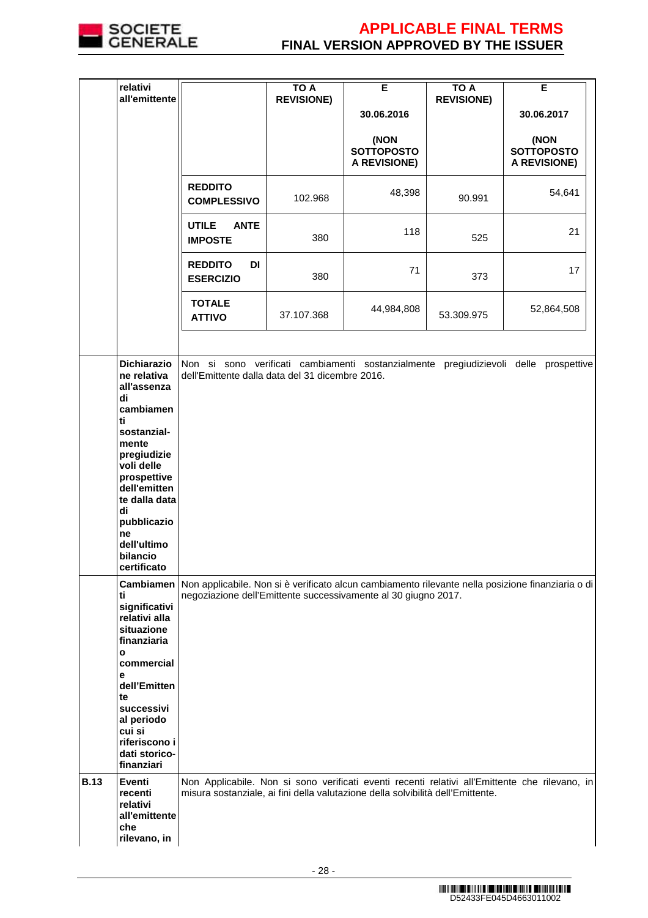| | relativi all'emittente | | TO A REVISIONE) | E<br><br>30.06.2016<br><br>(NON SOTTOPOSTO A REVISIONE) | TO A REVISIONE) | E<br><br>30.06.2017<br><br>(NON SOTTOPOSTO A REVISIONE) |
|---|---|---|---|---|---|---|
| | | **REDDITO COMPLESSIVO** | 102.968 | 48,398 | 90.991 | 54,641 |
| | | **UTILE ANTE IMPOSTE** | 380 | 118 | 525 | 21 |
| | | **REDDITO DI ESERCIZIO** | 380 | 71 | 373 | 17 |
| | | **TOTALE ATTIVO** | 37.107.368 | 44,984,808 | 53.309.975 | 52,864,508 |
| | **Dichiarazione relativa all'assenza di cambiamenti sostanzial-mente pregiudizievoli delle prospettive dell'emittente dalla data di pubblicazione dell'ultimo bilancio certificato** | Non si sono verificati cambiamenti sostanzialmente pregiudizievoli delle prospettive dell'Emittente dalla data del 31 dicembre 2016. | | | | |
| | **Cambiamenti significativi relativi alla situazione finanziaria o commerciale dell'Emittente successivi al periodo cui si riferiscono i dati storico-finanziari** | Non applicabile. Non si è verificato alcun cambiamento rilevante nella posizione finanziaria o di negoziazione dell'Emittente successivamente al 30 giugno 2017. | | | | |
| **B.13** | **Eventi recenti relativi all'emittente che rilevano, in** | Non Applicabile. Non si sono verificati eventi recenti relativi all'Emittente che rilevano, in misura sostanziale, ai fini della valutazione della solvibilità dell'Emittente. | | | | |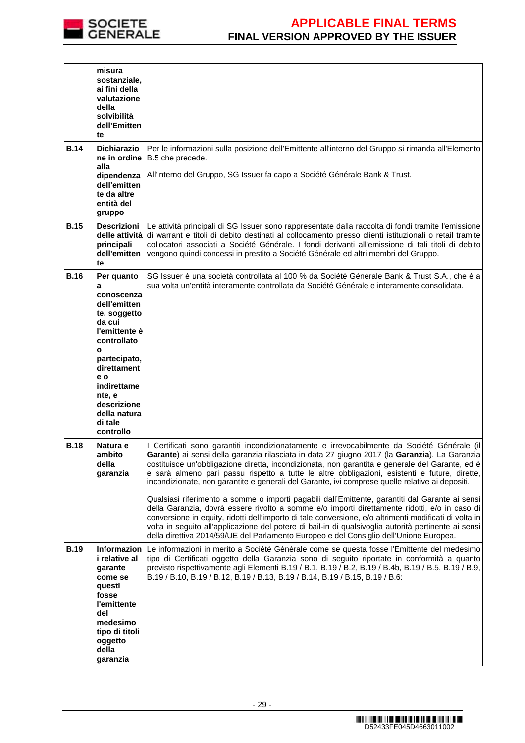| | | |
|---|---|---|
| | **misura sostanziale, ai fini della valutazione della solvibilità dell'Emittente** | |
| **B.14** | **Dichiarazione in ordine alla dipendenza dell'emittente da altre entità del gruppo** | Per le informazioni sulla posizione dell'Emittente all'interno del Gruppo si rimanda all'Elemento B.5 che precede.<br><br>All'interno del Gruppo, SG Issuer fa capo a Société Générale Bank & Trust. |
| **B.15** | **Descrizioni delle attività principali dell'emittente** | Le attività principali di SG Issuer sono rappresentate dalla raccolta di fondi tramite l'emissione di warrant e titoli di debito destinati al collocamento presso clienti istituzionali o retail tramite collocatori associati a Société Générale. I fondi derivanti all'emissione di tali titoli di debito vengono quindi concessi in prestito a Société Générale ed altri membri del Gruppo. |
| **B.16** | **Per quanto a conoscenza dell'emittente, soggetto da cui l'emittente è controllato o partecipato, direttamente o indirettamente, e descrizione della natura di tale controllo** | SG Issuer è una società controllata al 100 % da Société Générale Bank & Trust S.A., che è a sua volta un'entità interamente controllata da Société Générale e interamente consolidata. |
| **B.18** | **Natura e ambito della garanzia** | I Certificati sono garantiti incondizionatamente e irrevocabilmente da Société Générale (il **Garante**) ai sensi della garanzia rilasciata in data 27 giugno 2017 (la **Garanzia**). La Garanzia costituisce un'obbligazione diretta, incondizionata, non garantita e generale del Garante, ed è e sarà almeno pari passu rispetto a tutte le altre obbligazioni, esistenti e future, dirette, incondizionate, non garantite e generali del Garante, ivi comprese quelle relative ai depositi.<br><br>Qualsiasi riferimento a somme o importi pagabili dall'Emittente, garantiti dal Garante ai sensi della Garanzia, dovrà essere rivolto a somme e/o importi direttamente ridotti, e/o in caso di conversione in equity, ridotti dell'importo di tale conversione, e/o altrimenti modificati di volta in volta in seguito all'applicazione del potere di bail-in di qualsivoglia autorità pertinente ai sensi della direttiva 2014/59/UE del Parlamento Europeo e del Consiglio dell'Unione Europea. |
| **B.19** | **Informazioni relative al garante come se questi fosse l'emittente del medesimo tipo di titoli oggetto della garanzia** | Le informazioni in merito a Société Générale come se questa fosse l'Emittente del medesimo tipo di Certificati oggetto della Garanzia sono di seguito riportate in conformità a quanto previsto rispettivamente agli Elementi B.19 / B.1, B.19 / B.2, B.19 / B.4b, B.19 / B.5, B.19 / B.9, B.19 / B.10, B.19 / B.12, B.19 / B.13, B.19 / B.14, B.19 / B.15, B.19 / B.6: |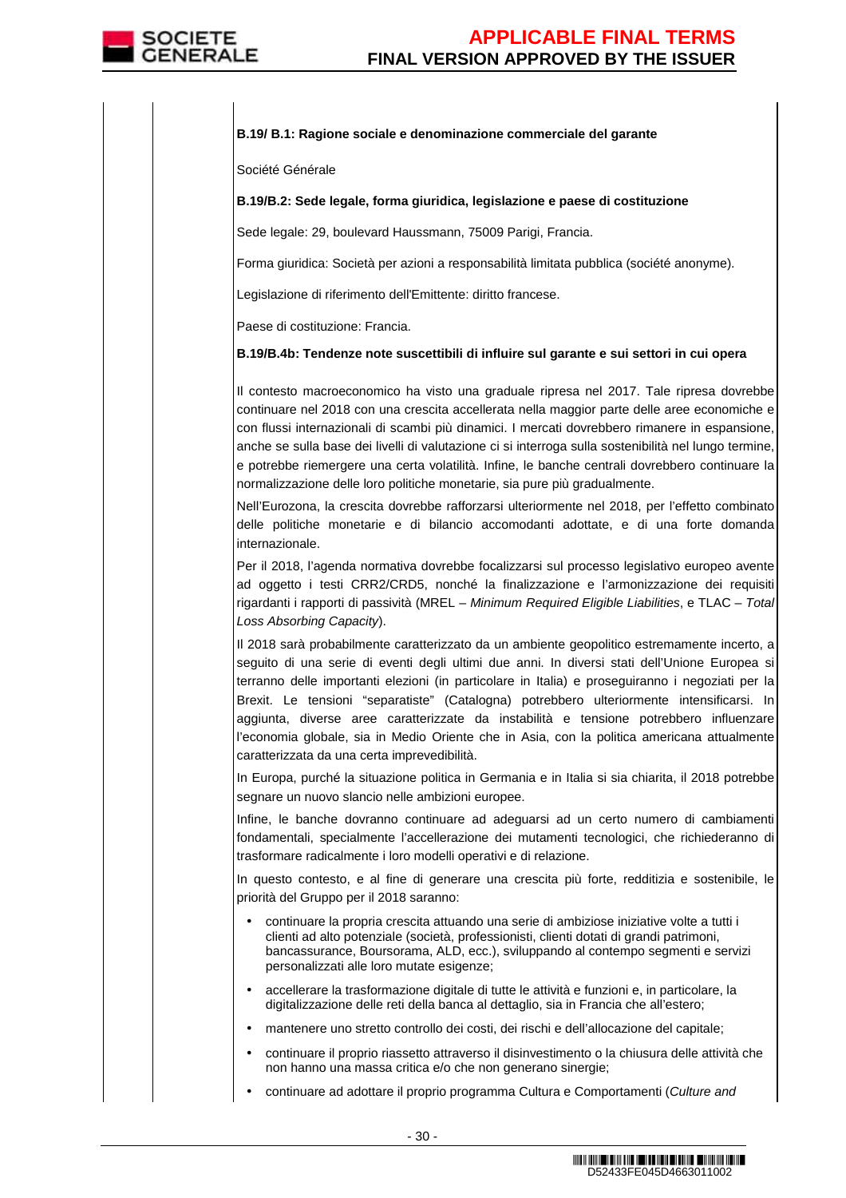**B.19/ B.1: Ragione sociale e denominazione commerciale del garante**

Société Générale

**B.19/B.2: Sede legale, forma giuridica, legislazione e paese di costituzione**

Sede legale: 29, boulevard Haussmann, 75009 Parigi, Francia.

Forma giuridica: Società per azioni a responsabilità limitata pubblica (société anonyme).

Legislazione di riferimento dell'Emittente: diritto francese.

Paese di costituzione: Francia.

**B.19/B.4b: Tendenze note suscettibili di influire sul garante e sui settori in cui opera**

Il contesto macroeconomico ha visto una graduale ripresa nel 2017. Tale ripresa dovrebbe continuare nel 2018 con una crescita accellerata nella maggior parte delle aree economiche e con flussi internazionali di scambi più dinamici. I mercati dovrebbero rimanere in espansione, anche se sulla base dei livelli di valutazione ci si interroga sulla sostenibilità nel lungo termine, e potrebbe riemergere una certa volatilità. Infine, le banche centrali dovrebbero continuare la normalizzazione delle loro politiche monetarie, sia pure più gradualmente.

Nell'Eurozona, la crescita dovrebbe rafforzarsi ulteriormente nel 2018, per l'effetto combinato delle politiche monetarie e di bilancio accomodanti adottate, e di una forte domanda internazionale.

Per il 2018, l'agenda normativa dovrebbe focalizzarsi sul processo legislativo europeo avente ad oggetto i testi CRR2/CRD5, nonché la finalizzazione e l'armonizzazione dei requisiti rigardanti i rapporti di passività (MREL – *Minimum Required Eligible Liabilities*, e TLAC – *Total Loss Absorbing Capacity*).

Il 2018 sarà probabilmente caratterizzato da un ambiente geopolitico estremamente incerto, a seguito di una serie di eventi degli ultimi due anni. In diversi stati dell'Unione Europea si terranno delle importanti elezioni (in particolare in Italia) e proseguiranno i negoziati per la Brexit. Le tensioni "separatiste" (Catalogna) potrebbero ulteriormente intensificarsi. In aggiunta, diverse aree caratterizzate da instabilità e tensione potrebbero influenzare l'economia globale, sia in Medio Oriente che in Asia, con la politica americana attualmente caratterizzata da una certa imprevedibilità.

In Europa, purché la situazione politica in Germania e in Italia si sia chiarita, il 2018 potrebbe segnare un nuovo slancio nelle ambizioni europee.

Infine, le banche dovranno continuare ad adeguarsi ad un certo numero di cambiamenti fondamentali, specialmente l'accellerazione dei mutamenti tecnologici, che richiederanno di trasformare radicalmente i loro modelli operativi e di relazione.

In questo contesto, e al fine di generare una crescita più forte, redditizia e sostenibile, le priorità del Gruppo per il 2018 saranno:

- continuare la propria crescita attuando una serie di ambiziose iniziative volte a tutti i clienti ad alto potenziale (società, professionisti, clienti dotati di grandi patrimoni, bancassurance, Boursorama, ALD, ecc.), sviluppando al contempo segmenti e servizi personalizzati alle loro mutate esigenze;
- accellerare la trasformazione digitale di tutte le attività e funzioni e, in particolare, la digitalizzazione delle reti della banca al dettaglio, sia in Francia che all'estero;
- mantenere uno stretto controllo dei costi, dei rischi e dell'allocazione del capitale;
- continuare il proprio riassetto attraverso il disinvestimento o la chiusura delle attività che non hanno una massa critica e/o che non generano sinergie;
- continuare ad adottare il proprio programma Cultura e Comportamenti (*Culture and*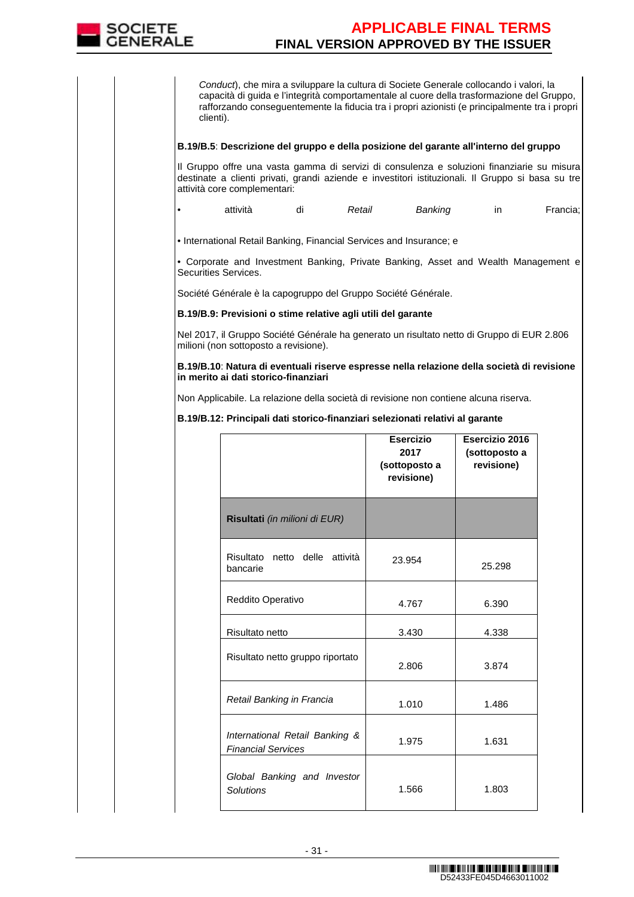*Conduct*), che mira a sviluppare la cultura di Societe Generale collocando i valori, la capacità di guida e l'integrità comportamentale al cuore della trasformazione del Gruppo, rafforzando conseguentemente la fiducia tra i propri azionisti (e principalmente tra i propri clienti).

**B.19/B.5**: **Descrizione del gruppo e della posizione del garante all'interno del gruppo**

Il Gruppo offre una vasta gamma di servizi di consulenza e soluzioni finanziarie su misura destinate a clienti privati, grandi aziende e investitori istituzionali. Il Gruppo si basa su tre attività core complementari:

- attività di *Retail Banking* in Francia;
- International Retail Banking, Financial Services and Insurance; e
- Corporate and Investment Banking, Private Banking, Asset and Wealth Management e Securities Services.

Société Générale è la capogruppo del Gruppo Société Générale.

**B.19/B.9: Previsioni o stime relative agli utili del garante**

Nel 2017, il Gruppo Société Générale ha generato un risultato netto di Gruppo di EUR 2.806 milioni (non sottoposto a revisione).

**B.19/B.10**: **Natura di eventuali riserve espresse nella relazione della società di revisione in merito ai dati storico-finanziari**

Non Applicabile. La relazione della società di revisione non contiene alcuna riserva.

**B.19/B.12: Principali dati storico-finanziari selezionati relativi al garante**

| | **Esercizio 2017 (sottoposto a revisione)** | **Esercizio 2016 (sottoposto a revisione)** |
|---|---|---|
| **Risultati** *(in milioni di EUR)* | | |
| Risultato netto delle attività bancarie | 23.954 | 25.298 |
| Reddito Operativo | 4.767 | 6.390 |
| Risultato netto | 3.430 | 4.338 |
| Risultato netto gruppo riportato | 2.806 | 3.874 |
| *Retail Banking in Francia* | 1.010 | 1.486 |
| *International Retail Banking & Financial Services* | 1.975 | 1.631 |
| *Global Banking and Investor Solutions* | 1.566 | 1.803 |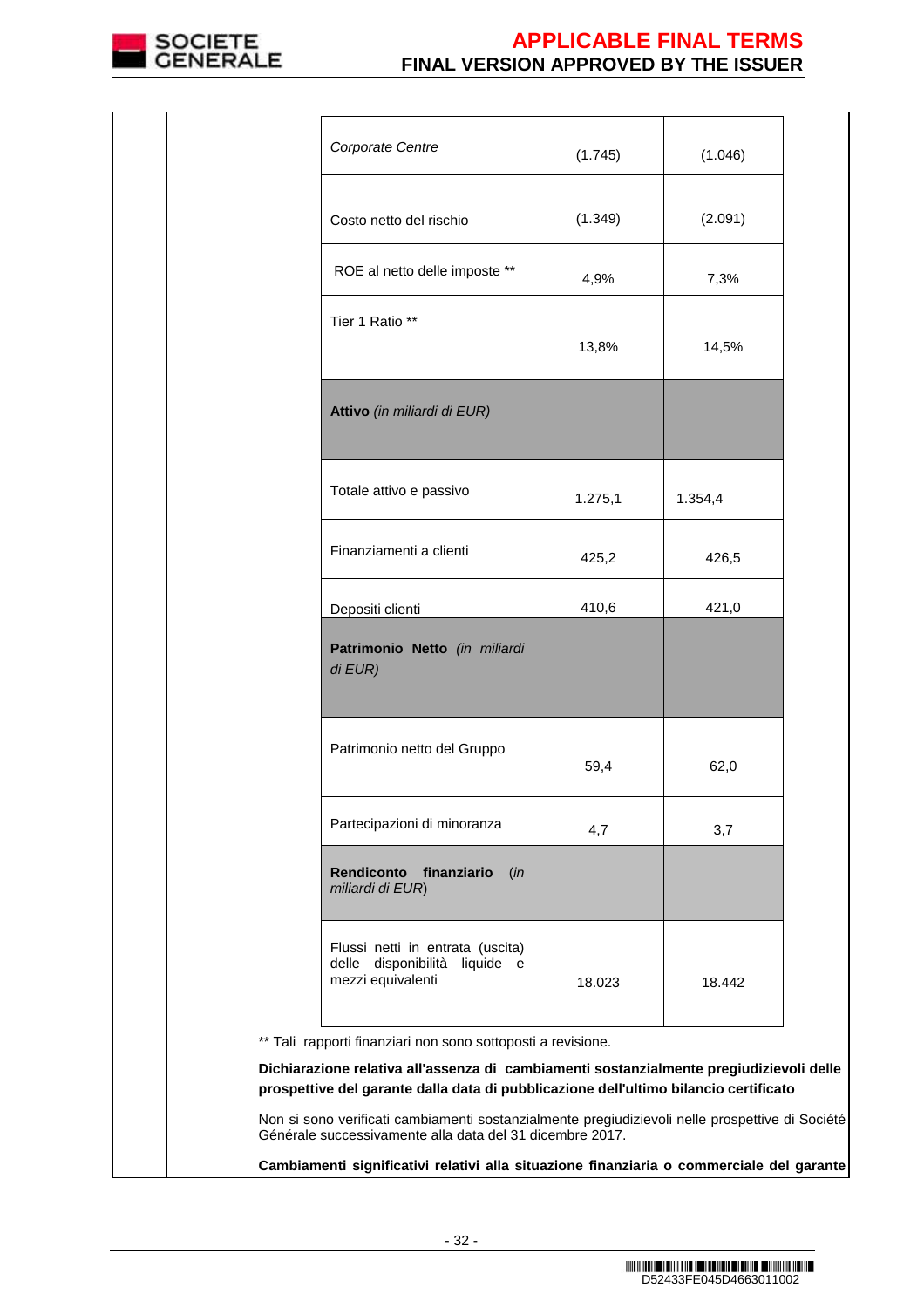| | | |
|---|---|---|
| *Corporate Centre* | (1.745) | (1.046) |
| Costo netto del rischio | (1.349) | (2.091) |
| ROE al netto delle imposte ** | 4,9% | 7,3% |
| Tier 1 Ratio ** | 13,8% | 14,5% |
| **Attivo** *(in miliardi di EUR)* | | |
| Totale attivo e passivo | 1.275,1 | 1.354,4 |
| Finanziamenti a clienti | 425,2 | 426,5 |
| Depositi clienti | 410,6 | 421,0 |
| **Patrimonio Netto** *(in miliardi di EUR)* | | |
| Patrimonio netto del Gruppo | 59,4 | 62,0 |
| Partecipazioni di minoranza | 4,7 | 3,7 |
| **Rendiconto finanziario** (*in miliardi di EUR*) | | |
| Flussi netti in entrata (uscita) delle disponibilità liquide e mezzi equivalenti | 18.023 | 18.442 |

** Tali rapporti finanziari non sono sottoposti a revisione.

**Dichiarazione relativa all'assenza di cambiamenti sostanzialmente pregiudizievoli delle prospettive del garante dalla data di pubblicazione dell'ultimo bilancio certificato**

Non si sono verificati cambiamenti sostanzialmente pregiudizievoli nelle prospettive di Société Générale successivamente alla data del 31 dicembre 2017.

**Cambiamenti significativi relativi alla situazione finanziaria o commerciale del garante**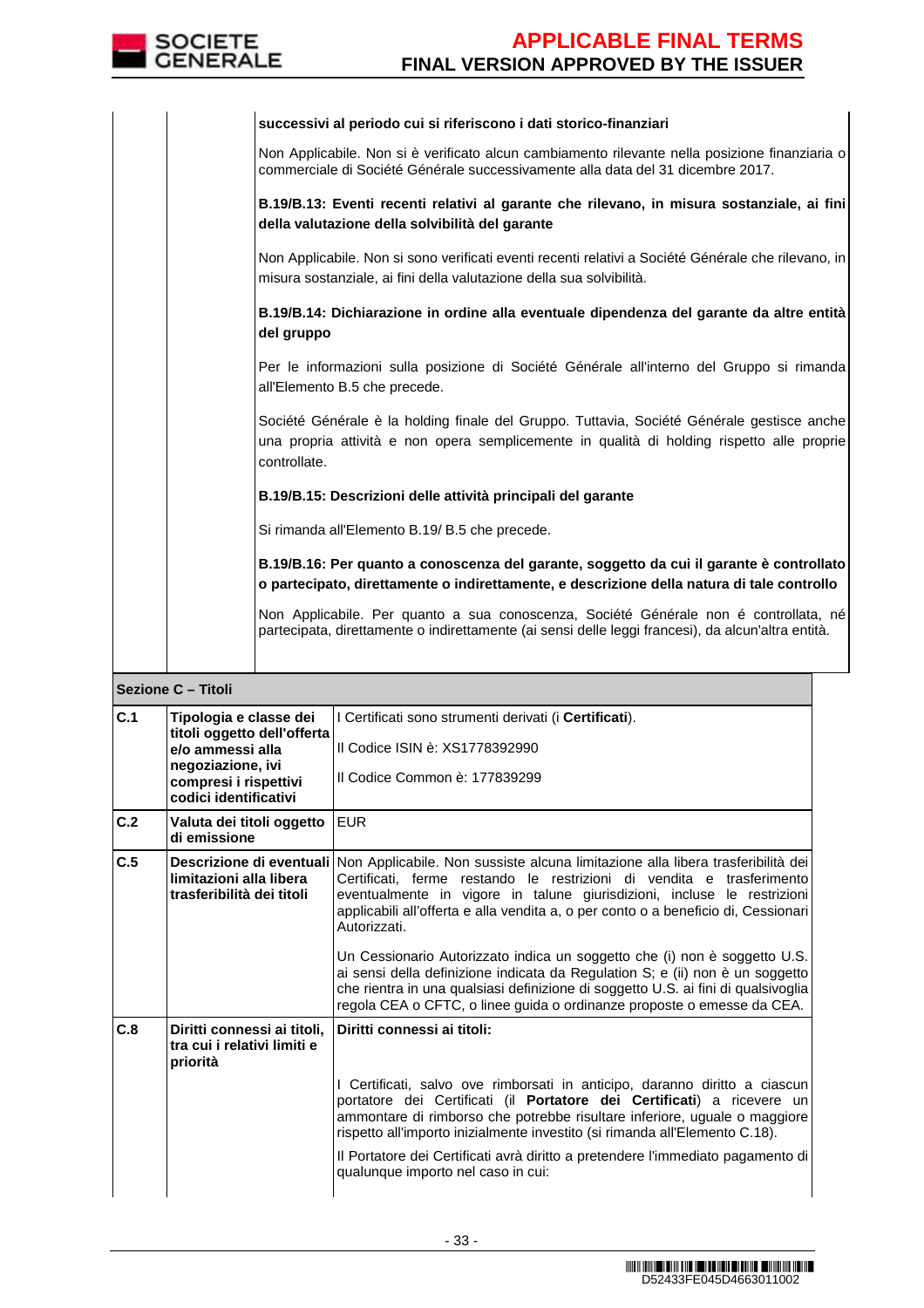| | | |
|---|---|---|
| | | **successivi al periodo cui si riferiscono i dati storico-finanziari**<br><br>Non Applicabile. Non si è verificato alcun cambiamento rilevante nella posizione finanziaria o commerciale di Société Générale successivamente alla data del 31 dicembre 2017.<br><br>**B.19/B.13: Eventi recenti relativi al garante che rilevano, in misura sostanziale, ai fini della valutazione della solvibilità del garante**<br><br>Non Applicabile. Non si sono verificati eventi recenti relativi a Société Générale che rilevano, in misura sostanziale, ai fini della valutazione della sua solvibilità.<br><br>**B.19/B.14: Dichiarazione in ordine alla eventuale dipendenza del garante da altre entità del gruppo**<br><br>Per le informazioni sulla posizione di Société Générale all'interno del Gruppo si rimanda all'Elemento B.5 che precede.<br><br>Société Générale è la holding finale del Gruppo. Tuttavia, Société Générale gestisce anche una propria attività e non opera semplicemente in qualità di holding rispetto alle proprie controllate.<br><br>**B.19/B.15: Descrizioni delle attività principali del garante**<br><br>Si rimanda all'Elemento B.19/ B.5 che precede.<br><br>**B.19/B.16: Per quanto a conoscenza del garante, soggetto da cui il garante è controllato o partecipato, direttamente o indirettamente, e descrizione della natura di tale controllo**<br><br>Non Applicabile. Per quanto a sua conoscenza, Société Générale non é controllata, né partecipata, direttamente o indirettamente (ai sensi delle leggi francesi), da alcun'altra entità. |

| **Sezione C – Titoli** | | |
|---|---|---|
| **C.1** | **Tipologia e classe dei titoli oggetto dell'offerta e/o ammessi alla negoziazione, ivi compresi i rispettivi codici identificativi** | I Certificati sono strumenti derivati (i **Certificati**).<br><br>Il Codice ISIN è: XS1778392990<br><br>Il Codice Common è: 177839299 |
| **C.2** | **Valuta dei titoli oggetto di emissione** | EUR |
| **C.5** | **Descrizione di eventuali limitazioni alla libera trasferibilità dei titoli** | Non Applicabile. Non sussiste alcuna limitazione alla libera trasferibilità dei Certificati, ferme restando le restrizioni di vendita e trasferimento eventualmente in vigore in talune giurisdizioni, incluse le restrizioni applicabili all'offerta e alla vendita a, o per conto o a beneficio di, Cessionari Autorizzati.<br><br>Un Cessionario Autorizzato indica un soggetto che (i) non è soggetto U.S. ai sensi della definizione indicata da Regulation S; e (ii) non è un soggetto che rientra in una qualsiasi definizione di soggetto U.S. ai fini di qualsivoglia regola CEA o CFTC, o linee guida o ordinanze proposte o emesse da CEA. |
| **C.8** | **Diritti connessi ai titoli, tra cui i relativi limiti e priorità** | **Diritti connessi ai titoli:**<br><br>I Certificati, salvo ove rimborsati in anticipo, daranno diritto a ciascun portatore dei Certificati (il **Portatore dei Certificati**) a ricevere un ammontare di rimborso che potrebbe risultare inferiore, uguale o maggiore rispetto all'importo inizialmente investito (si rimanda all'Elemento C.18).<br><br>Il Portatore dei Certificati avrà diritto a pretendere l'immediato pagamento di qualunque importo nel caso in cui: |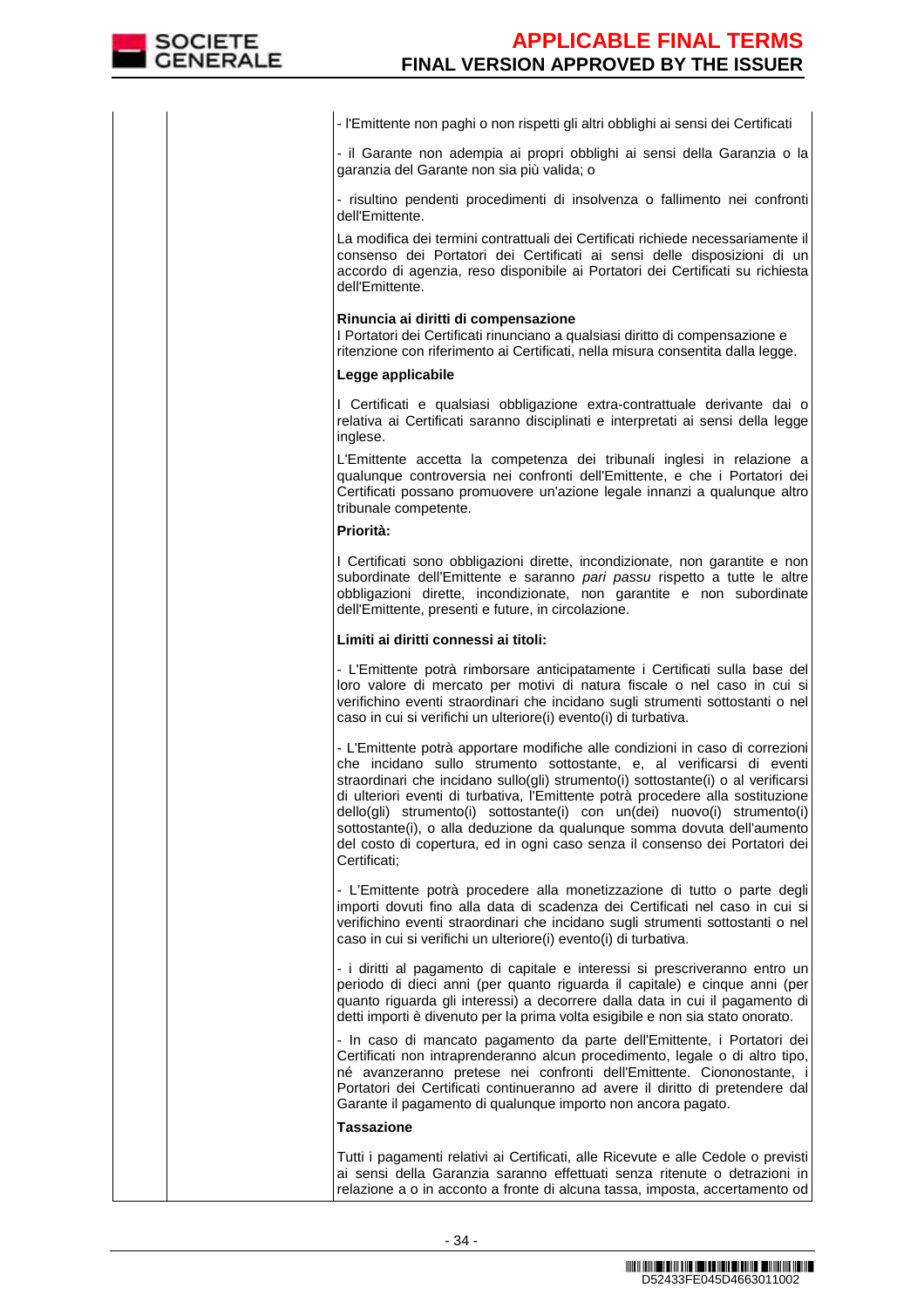- l'Emittente non paghi o non rispetti gli altri obblighi ai sensi dei Certificati

- il Garante non adempia ai propri obblighi ai sensi della Garanzia o la garanzia del Garante non sia più valida; o

- risultino pendenti procedimenti di insolvenza o fallimento nei confronti dell'Emittente.

La modifica dei termini contrattuali dei Certificati richiede necessariamente il consenso dei Portatori dei Certificati ai sensi delle disposizioni di un accordo di agenzia, reso disponibile ai Portatori dei Certificati su richiesta dell'Emittente.

**Rinuncia ai diritti di compensazione**
I Portatori dei Certificati rinunciano a qualsiasi diritto di compensazione e ritenzione con riferimento ai Certificati, nella misura consentita dalla legge.

**Legge applicabile**

I Certificati e qualsiasi obbligazione extra-contrattuale derivante dai o relativa ai Certificati saranno disciplinati e interpretati ai sensi della legge inglese.

L'Emittente accetta la competenza dei tribunali inglesi in relazione a qualunque controversia nei confronti dell'Emittente, e che i Portatori dei Certificati possano promuovere un'azione legale innanzi a qualunque altro tribunale competente.

**Priorità:**

I Certificati sono obbligazioni dirette, incondizionate, non garantite e non subordinate dell'Emittente e saranno *pari passu* rispetto a tutte le altre obbligazioni dirette, incondizionate, non garantite e non subordinate dell'Emittente, presenti e future, in circolazione.

**Limiti ai diritti connessi ai titoli:**

- L'Emittente potrà rimborsare anticipatamente i Certificati sulla base del loro valore di mercato per motivi di natura fiscale o nel caso in cui si verifichino eventi straordinari che incidano sugli strumenti sottostanti o nel caso in cui si verifichi un ulteriore(i) evento(i) di turbativa.

- L'Emittente potrà apportare modifiche alle condizioni in caso di correzioni che incidano sullo strumento sottostante, e, al verificarsi di eventi straordinari che incidano sullo(gli) strumento(i) sottostante(i) o al verificarsi di ulteriori eventi di turbativa, l'Emittente potrà procedere alla sostituzione dello(gli) strumento(i) sottostante(i) con un(dei) nuovo(i) strumento(i) sottostante(i), o alla deduzione da qualunque somma dovuta dell'aumento del costo di copertura, ed in ogni caso senza il consenso dei Portatori dei Certificati;

- L'Emittente potrà procedere alla monetizzazione di tutto o parte degli importi dovuti fino alla data di scadenza dei Certificati nel caso in cui si verifichino eventi straordinari che incidano sugli strumenti sottostanti o nel caso in cui si verifichi un ulteriore(i) evento(i) di turbativa.

- i diritti al pagamento di capitale e interessi si prescriveranno entro un periodo di dieci anni (per quanto riguarda il capitale) e cinque anni (per quanto riguarda gli interessi) a decorrere dalla data in cui il pagamento di detti importi è divenuto per la prima volta esigibile e non sia stato onorato.

- In caso di mancato pagamento da parte dell'Emittente, i Portatori dei Certificati non intraprenderanno alcun procedimento, legale o di altro tipo, né avanzeranno pretese nei confronti dell'Emittente. Ciononostante, i Portatori dei Certificati continueranno ad avere il diritto di pretendere dal Garante il pagamento di qualunque importo non ancora pagato.

**Tassazione**

Tutti i pagamenti relativi ai Certificati, alle Ricevute e alle Cedole o previsti ai sensi della Garanzia saranno effettuati senza ritenute o detrazioni in relazione a o in acconto a fronte di alcuna tassa, imposta, accertamento od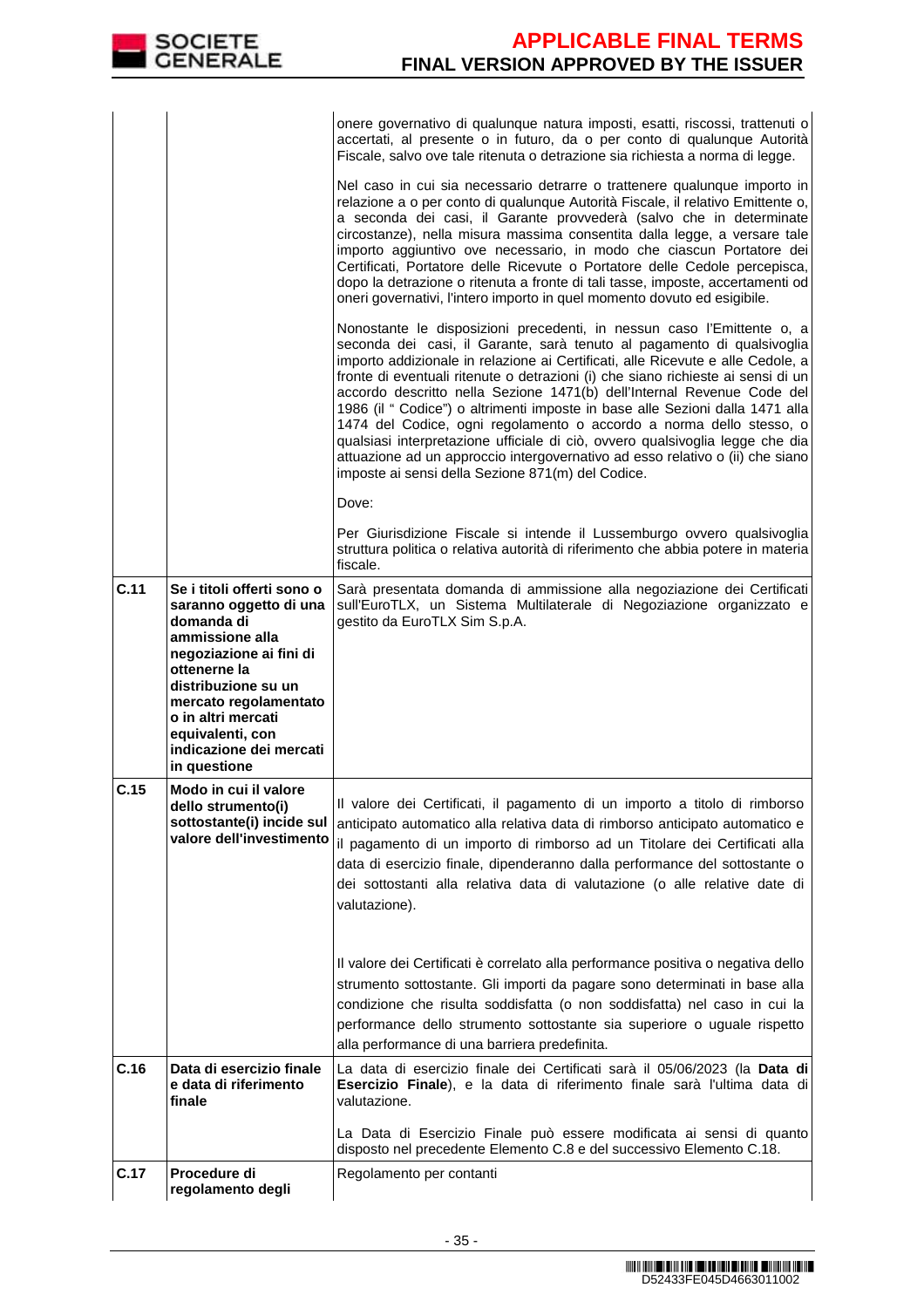| | | |
|---|---|---|
| | | onere governativo di qualunque natura imposti, esatti, riscossi, trattenuti o accertati, al presente o in futuro, da o per conto di qualunque Autorità Fiscale, salvo ove tale ritenuta o detrazione sia richiesta a norma di legge.<br><br>Nel caso in cui sia necessario detrarre o trattenere qualunque importo in relazione a o per conto di qualunque Autorità Fiscale, il relativo Emittente o, a seconda dei casi, il Garante provvederà (salvo che in determinate circostanze), nella misura massima consentita dalla legge, a versare tale importo aggiuntivo ove necessario, in modo che ciascun Portatore dei Certificati, Portatore delle Ricevute o Portatore delle Cedole percepisca, dopo la detrazione o ritenuta a fronte di tali tasse, imposte, accertamenti od oneri governativi, l'intero importo in quel momento dovuto ed esigibile.<br><br>Nonostante le disposizioni precedenti, in nessun caso l'Emittente o, a seconda dei casi, il Garante, sarà tenuto al pagamento di qualsivoglia importo addizionale in relazione ai Certificati, alle Ricevute e alle Cedole, a fronte di eventuali ritenute o detrazioni (i) che siano richieste ai sensi di un accordo descritto nella Sezione 1471(b) dell'Internal Revenue Code del 1986 (il " Codice") o altrimenti imposte in base alle Sezioni dalla 1471 alla 1474 del Codice, ogni regolamento o accordo a norma dello stesso, o qualsiasi interpretazione ufficiale di ciò, ovvero qualsivoglia legge che dia attuazione ad un approccio intergovernativo ad esso relativo o (ii) che siano imposte ai sensi della Sezione 871(m) del Codice.<br><br>Dove:<br><br>Per Giurisdizione Fiscale si intende il Lussemburgo ovvero qualsivoglia struttura politica o relativa autorità di riferimento che abbia potere in materia fiscale. |
| **C.11** | **Se i titoli offerti sono o saranno oggetto di una domanda di ammissione alla negoziazione ai fini di ottenerne la distribuzione su un mercato regolamentato o in altri mercati equivalenti, con indicazione dei mercati in questione** | Sarà presentata domanda di ammissione alla negoziazione dei Certificati sull'EuroTLX, un Sistema Multilaterale di Negoziazione organizzato e gestito da EuroTLX Sim S.p.A. |
| **C.15** | **Modo in cui il valore dello strumento(i) sottostante(i) incide sul valore dell'investimento** | Il valore dei Certificati, il pagamento di un importo a titolo di rimborso anticipato automatico alla relativa data di rimborso anticipato automatico e il pagamento di un importo di rimborso ad un Titolare dei Certificati alla data di esercizio finale, dipenderanno dalla performance del sottostante o dei sottostanti alla relativa data di valutazione (o alle relative date di valutazione).<br><br>Il valore dei Certificati è correlato alla performance positiva o negativa dello strumento sottostante. Gli importi da pagare sono determinati in base alla condizione che risulta soddisfatta (o non soddisfatta) nel caso in cui la performance dello strumento sottostante sia superiore o uguale rispetto alla performance di una barriera predefinita. |
| **C.16** | **Data di esercizio finale e data di riferimento finale** | La data di esercizio finale dei Certificati sarà il 05/06/2023 (la **Data di Esercizio Finale**), e la data di riferimento finale sarà l'ultima data di valutazione.<br><br>La Data di Esercizio Finale può essere modificata ai sensi di quanto disposto nel precedente Elemento C.8 e del successivo Elemento C.18. |
| **C.17** | **Procedure di regolamento degli** | Regolamento per contanti |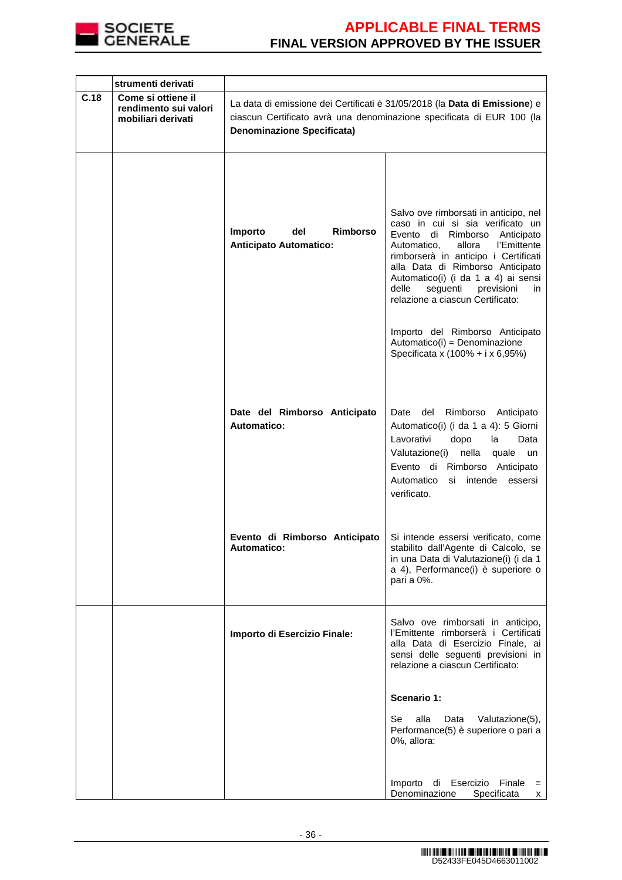| | strumenti derivati | | |
|---|---|---|---|
| C.18 | Come si ottiene il rendimento sui valori mobiliari derivati | La data di emissione dei Certificati è 31/05/2018 (la **Data di Emissione**) e ciascun Certificato avrà una denominazione specificata di EUR 100 (la **Denominazione Specificata)** | |
| | | **Importo del Rimborso Anticipato Automatico:** | Salvo ove rimborsati in anticipo, nel caso in cui si sia verificato un Evento di Rimborso Anticipato Automatico, allora l'Emittente rimborserà in anticipo i Certificati alla Data di Rimborso Anticipato Automatico(i) (i da 1 a 4) ai sensi delle seguenti previsioni in relazione a ciascun Certificato:<br><br>Importo del Rimborso Anticipato Automatico(i) = Denominazione Specificata x (100% + i x 6,95%) |
| | | **Date del Rimborso Anticipato Automatico:** | Date del Rimborso Anticipato Automatico(i) (i da 1 a 4): 5 Giorni Lavorativi dopo la Data Valutazione(i) nella quale un Evento di Rimborso Anticipato Automatico si intende essersi verificato. |
| | | **Evento di Rimborso Anticipato Automatico:** | Si intende essersi verificato, come stabilito dall'Agente di Calcolo, se in una Data di Valutazione(i) (i da 1 a 4), Performance(i) è superiore o pari a 0%. |
| | | **Importo di Esercizio Finale:** | Salvo ove rimborsati in anticipo, l'Emittente rimborserà i Certificati alla Data di Esercizio Finale, ai sensi delle seguenti previsioni in relazione a ciascun Certificato:<br><br>**Scenario 1:**<br><br>Se alla Data Valutazione(5), Performance(5) è superiore o pari a 0%, allora:<br><br>Importo di Esercizio Finale = Denominazione Specificata x |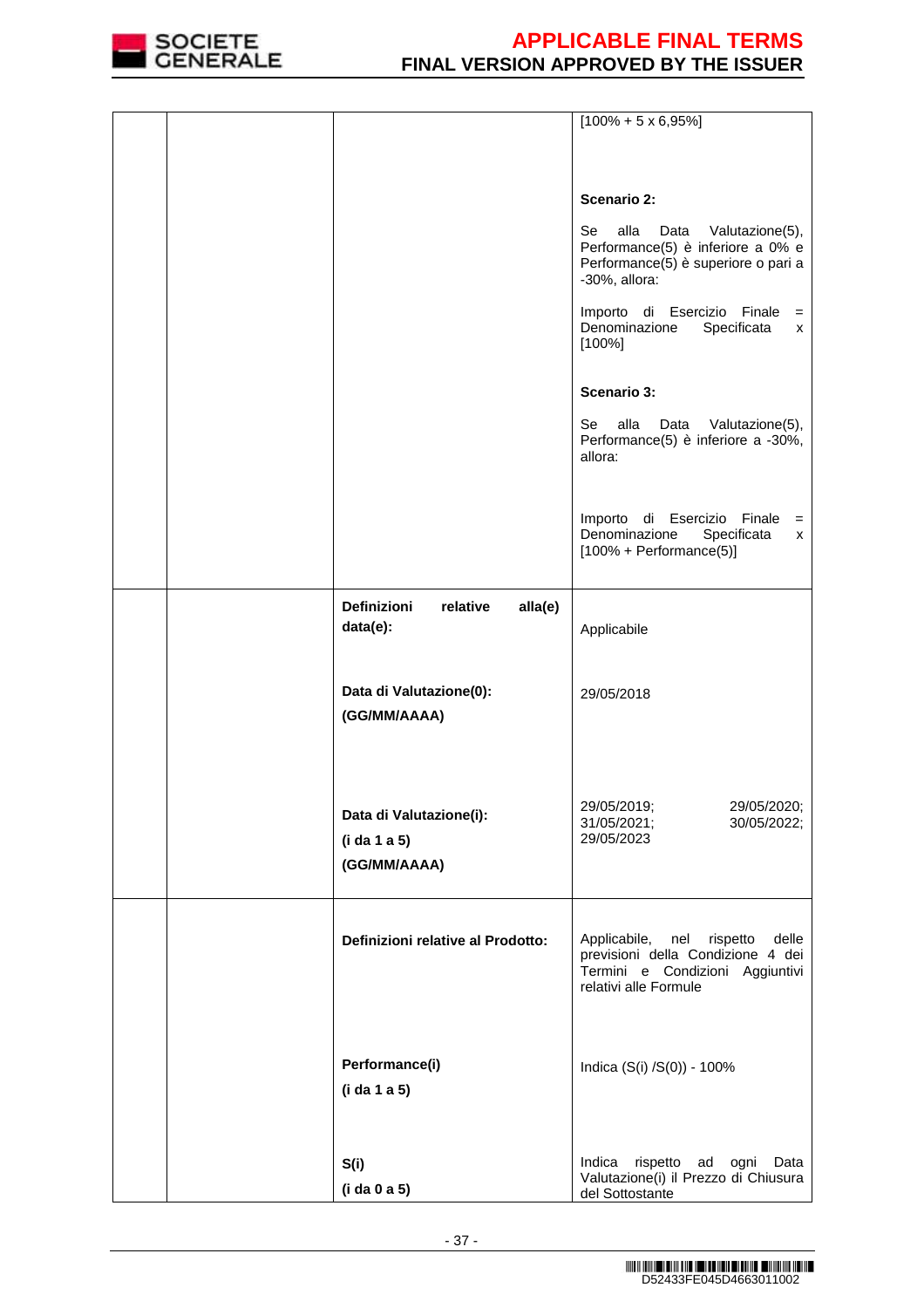| | | | |
|---|---|---|---|
| | | | [100% + 5 x 6,95%]<br><br>**Scenario 2:**<br><br>Se alla Data Valutazione(5), Performance(5) è inferiore a 0% e Performance(5) è superiore o pari a -30%, allora:<br><br>Importo di Esercizio Finale = Denominazione Specificata x [100%]<br><br>**Scenario 3:**<br><br>Se alla Data Valutazione(5), Performance(5) è inferiore a -30%, allora:<br><br>Importo di Esercizio Finale = Denominazione Specificata x [100% + Performance(5)] |
| | | **Definizioni relative alla(e) data(e):**<br><br>**Data di Valutazione(0):**<br>**(GG/MM/AAAA)**<br><br>**Data di Valutazione(i):**<br>**(i da 1 a 5)**<br>**(GG/MM/AAAA)** | Applicabile<br><br>29/05/2018<br><br>29/05/2019; 29/05/2020; 31/05/2021; 30/05/2022; 29/05/2023 |
| | | **Definizioni relative al Prodotto:**<br><br>**Performance(i)**<br>**(i da 1 a 5)**<br><br>**S(i)**<br>**(i da 0 a 5)** | Applicabile, nel rispetto delle previsioni della Condizione 4 dei Termini e Condizioni Aggiuntivi relativi alle Formule<br><br>Indica (S(i) /S(0)) - 100%<br><br>Indica rispetto ad ogni Data Valutazione(i) il Prezzo di Chiusura del Sottostante |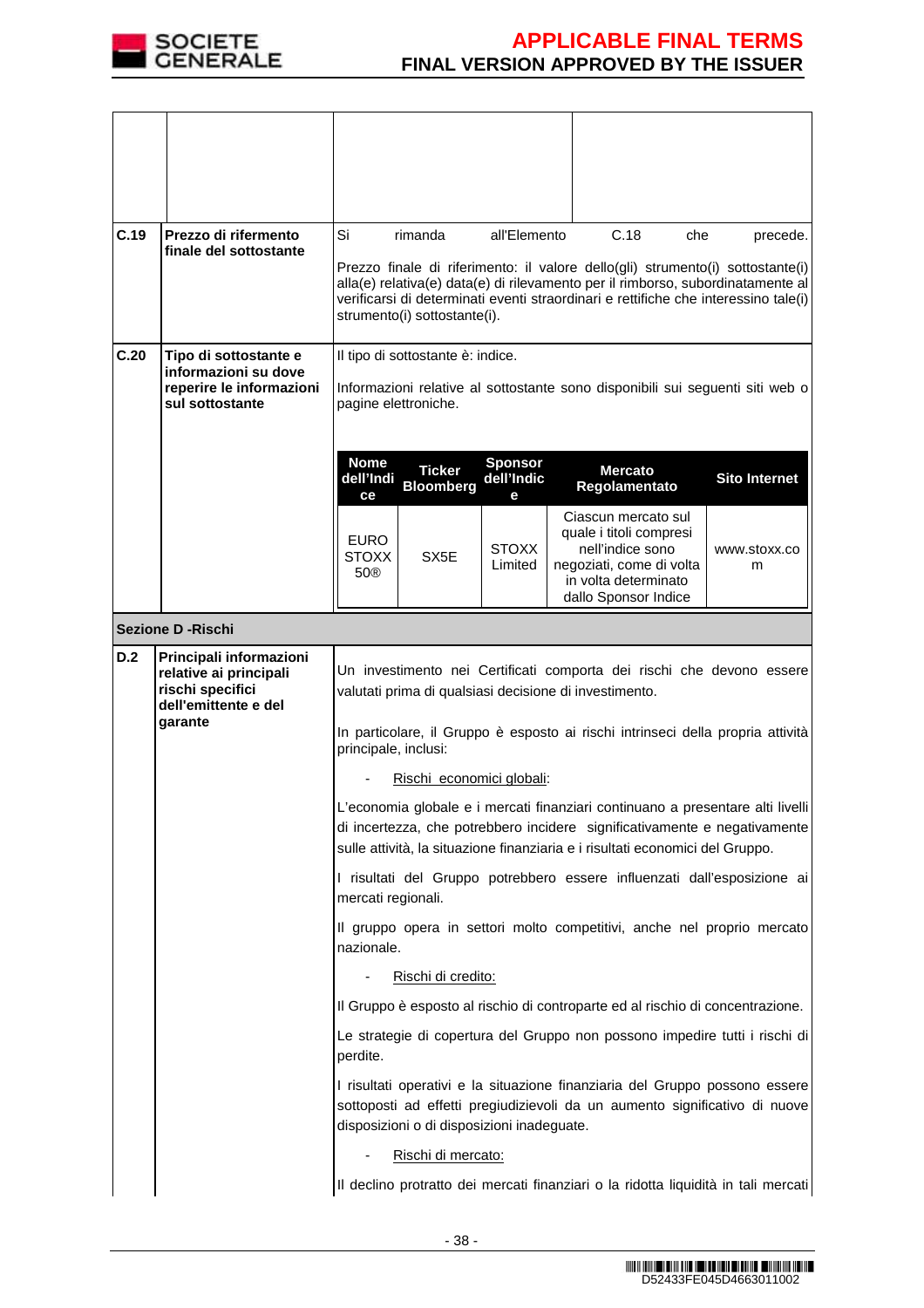| | | | |
|---|---|---|---|
| | | | |
| **C.19** | **Prezzo di rifermento finale del sottostante** | Si rimanda all'Elemento C.18 che precede.<br><br>Prezzo finale di riferimento: il valore dello(gli) strumento(i) sottostante(i) alla(e) relativa(e) data(e) di rilevamento per il rimborso, subordinatamente al verificarsi di determinati eventi straordinari e rettifiche che interessino tale(i) strumento(i) sottostante(i). | |
| **C.20** | **Tipo di sottostante e informazioni su dove reperire le informazioni sul sottostante** | Il tipo di sottostante è: indice.<br><br>Informazioni relative al sottostante sono disponibili sui seguenti siti web o pagine elettroniche. | |

| Nome dell'Indice | Ticker Bloomberg | Sponsor dell'Indice | Mercato Regolamentato | Sito Internet |
|---|---|---|---|---|
| EURO STOXX 50® | SX5E | STOXX Limited | Ciascun mercato sul quale i titoli compresi nell'indice sono negoziati, come di volta in volta determinato dallo Sponsor Indice | www.stoxx.com |

**Sezione D -Rischi**

| | | |
|---|---|---|
| **D.2** | **Principali informazioni relative ai principali rischi specifici dell'emittente e del garante** | Un investimento nei Certificati comporta dei rischi che devono essere valutati prima di qualsiasi decisione di investimento.<br><br>In particolare, il Gruppo è esposto ai rischi intrinseci della propria attività principale, inclusi:<br><br>- Rischi economici globali:<br><br>L'economia globale e i mercati finanziari continuano a presentare alti livelli di incertezza, che potrebbero incidere significativamente e negativamente sulle attività, la situazione finanziaria e i risultati economici del Gruppo.<br><br>I risultati del Gruppo potrebbero essere influenzati dall'esposizione ai mercati regionali.<br><br>Il gruppo opera in settori molto competitivi, anche nel proprio mercato nazionale.<br><br>- Rischi di credito:<br><br>Il Gruppo è esposto al rischio di controparte ed al rischio di concentrazione.<br><br>Le strategie di copertura del Gruppo non possono impedire tutti i rischi di perdite.<br><br>I risultati operativi e la situazione finanziaria del Gruppo possono essere sottoposti ad effetti pregiudizievoli da un aumento significativo di nuove disposizioni o di disposizioni inadeguate.<br><br>- Rischi di mercato:<br><br>Il declino protratto dei mercati finanziari o la ridotta liquidità in tali mercati |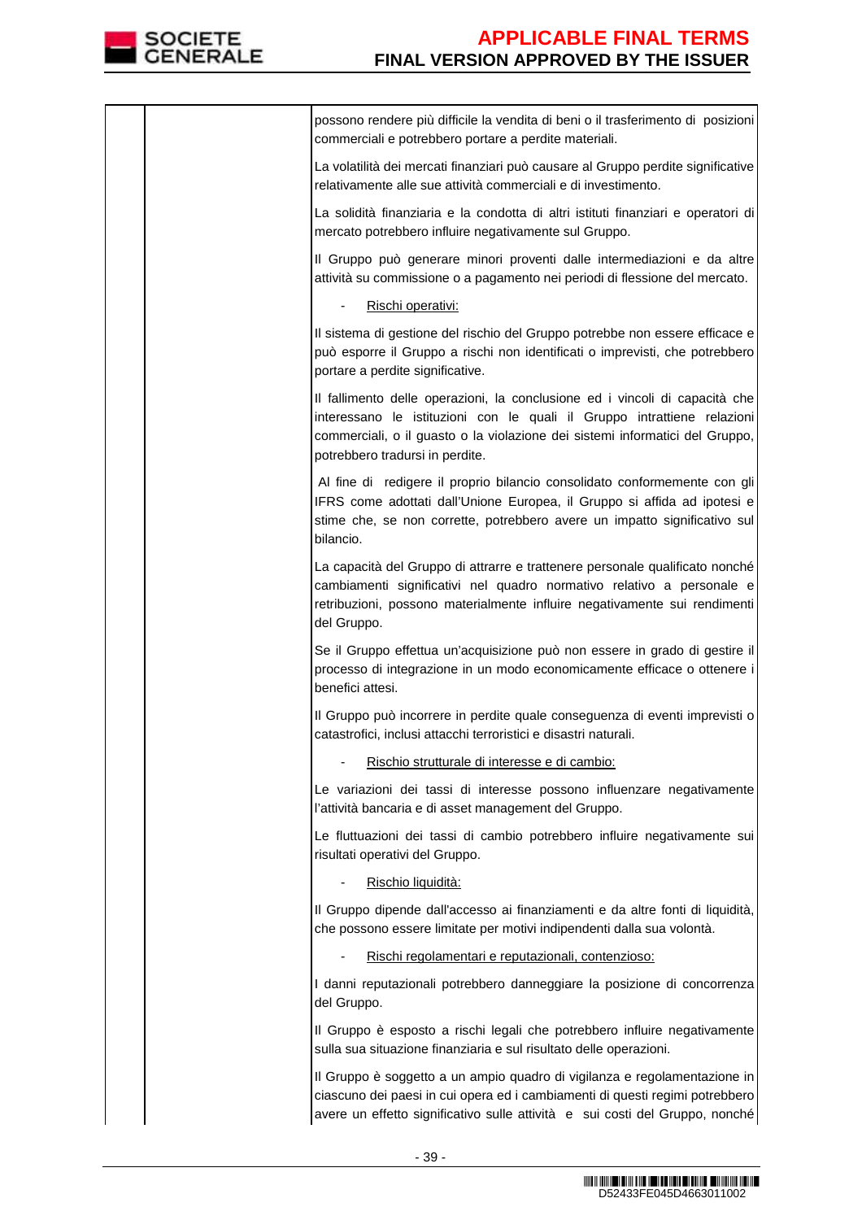| | | possono rendere più difficile la vendita di beni o il trasferimento di posizioni commerciali e potrebbero portare a perdite materiali.<br><br>La volatilità dei mercati finanziari può causare al Gruppo perdite significative relativamente alle sue attività commerciali e di investimento.<br><br>La solidità finanziaria e la condotta di altri istituti finanziari e operatori di mercato potrebbero influire negativamente sul Gruppo.<br><br>Il Gruppo può generare minori proventi dalle intermediazioni e da altre attività su commissione o a pagamento nei periodi di flessione del mercato.<br><br>- <u>Rischi operativi:</u><br><br>Il sistema di gestione del rischio del Gruppo potrebbe non essere efficace e può esporre il Gruppo a rischi non identificati o imprevisti, che potrebbero portare a perdite significative.<br><br>Il fallimento delle operazioni, la conclusione ed i vincoli di capacità che interessano le istituzioni con le quali il Gruppo intrattiene relazioni commerciali, o il guasto o la violazione dei sistemi informatici del Gruppo, potrebbero tradursi in perdite.<br><br>Al fine di redigere il proprio bilancio consolidato conformemente con gli IFRS come adottati dall'Unione Europea, il Gruppo si affida ad ipotesi e stime che, se non corrette, potrebbero avere un impatto significativo sul bilancio.<br><br>La capacità del Gruppo di attrarre e trattenere personale qualificato nonché cambiamenti significativi nel quadro normativo relativo a personale e retribuzioni, possono materialmente influire negativamente sui rendimenti del Gruppo.<br><br>Se il Gruppo effettua un'acquisizione può non essere in grado di gestire il processo di integrazione in un modo economicamente efficace o ottenere i benefici attesi.<br><br>Il Gruppo può incorrere in perdite quale conseguenza di eventi imprevisti o catastrofici, inclusi attacchi terroristici e disastri naturali.<br><br>- <u>Rischio strutturale di interesse e di cambio:</u><br><br>Le variazioni dei tassi di interesse possono influenzare negativamente l'attività bancaria e di asset management del Gruppo.<br><br>Le fluttuazioni dei tassi di cambio potrebbero influire negativamente sui risultati operativi del Gruppo.<br><br>- <u>Rischio liquidità:</u><br><br>Il Gruppo dipende dall'accesso ai finanziamenti e da altre fonti di liquidità, che possono essere limitate per motivi indipendenti dalla sua volontà.<br><br>- <u>Rischi regolamentari e reputazionali, contenzioso:</u><br><br>I danni reputazionali potrebbero danneggiare la posizione di concorrenza del Gruppo.<br><br>Il Gruppo è esposto a rischi legali che potrebbero influire negativamente sulla sua situazione finanziaria e sul risultato delle operazioni.<br><br>Il Gruppo è soggetto a un ampio quadro di vigilanza e regolamentazione in ciascuno dei paesi in cui opera ed i cambiamenti di questi regimi potrebbero avere un effetto significativo sulle attività e sui costi del Gruppo, nonché |
|---|---|---|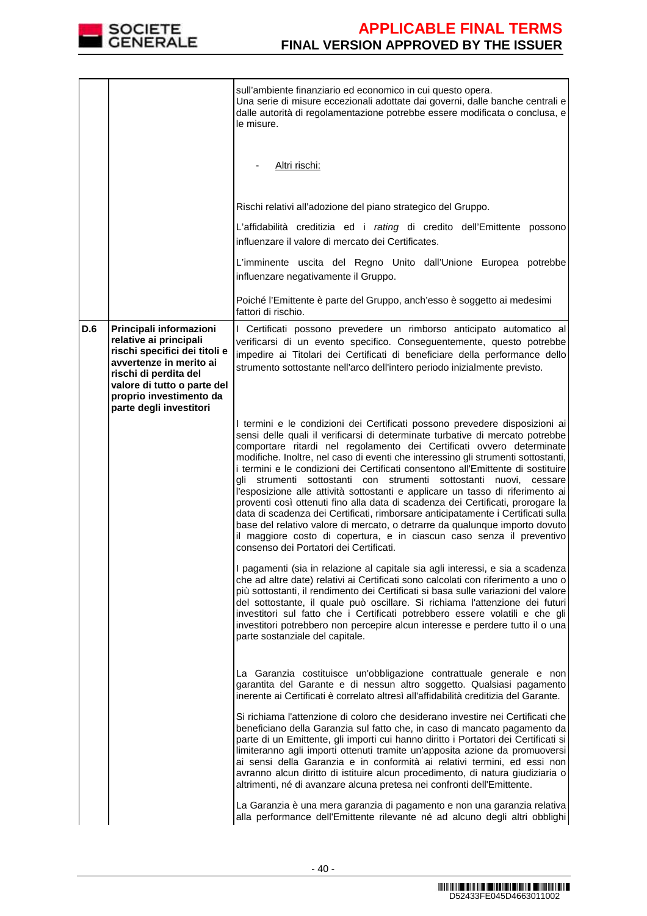| | | |
|---|---|---|
| | | sull'ambiente finanziario ed economico in cui questo opera.<br>Una serie di misure eccezionali adottate dai governi, dalle banche centrali e dalle autorità di regolamentazione potrebbe essere modificata o conclusa, e le misure.<br><br>- <u>Altri rischi:</u><br><br>Rischi relativi all'adozione del piano strategico del Gruppo.<br><br>L'affidabilità creditizia ed i *rating* di credito dell'Emittente possono influenzare il valore di mercato dei Certificates.<br><br>L'imminente uscita del Regno Unito dall'Unione Europea potrebbe influenzare negativamente il Gruppo.<br><br>Poiché l'Emittente è parte del Gruppo, anch'esso è soggetto ai medesimi fattori di rischio. |
| **D.6** | **Principali informazioni relative ai principali rischi specifici dei titoli e avvertenze in merito ai rischi di perdita del valore di tutto o parte del proprio investimento da parte degli investitori** | I Certificati possono prevedere un rimborso anticipato automatico al verificarsi di un evento specifico. Conseguentemente, questo potrebbe impedire ai Titolari dei Certificati di beneficiare della performance dello strumento sottostante nell'arco dell'intero periodo inizialmente previsto.<br><br>I termini e le condizioni dei Certificati possono prevedere disposizioni ai sensi delle quali il verificarsi di determinate turbative di mercato potrebbe comportare ritardi nel regolamento dei Certificati ovvero determinate modifiche. Inoltre, nel caso di eventi che interessino gli strumenti sottostanti, i termini e le condizioni dei Certificati consentono all'Emittente di sostituire gli strumenti sottostanti con strumenti sottostanti nuovi, cessare l'esposizione alle attività sottostanti e applicare un tasso di riferimento ai proventi così ottenuti fino alla data di scadenza dei Certificati, prorogare la data di scadenza dei Certificati, rimborsare anticipatamente i Certificati sulla base del relativo valore di mercato, o detrarre da qualunque importo dovuto il maggiore costo di copertura, e in ciascun caso senza il preventivo consenso dei Portatori dei Certificati.<br><br>I pagamenti (sia in relazione al capitale sia agli interessi, e sia a scadenza che ad altre date) relativi ai Certificati sono calcolati con riferimento a uno o più sottostanti, il rendimento dei Certificati si basa sulle variazioni del valore del sottostante, il quale può oscillare. Si richiama l'attenzione dei futuri investitori sul fatto che i Certificati potrebbero essere volatili e che gli investitori potrebbero non percepire alcun interesse e perdere tutto il o una parte sostanziale del capitale.<br><br>La Garanzia costituisce un'obbligazione contrattuale generale e non garantita del Garante e di nessun altro soggetto. Qualsiasi pagamento inerente ai Certificati è correlato altresì all'affidabilità creditizia del Garante.<br><br>Si richiama l'attenzione di coloro che desiderano investire nei Certificati che beneficiano della Garanzia sul fatto che, in caso di mancato pagamento da parte di un Emittente, gli importi cui hanno diritto i Portatori dei Certificati si limiteranno agli importi ottenuti tramite un'apposita azione da promuoversi ai sensi della Garanzia e in conformità ai relativi termini, ed essi non avranno alcun diritto di istituire alcun procedimento, di natura giudiziaria o altrimenti, né di avanzare alcuna pretesa nei confronti dell'Emittente.<br><br>La Garanzia è una mera garanzia di pagamento e non una garanzia relativa alla performance dell'Emittente rilevante né ad alcuno degli altri obblighi |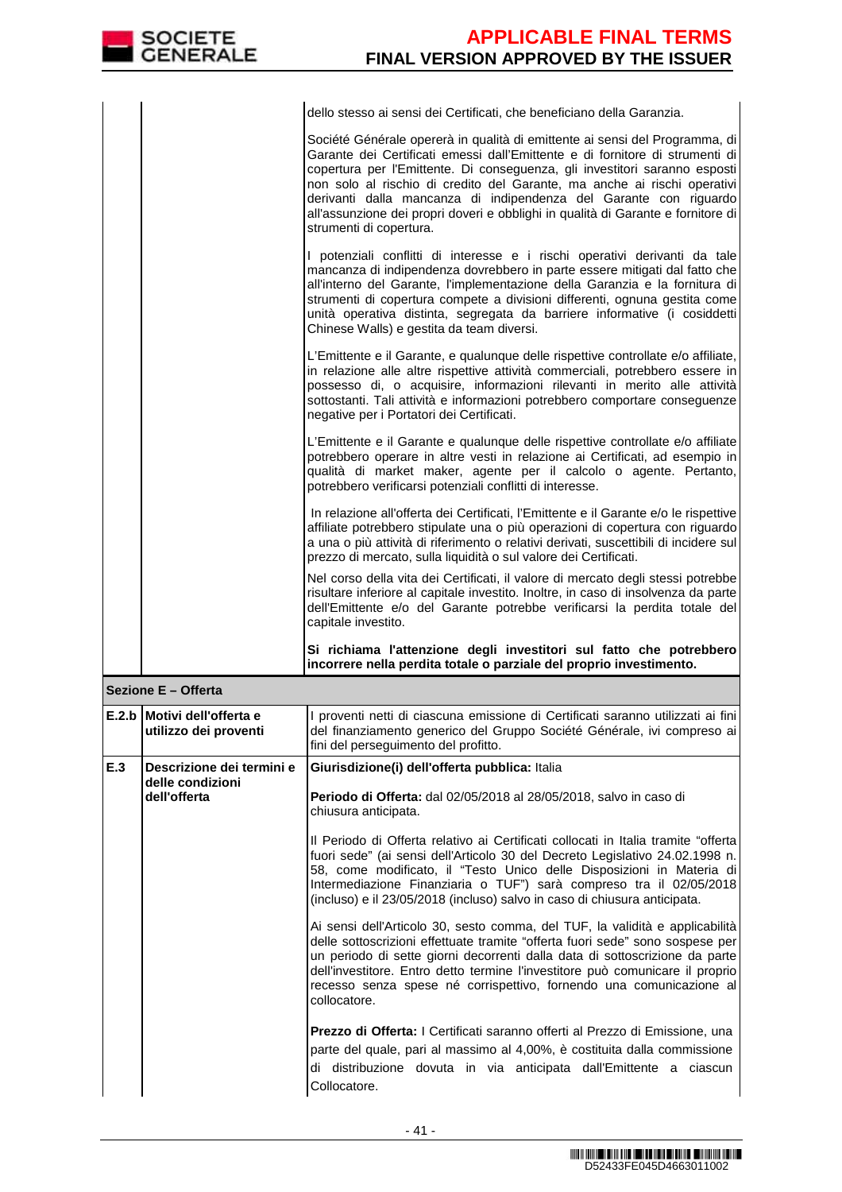| | | |
|---|---|---|
| | | dello stesso ai sensi dei Certificati, che beneficiano della Garanzia.<br><br>Société Générale opererà in qualità di emittente ai sensi del Programma, di Garante dei Certificati emessi dall'Emittente e di fornitore di strumenti di copertura per l'Emittente. Di conseguenza, gli investitori saranno esposti non solo al rischio di credito del Garante, ma anche ai rischi operativi derivanti dalla mancanza di indipendenza del Garante con riguardo all'assunzione dei propri doveri e obblighi in qualità di Garante e fornitore di strumenti di copertura.<br><br>I potenziali conflitti di interesse e i rischi operativi derivanti da tale mancanza di indipendenza dovrebbero in parte essere mitigati dal fatto che all'interno del Garante, l'implementazione della Garanzia e la fornitura di strumenti di copertura compete a divisioni differenti, ognuna gestita come unità operativa distinta, segregata da barriere informative (i cosiddetti Chinese Walls) e gestita da team diversi.<br><br>L'Emittente e il Garante, e qualunque delle rispettive controllate e/o affiliate, in relazione alle altre rispettive attività commerciali, potrebbero essere in possesso di, o acquisire, informazioni rilevanti in merito alle attività sottostanti. Tali attività e informazioni potrebbero comportare conseguenze negative per i Portatori dei Certificati.<br><br>L'Emittente e il Garante e qualunque delle rispettive controllate e/o affiliate potrebbero operare in altre vesti in relazione ai Certificati, ad esempio in qualità di market maker, agente per il calcolo o agente. Pertanto, potrebbero verificarsi potenziali conflitti di interesse.<br><br>In relazione all'offerta dei Certificati, l'Emittente e il Garante e/o le rispettive affiliate potrebbero stipulate una o più operazioni di copertura con riguardo a una o più attività di riferimento o relativi derivati, suscettibili di incidere sul prezzo di mercato, sulla liquidità o sul valore dei Certificati.<br><br>Nel corso della vita dei Certificati, il valore di mercato degli stessi potrebbe risultare inferiore al capitale investito. Inoltre, in caso di insolvenza da parte dell'Emittente e/o del Garante potrebbe verificarsi la perdita totale del capitale investito.<br><br>**Si richiama l'attenzione degli investitori sul fatto che potrebbero incorrere nella perdita totale o parziale del proprio investimento.** |
| **Sezione E – Offerta** | | |
| **E.2.b** | **Motivi dell'offerta e utilizzo dei proventi** | I proventi netti di ciascuna emissione di Certificati saranno utilizzati ai fini del finanziamento generico del Gruppo Société Générale, ivi compreso ai fini del perseguimento del profitto. |
| **E.3** | **Descrizione dei termini e delle condizioni dell'offerta** | **Giurisdizione(i) dell'offerta pubblica:** Italia<br><br>**Periodo di Offerta:** dal 02/05/2018 al 28/05/2018, salvo in caso di chiusura anticipata.<br><br>Il Periodo di Offerta relativo ai Certificati collocati in Italia tramite "offerta fuori sede" (ai sensi dell'Articolo 30 del Decreto Legislativo 24.02.1998 n. 58, come modificato, il "Testo Unico delle Disposizioni in Materia di Intermediazione Finanziaria o TUF") sarà compreso tra il 02/05/2018 (incluso) e il 23/05/2018 (incluso) salvo in caso di chiusura anticipata.<br><br>Ai sensi dell'Articolo 30, sesto comma, del TUF, la validità e applicabilità delle sottoscrizioni effettuate tramite "offerta fuori sede" sono sospese per un periodo di sette giorni decorrenti dalla data di sottoscrizione da parte dell'investitore. Entro detto termine l'investitore può comunicare il proprio recesso senza spese né corrispettivo, fornendo una comunicazione al collocatore.<br><br>**Prezzo di Offerta:** I Certificati saranno offerti al Prezzo di Emissione, una parte del quale, pari al massimo al 4,00%, è costituita dalla commissione di distribuzione dovuta in via anticipata dall'Emittente a ciascun Collocatore. |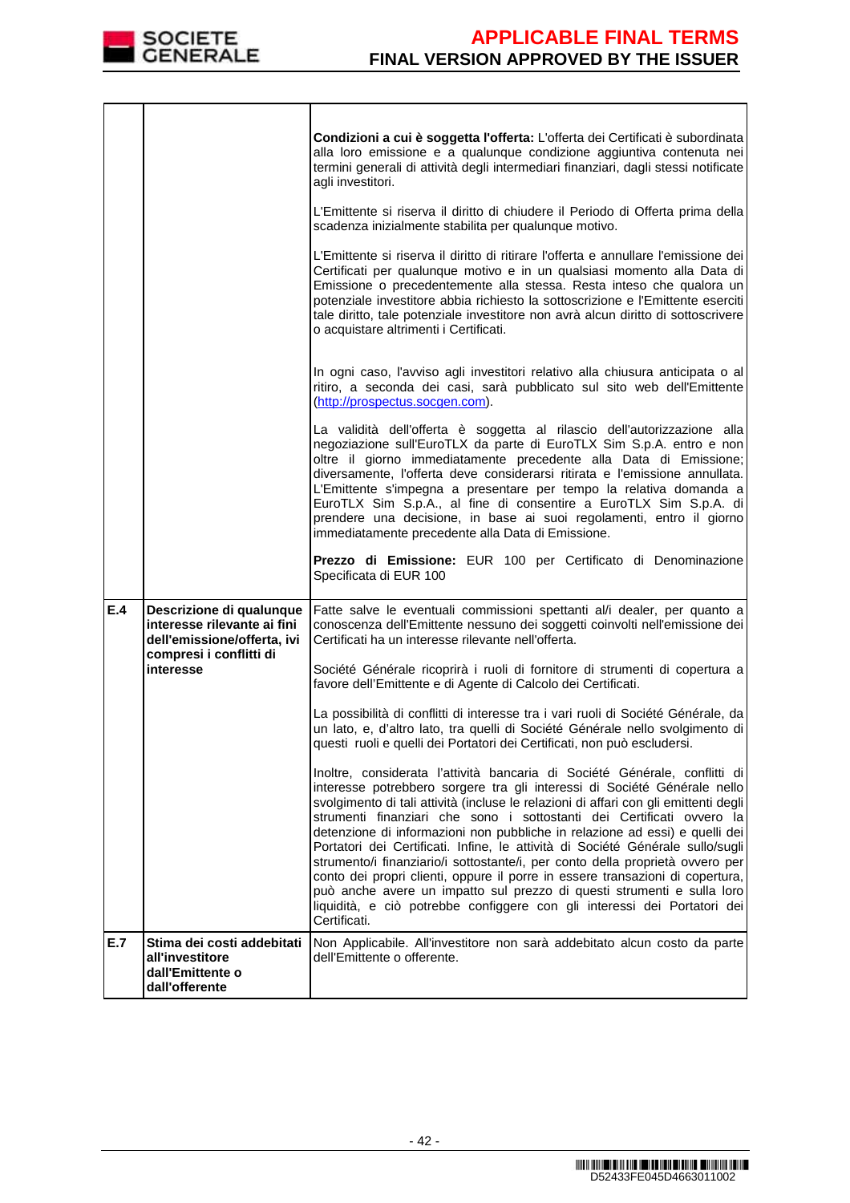| | | |
|---|---|---|
| | | **Condizioni a cui è soggetta l'offerta:** L'offerta dei Certificati è subordinata alla loro emissione e a qualunque condizione aggiuntiva contenuta nei termini generali di attività degli intermediari finanziari, dagli stessi notificate agli investitori.<br><br>L'Emittente si riserva il diritto di chiudere il Periodo di Offerta prima della scadenza inizialmente stabilita per qualunque motivo.<br><br>L'Emittente si riserva il diritto di ritirare l'offerta e annullare l'emissione dei Certificati per qualunque motivo e in un qualsiasi momento alla Data di Emissione o precedentemente alla stessa. Resta inteso che qualora un potenziale investitore abbia richiesto la sottoscrizione e l'Emittente eserciti tale diritto, tale potenziale investitore non avrà alcun diritto di sottoscrivere o acquistare altrimenti i Certificati.<br><br>In ogni caso, l'avviso agli investitori relativo alla chiusura anticipata o al ritiro, a seconda dei casi, sarà pubblicato sul sito web dell'Emittente (http://prospectus.socgen.com).<br><br>La validità dell'offerta è soggetta al rilascio dell'autorizzazione alla negoziazione sull'EuroTLX da parte di EuroTLX Sim S.p.A. entro e non oltre il giorno immediatamente precedente alla Data di Emissione; diversamente, l'offerta deve considerarsi ritirata e l'emissione annullata. L'Emittente s'impegna a presentare per tempo la relativa domanda a EuroTLX Sim S.p.A., al fine di consentire a EuroTLX Sim S.p.A. di prendere una decisione, in base ai suoi regolamenti, entro il giorno immediatamente precedente alla Data di Emissione.<br><br>**Prezzo di Emissione:** EUR 100 per Certificato di Denominazione Specificata di EUR 100 |
| **E.4** | **Descrizione di qualunque interesse rilevante ai fini dell'emissione/offerta, ivi compresi i conflitti di interesse** | Fatte salve le eventuali commissioni spettanti al/i dealer, per quanto a conoscenza dell'Emittente nessuno dei soggetti coinvolti nell'emissione dei Certificati ha un interesse rilevante nell'offerta.<br><br>Société Générale ricoprirà i ruoli di fornitore di strumenti di copertura a favore dell'Emittente e di Agente di Calcolo dei Certificati.<br><br>La possibilità di conflitti di interesse tra i vari ruoli di Société Générale, da un lato, e, d'altro lato, tra quelli di Société Générale nello svolgimento di questi ruoli e quelli dei Portatori dei Certificati, non può escludersi.<br><br>Inoltre, considerata l'attività bancaria di Société Générale, conflitti di interesse potrebbero sorgere tra gli interessi di Société Générale nello svolgimento di tali attività (incluse le relazioni di affari con gli emittenti degli strumenti finanziari che sono i sottostanti dei Certificati ovvero la detenzione di informazioni non pubbliche in relazione ad essi) e quelli dei Portatori dei Certificati. Infine, le attività di Société Générale sullo/sugli strumento/i finanziario/i sottostante/i, per conto della proprietà ovvero per conto dei propri clienti, oppure il porre in essere transazioni di copertura, può anche avere un impatto sul prezzo di questi strumenti e sulla loro liquidità, e ciò potrebbe configgere con gli interessi dei Portatori dei Certificati. |
| **E.7** | **Stima dei costi addebitati all'investitore dall'Emittente o dall'offerente** | Non Applicabile. All'investitore non sarà addebitato alcun costo da parte dell'Emittente o offerente. |